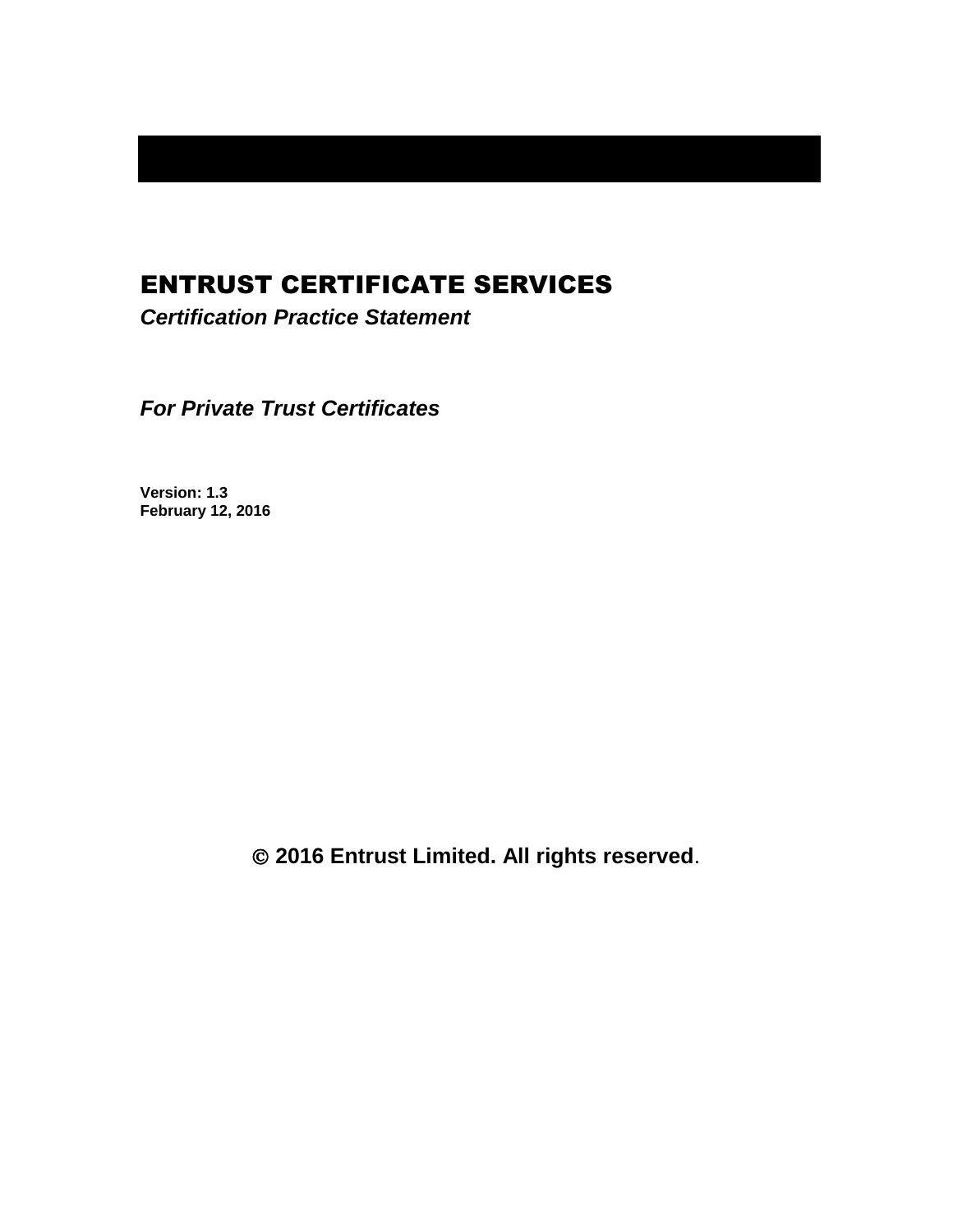# ENTRUST CERTIFICATE SERVICES

***Certification Practice Statement***

***For Private Trust Certificates***

**Version: 1.3**
**February 12, 2016**

**© 2016 Entrust Limited. All rights reserved**.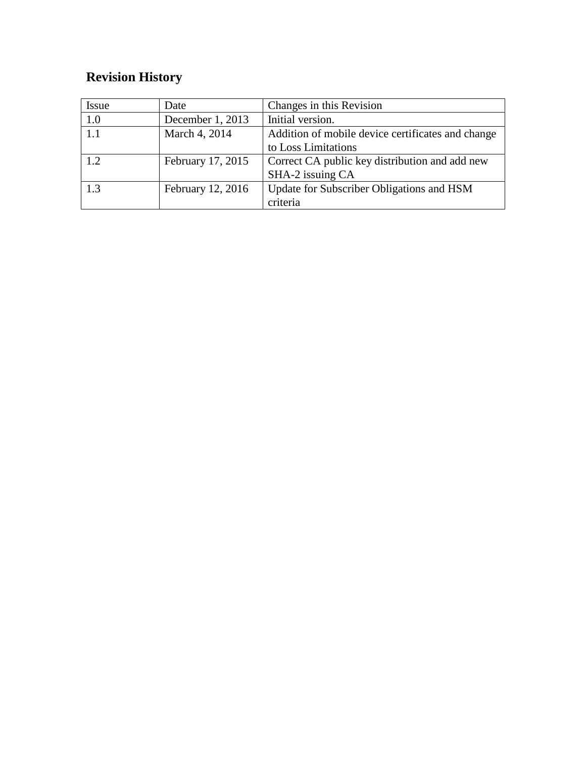## Revision History

| Issue | Date | Changes in this Revision |
| --- | --- | --- |
| 1.0 | December 1, 2013 | Initial version. |
| 1.1 | March 4, 2014 | Addition of mobile device certificates and change to Loss Limitations |
| 1.2 | February 17, 2015 | Correct CA public key distribution and add new SHA-2 issuing CA |
| 1.3 | February 12, 2016 | Update for Subscriber Obligations and HSM criteria |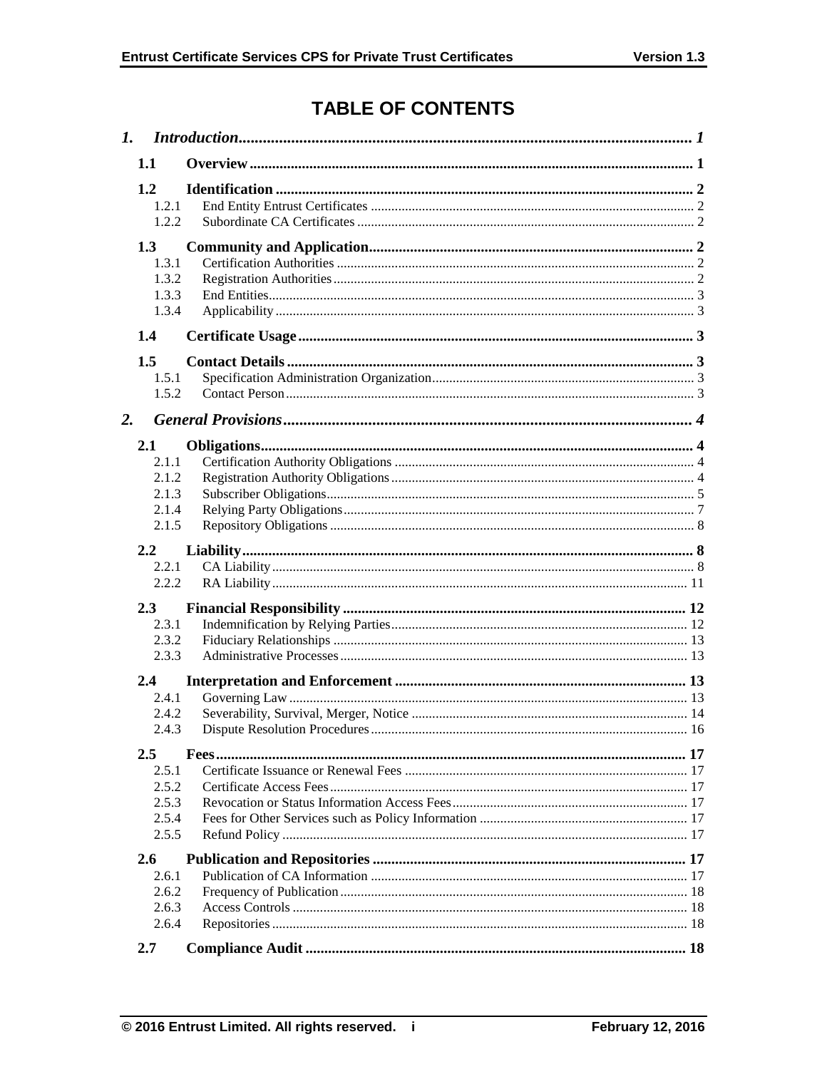# TABLE OF CONTENTS

*1. Introduction* ..... *1*

**1.1 Overview** ..... **1**

**1.2 Identification** ..... **2**
- 1.2.1 End Entity Entrust Certificates ..... 2
- 1.2.2 Subordinate CA Certificates ..... 2

**1.3 Community and Application** ..... **2**
- 1.3.1 Certification Authorities ..... 2
- 1.3.2 Registration Authorities ..... 2
- 1.3.3 End Entities ..... 3
- 1.3.4 Applicability ..... 3

**1.4 Certificate Usage** ..... **3**

**1.5 Contact Details** ..... **3**
- 1.5.1 Specification Administration Organization ..... 3
- 1.5.2 Contact Person ..... 3

*2. General Provisions* ..... *4*

**2.1 Obligations** ..... **4**
- 2.1.1 Certification Authority Obligations ..... 4
- 2.1.2 Registration Authority Obligations ..... 4
- 2.1.3 Subscriber Obligations ..... 5
- 2.1.4 Relying Party Obligations ..... 7
- 2.1.5 Repository Obligations ..... 8

**2.2 Liability** ..... **8**
- 2.2.1 CA Liability ..... 8
- 2.2.2 RA Liability ..... 11

**2.3 Financial Responsibility** ..... **12**
- 2.3.1 Indemnification by Relying Parties ..... 12
- 2.3.2 Fiduciary Relationships ..... 13
- 2.3.3 Administrative Processes ..... 13

**2.4 Interpretation and Enforcement** ..... **13**
- 2.4.1 Governing Law ..... 13
- 2.4.2 Severability, Survival, Merger, Notice ..... 14
- 2.4.3 Dispute Resolution Procedures ..... 16

**2.5 Fees** ..... **17**
- 2.5.1 Certificate Issuance or Renewal Fees ..... 17
- 2.5.2 Certificate Access Fees ..... 17
- 2.5.3 Revocation or Status Information Access Fees ..... 17
- 2.5.4 Fees for Other Services such as Policy Information ..... 17
- 2.5.5 Refund Policy ..... 17

**2.6 Publication and Repositories** ..... **17**
- 2.6.1 Publication of CA Information ..... 17
- 2.6.2 Frequency of Publication ..... 18
- 2.6.3 Access Controls ..... 18
- 2.6.4 Repositories ..... 18

**2.7 Compliance Audit** ..... **18**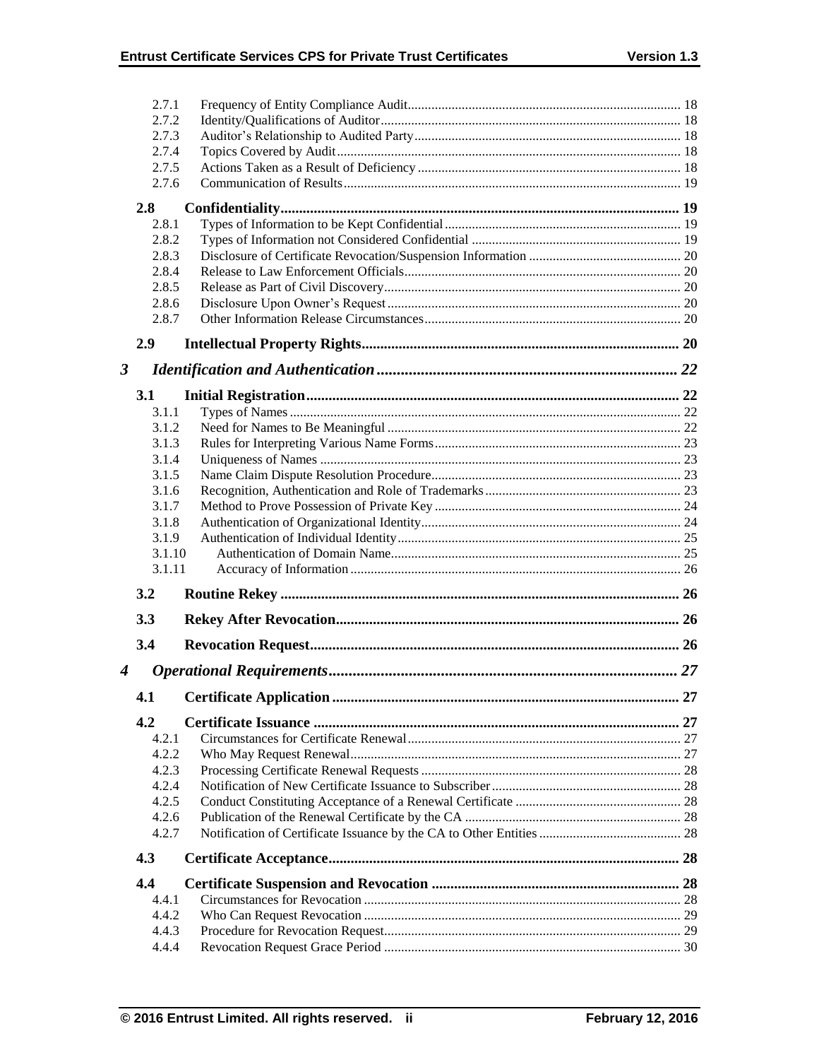2.7.1 Frequency of Entity Compliance Audit ........ 18
2.7.2 Identity/Qualifications of Auditor ........ 18
2.7.3 Auditor's Relationship to Audited Party ........ 18
2.7.4 Topics Covered by Audit ........ 18
2.7.5 Actions Taken as a Result of Deficiency ........ 18
2.7.6 Communication of Results ........ 19

**2.8 Confidentiality ........ 19**

2.8.1 Types of Information to be Kept Confidential ........ 19
2.8.2 Types of Information not Considered Confidential ........ 19
2.8.3 Disclosure of Certificate Revocation/Suspension Information ........ 20
2.8.4 Release to Law Enforcement Officials ........ 20
2.8.5 Release as Part of Civil Discovery ........ 20
2.8.6 Disclosure Upon Owner's Request ........ 20
2.8.7 Other Information Release Circumstances ........ 20

**2.9 Intellectual Property Rights ........ 20**

***3 Identification and Authentication ........ 22***

**3.1 Initial Registration ........ 22**

3.1.1 Types of Names ........ 22
3.1.2 Need for Names to Be Meaningful ........ 22
3.1.3 Rules for Interpreting Various Name Forms ........ 23
3.1.4 Uniqueness of Names ........ 23
3.1.5 Name Claim Dispute Resolution Procedure ........ 23
3.1.6 Recognition, Authentication and Role of Trademarks ........ 23
3.1.7 Method to Prove Possession of Private Key ........ 24
3.1.8 Authentication of Organizational Identity ........ 24
3.1.9 Authentication of Individual Identity ........ 25
3.1.10 Authentication of Domain Name ........ 25
3.1.11 Accuracy of Information ........ 26

**3.2 Routine Rekey ........ 26**

**3.3 Rekey After Revocation ........ 26**

**3.4 Revocation Request ........ 26**

***4 Operational Requirements ........ 27***

**4.1 Certificate Application ........ 27**

**4.2 Certificate Issuance ........ 27**

4.2.1 Circumstances for Certificate Renewal ........ 27
4.2.2 Who May Request Renewal ........ 27
4.2.3 Processing Certificate Renewal Requests ........ 28
4.2.4 Notification of New Certificate Issuance to Subscriber ........ 28
4.2.5 Conduct Constituting Acceptance of a Renewal Certificate ........ 28
4.2.6 Publication of the Renewal Certificate by the CA ........ 28
4.2.7 Notification of Certificate Issuance by the CA to Other Entities ........ 28

**4.3 Certificate Acceptance ........ 28**

**4.4 Certificate Suspension and Revocation ........ 28**

4.4.1 Circumstances for Revocation ........ 28
4.4.2 Who Can Request Revocation ........ 29
4.4.3 Procedure for Revocation Request ........ 29
4.4.4 Revocation Request Grace Period ........ 30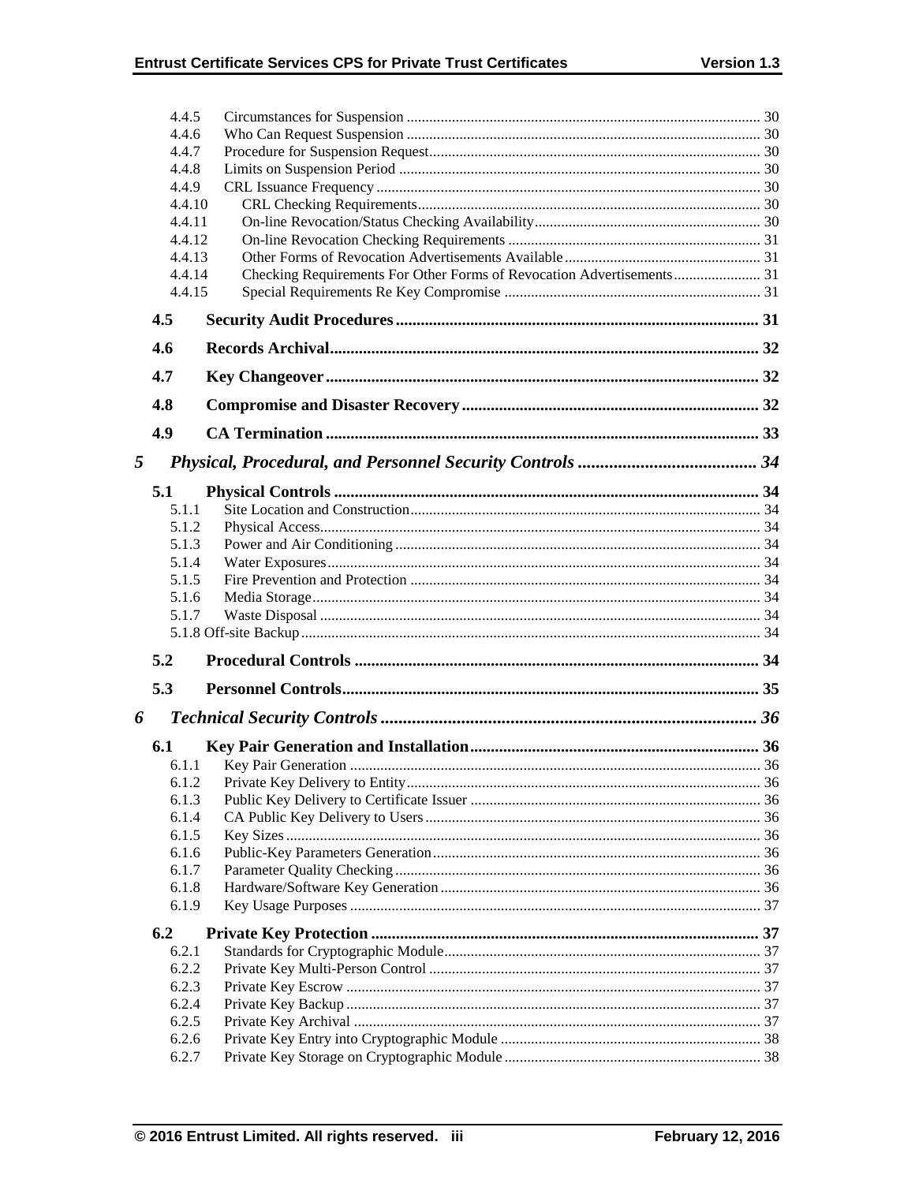4.4.5 Circumstances for Suspension ............................................................................................ 30
4.4.6 Who Can Request Suspension ............................................................................................ 30
4.4.7 Procedure for Suspension Request...................................................................................... 30
4.4.8 Limits on Suspension Period .............................................................................................. 30
4.4.9 CRL Issuance Frequency .................................................................................................... 30
4.4.10 CRL Checking Requirements.......................................................................................... 30
4.4.11 On-line Revocation/Status Checking Availability........................................................... 30
4.4.12 On-line Revocation Checking Requirements .................................................................. 31
4.4.13 Other Forms of Revocation Advertisements Available................................................... 31
4.4.14 Checking Requirements For Other Forms of Revocation Advertisements...................... 31
4.4.15 Special Requirements Re Key Compromise ................................................................... 31

**4.5 Security Audit Procedures ....................................................................................... 31**

**4.6 Records Archival........................................................................................................ 32**

**4.7 Key Changeover.......................................................................................................... 32**

**4.8 Compromise and Disaster Recovery ........................................................................ 32**

**4.9 CA Termination ......................................................................................................... 33**

***5 Physical, Procedural, and Personnel Security Controls ........................................ 34***

**5.1 Physical Controls ....................................................................................................... 34**

5.1.1 Site Location and Construction........................................................................................... 34
5.1.2 Physical Access................................................................................................................... 34
5.1.3 Power and Air Conditioning ............................................................................................... 34
5.1.4 Water Exposures................................................................................................................. 34
5.1.5 Fire Prevention and Protection ........................................................................................... 34
5.1.6 Media Storage..................................................................................................................... 34
5.1.7 Waste Disposal ................................................................................................................... 34
5.1.8 Off-site Backup........................................................................................................................ 34

**5.2 Procedural Controls .................................................................................................. 34**

**5.3 Personnel Controls..................................................................................................... 35**

***6 Technical Security Controls .................................................................................... 36***

**6.1 Key Pair Generation and Installation...................................................................... 36**

6.1.1 Key Pair Generation ........................................................................................................... 36
6.1.2 Private Key Delivery to Entity............................................................................................ 36
6.1.3 Public Key Delivery to Certificate Issuer ........................................................................... 36
6.1.4 CA Public Key Delivery to Users ....................................................................................... 36
6.1.5 Key Sizes ............................................................................................................................ 36
6.1.6 Public-Key Parameters Generation..................................................................................... 36
6.1.7 Parameter Quality Checking ............................................................................................... 36
6.1.8 Hardware/Software Key Generation ................................................................................... 36
6.1.9 Key Usage Purposes ........................................................................................................... 37

**6.2 Private Key Protection .............................................................................................. 37**

6.2.1 Standards for Cryptographic Module.................................................................................. 37
6.2.2 Private Key Multi-Person Control ...................................................................................... 37
6.2.3 Private Key Escrow ............................................................................................................ 37
6.2.4 Private Key Backup ............................................................................................................ 37
6.2.5 Private Key Archival .......................................................................................................... 37
6.2.6 Private Key Entry into Cryptographic Module ................................................................... 38
6.2.7 Private Key Storage on Cryptographic Module .................................................................. 38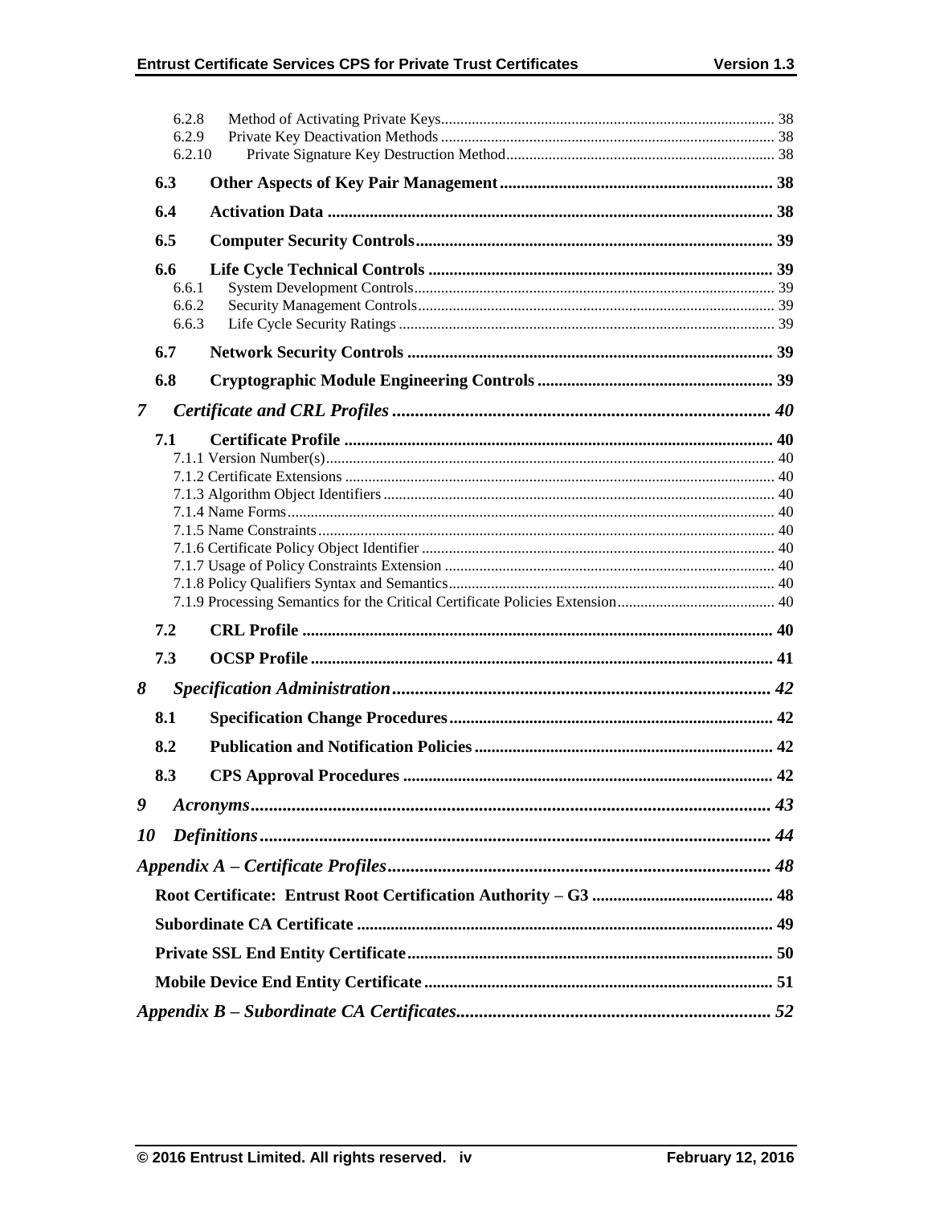6.2.8 Method of Activating Private Keys ..... 38
6.2.9 Private Key Deactivation Methods ..... 38
6.2.10 Private Signature Key Destruction Method ..... 38

**6.3 Other Aspects of Key Pair Management ..... 38**

**6.4 Activation Data ..... 38**

**6.5 Computer Security Controls ..... 39**

**6.6 Life Cycle Technical Controls ..... 39**

6.6.1 System Development Controls ..... 39
6.6.2 Security Management Controls ..... 39
6.6.3 Life Cycle Security Ratings ..... 39

**6.7 Network Security Controls ..... 39**

**6.8 Cryptographic Module Engineering Controls ..... 39**

***7 Certificate and CRL Profiles ..... 40***

**7.1 Certificate Profile ..... 40**

7.1.1 Version Number(s) ..... 40
7.1.2 Certificate Extensions ..... 40
7.1.3 Algorithm Object Identifiers ..... 40
7.1.4 Name Forms ..... 40
7.1.5 Name Constraints ..... 40
7.1.6 Certificate Policy Object Identifier ..... 40
7.1.7 Usage of Policy Constraints Extension ..... 40
7.1.8 Policy Qualifiers Syntax and Semantics ..... 40
7.1.9 Processing Semantics for the Critical Certificate Policies Extension ..... 40

**7.2 CRL Profile ..... 40**

**7.3 OCSP Profile ..... 41**

***8 Specification Administration ..... 42***

**8.1 Specification Change Procedures ..... 42**

**8.2 Publication and Notification Policies ..... 42**

**8.3 CPS Approval Procedures ..... 42**

***9 Acronyms ..... 43***

***10 Definitions ..... 44***

***Appendix A – Certificate Profiles ..... 48***

**Root Certificate: Entrust Root Certification Authority – G3 ..... 48**

**Subordinate CA Certificate ..... 49**

**Private SSL End Entity Certificate ..... 50**

**Mobile Device End Entity Certificate ..... 51**

***Appendix B – Subordinate CA Certificates ..... 52***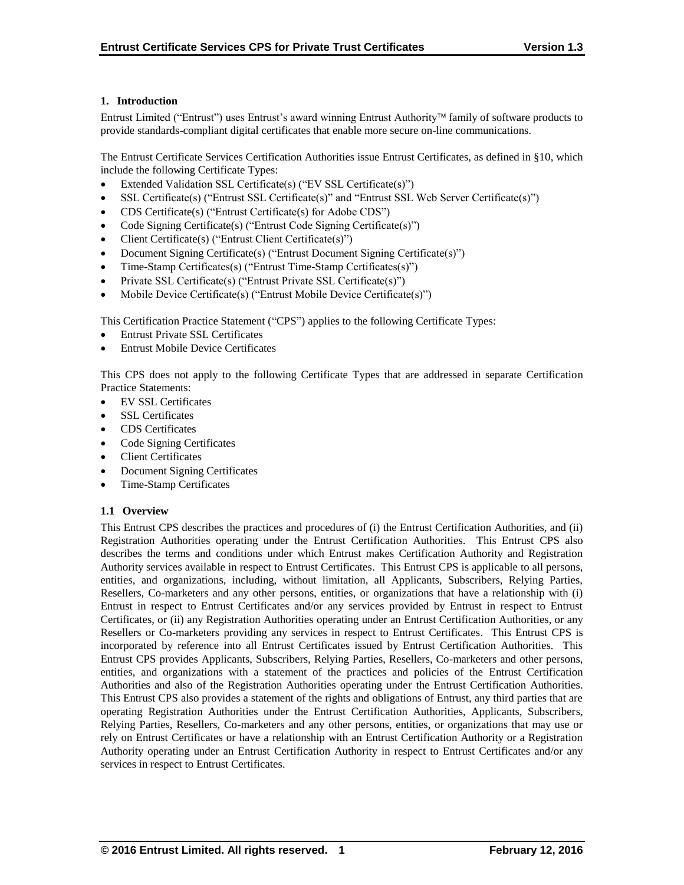## 1. Introduction

Entrust Limited ("Entrust") uses Entrust's award winning Entrust Authority™ family of software products to provide standards-compliant digital certificates that enable more secure on-line communications.

The Entrust Certificate Services Certification Authorities issue Entrust Certificates, as defined in §10, which include the following Certificate Types:

- Extended Validation SSL Certificate(s) ("EV SSL Certificate(s)")
- SSL Certificate(s) ("Entrust SSL Certificate(s)" and "Entrust SSL Web Server Certificate(s)")
- CDS Certificate(s) ("Entrust Certificate(s) for Adobe CDS")
- Code Signing Certificate(s) ("Entrust Code Signing Certificate(s)")
- Client Certificate(s) ("Entrust Client Certificate(s)")
- Document Signing Certificate(s) ("Entrust Document Signing Certificate(s)")
- Time-Stamp Certificates(s) ("Entrust Time-Stamp Certificates(s)")
- Private SSL Certificate(s) ("Entrust Private SSL Certificate(s)")
- Mobile Device Certificate(s) ("Entrust Mobile Device Certificate(s)")

This Certification Practice Statement ("CPS") applies to the following Certificate Types:

- Entrust Private SSL Certificates
- Entrust Mobile Device Certificates

This CPS does not apply to the following Certificate Types that are addressed in separate Certification Practice Statements:

- EV SSL Certificates
- SSL Certificates
- CDS Certificates
- Code Signing Certificates
- Client Certificates
- Document Signing Certificates
- Time-Stamp Certificates

### 1.1 Overview

This Entrust CPS describes the practices and procedures of (i) the Entrust Certification Authorities, and (ii) Registration Authorities operating under the Entrust Certification Authorities. This Entrust CPS also describes the terms and conditions under which Entrust makes Certification Authority and Registration Authority services available in respect to Entrust Certificates. This Entrust CPS is applicable to all persons, entities, and organizations, including, without limitation, all Applicants, Subscribers, Relying Parties, Resellers, Co-marketers and any other persons, entities, or organizations that have a relationship with (i) Entrust in respect to Entrust Certificates and/or any services provided by Entrust in respect to Entrust Certificates, or (ii) any Registration Authorities operating under an Entrust Certification Authorities, or any Resellers or Co-marketers providing any services in respect to Entrust Certificates. This Entrust CPS is incorporated by reference into all Entrust Certificates issued by Entrust Certification Authorities. This Entrust CPS provides Applicants, Subscribers, Relying Parties, Resellers, Co-marketers and other persons, entities, and organizations with a statement of the practices and policies of the Entrust Certification Authorities and also of the Registration Authorities operating under the Entrust Certification Authorities. This Entrust CPS also provides a statement of the rights and obligations of Entrust, any third parties that are operating Registration Authorities under the Entrust Certification Authorities, Applicants, Subscribers, Relying Parties, Resellers, Co-marketers and any other persons, entities, or organizations that may use or rely on Entrust Certificates or have a relationship with an Entrust Certification Authority or a Registration Authority operating under an Entrust Certification Authority in respect to Entrust Certificates and/or any services in respect to Entrust Certificates.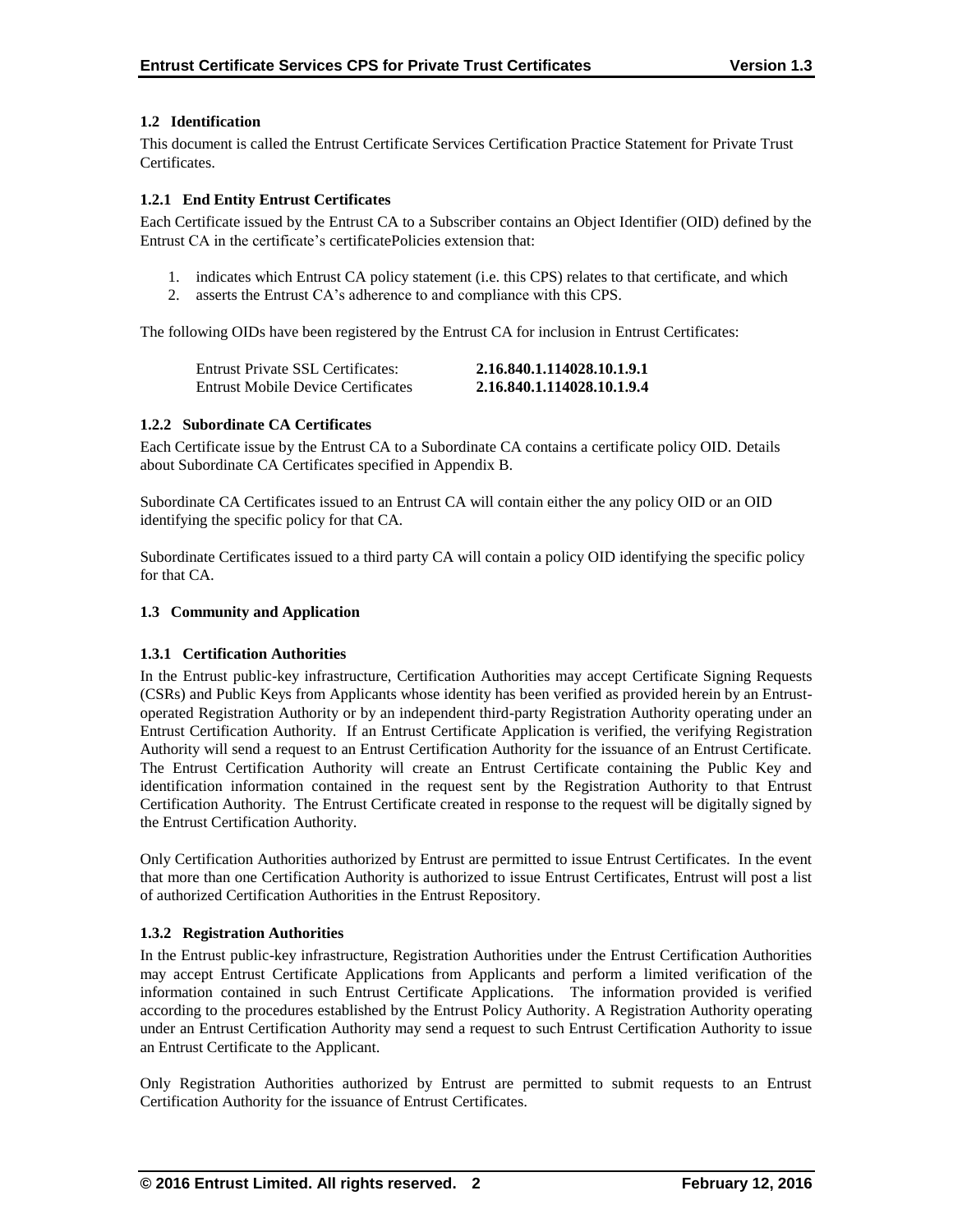## 1.2 Identification

This document is called the Entrust Certificate Services Certification Practice Statement for Private Trust Certificates.

### 1.2.1 End Entity Entrust Certificates

Each Certificate issued by the Entrust CA to a Subscriber contains an Object Identifier (OID) defined by the Entrust CA in the certificate's certificatePolicies extension that:

1. indicates which Entrust CA policy statement (i.e. this CPS) relates to that certificate, and which
2. asserts the Entrust CA's adherence to and compliance with this CPS.

The following OIDs have been registered by the Entrust CA for inclusion in Entrust Certificates:

| | |
|---|---|
| Entrust Private SSL Certificates: | **2.16.840.1.114028.10.1.9.1** |
| Entrust Mobile Device Certificates | **2.16.840.1.114028.10.1.9.4** |

### 1.2.2 Subordinate CA Certificates

Each Certificate issue by the Entrust CA to a Subordinate CA contains a certificate policy OID. Details about Subordinate CA Certificates specified in Appendix B.

Subordinate CA Certificates issued to an Entrust CA will contain either the any policy OID or an OID identifying the specific policy for that CA.

Subordinate Certificates issued to a third party CA will contain a policy OID identifying the specific policy for that CA.

## 1.3 Community and Application

### 1.3.1 Certification Authorities

In the Entrust public-key infrastructure, Certification Authorities may accept Certificate Signing Requests (CSRs) and Public Keys from Applicants whose identity has been verified as provided herein by an Entrust-operated Registration Authority or by an independent third-party Registration Authority operating under an Entrust Certification Authority. If an Entrust Certificate Application is verified, the verifying Registration Authority will send a request to an Entrust Certification Authority for the issuance of an Entrust Certificate. The Entrust Certification Authority will create an Entrust Certificate containing the Public Key and identification information contained in the request sent by the Registration Authority to that Entrust Certification Authority. The Entrust Certificate created in response to the request will be digitally signed by the Entrust Certification Authority.

Only Certification Authorities authorized by Entrust are permitted to issue Entrust Certificates. In the event that more than one Certification Authority is authorized to issue Entrust Certificates, Entrust will post a list of authorized Certification Authorities in the Entrust Repository.

### 1.3.2 Registration Authorities

In the Entrust public-key infrastructure, Registration Authorities under the Entrust Certification Authorities may accept Entrust Certificate Applications from Applicants and perform a limited verification of the information contained in such Entrust Certificate Applications. The information provided is verified according to the procedures established by the Entrust Policy Authority. A Registration Authority operating under an Entrust Certification Authority may send a request to such Entrust Certification Authority to issue an Entrust Certificate to the Applicant.

Only Registration Authorities authorized by Entrust are permitted to submit requests to an Entrust Certification Authority for the issuance of Entrust Certificates.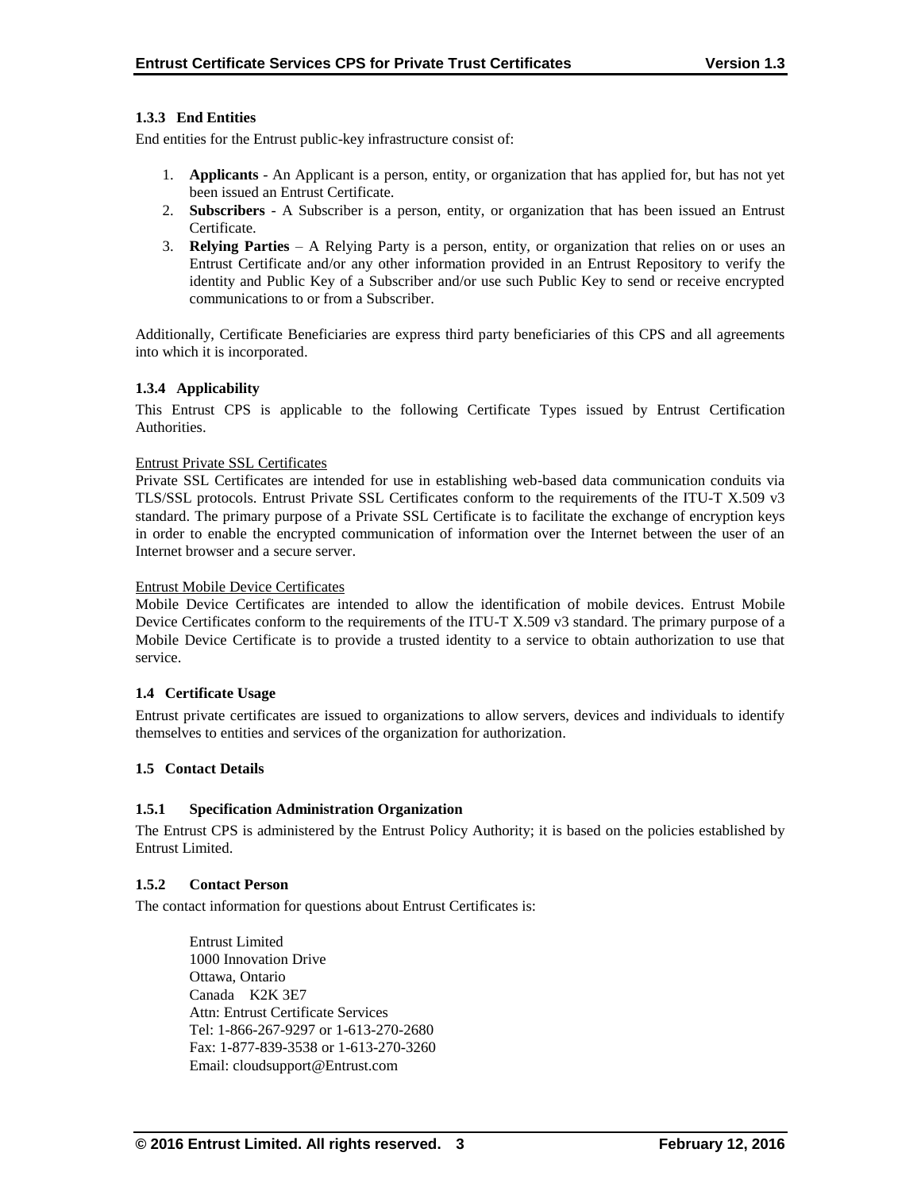### 1.3.3 End Entities

End entities for the Entrust public-key infrastructure consist of:

1. **Applicants** - An Applicant is a person, entity, or organization that has applied for, but has not yet been issued an Entrust Certificate.
2. **Subscribers** - A Subscriber is a person, entity, or organization that has been issued an Entrust Certificate.
3. **Relying Parties** – A Relying Party is a person, entity, or organization that relies on or uses an Entrust Certificate and/or any other information provided in an Entrust Repository to verify the identity and Public Key of a Subscriber and/or use such Public Key to send or receive encrypted communications to or from a Subscriber.

Additionally, Certificate Beneficiaries are express third party beneficiaries of this CPS and all agreements into which it is incorporated.

### 1.3.4 Applicability

This Entrust CPS is applicable to the following Certificate Types issued by Entrust Certification Authorities.

Entrust Private SSL Certificates

Private SSL Certificates are intended for use in establishing web-based data communication conduits via TLS/SSL protocols. Entrust Private SSL Certificates conform to the requirements of the ITU-T X.509 v3 standard. The primary purpose of a Private SSL Certificate is to facilitate the exchange of encryption keys in order to enable the encrypted communication of information over the Internet between the user of an Internet browser and a secure server.

Entrust Mobile Device Certificates

Mobile Device Certificates are intended to allow the identification of mobile devices. Entrust Mobile Device Certificates conform to the requirements of the ITU-T X.509 v3 standard. The primary purpose of a Mobile Device Certificate is to provide a trusted identity to a service to obtain authorization to use that service.

## 1.4 Certificate Usage

Entrust private certificates are issued to organizations to allow servers, devices and individuals to identify themselves to entities and services of the organization for authorization.

## 1.5 Contact Details

### 1.5.1 Specification Administration Organization

The Entrust CPS is administered by the Entrust Policy Authority; it is based on the policies established by Entrust Limited.

### 1.5.2 Contact Person

The contact information for questions about Entrust Certificates is:

Entrust Limited
1000 Innovation Drive
Ottawa, Ontario
Canada K2K 3E7
Attn: Entrust Certificate Services
Tel: 1-866-267-9297 or 1-613-270-2680
Fax: 1-877-839-3538 or 1-613-270-3260
Email: cloudsupport@Entrust.com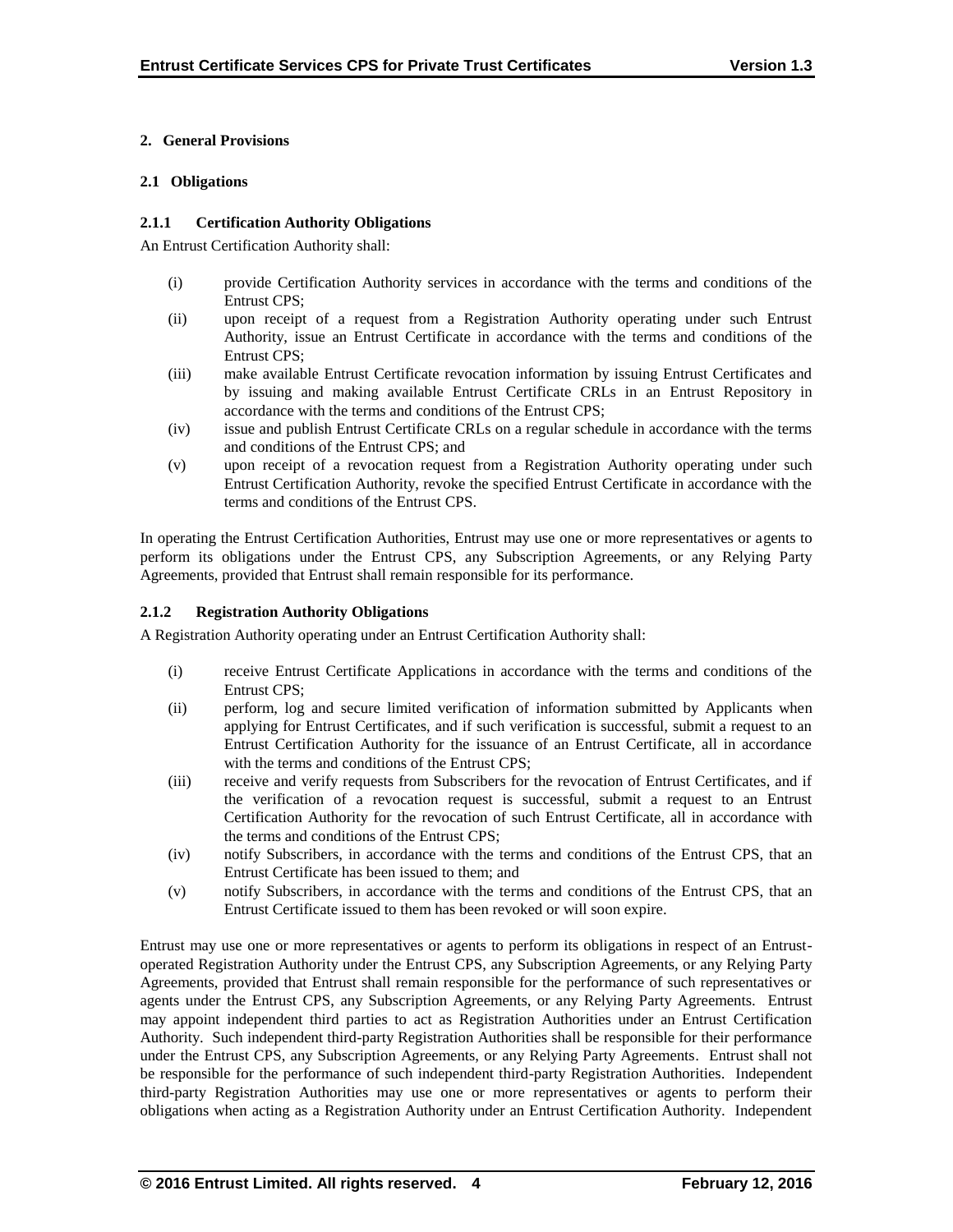## 2. General Provisions

### 2.1 Obligations

#### 2.1.1 Certification Authority Obligations

An Entrust Certification Authority shall:

- (i) provide Certification Authority services in accordance with the terms and conditions of the Entrust CPS;
- (ii) upon receipt of a request from a Registration Authority operating under such Entrust Authority, issue an Entrust Certificate in accordance with the terms and conditions of the Entrust CPS;
- (iii) make available Entrust Certificate revocation information by issuing Entrust Certificates and by issuing and making available Entrust Certificate CRLs in an Entrust Repository in accordance with the terms and conditions of the Entrust CPS;
- (iv) issue and publish Entrust Certificate CRLs on a regular schedule in accordance with the terms and conditions of the Entrust CPS; and
- (v) upon receipt of a revocation request from a Registration Authority operating under such Entrust Certification Authority, revoke the specified Entrust Certificate in accordance with the terms and conditions of the Entrust CPS.

In operating the Entrust Certification Authorities, Entrust may use one or more representatives or agents to perform its obligations under the Entrust CPS, any Subscription Agreements, or any Relying Party Agreements, provided that Entrust shall remain responsible for its performance.

#### 2.1.2 Registration Authority Obligations

A Registration Authority operating under an Entrust Certification Authority shall:

- (i) receive Entrust Certificate Applications in accordance with the terms and conditions of the Entrust CPS;
- (ii) perform, log and secure limited verification of information submitted by Applicants when applying for Entrust Certificates, and if such verification is successful, submit a request to an Entrust Certification Authority for the issuance of an Entrust Certificate, all in accordance with the terms and conditions of the Entrust CPS;
- (iii) receive and verify requests from Subscribers for the revocation of Entrust Certificates, and if the verification of a revocation request is successful, submit a request to an Entrust Certification Authority for the revocation of such Entrust Certificate, all in accordance with the terms and conditions of the Entrust CPS;
- (iv) notify Subscribers, in accordance with the terms and conditions of the Entrust CPS, that an Entrust Certificate has been issued to them; and
- (v) notify Subscribers, in accordance with the terms and conditions of the Entrust CPS, that an Entrust Certificate issued to them has been revoked or will soon expire.

Entrust may use one or more representatives or agents to perform its obligations in respect of an Entrust-operated Registration Authority under the Entrust CPS, any Subscription Agreements, or any Relying Party Agreements, provided that Entrust shall remain responsible for the performance of such representatives or agents under the Entrust CPS, any Subscription Agreements, or any Relying Party Agreements. Entrust may appoint independent third parties to act as Registration Authorities under an Entrust Certification Authority. Such independent third-party Registration Authorities shall be responsible for their performance under the Entrust CPS, any Subscription Agreements, or any Relying Party Agreements. Entrust shall not be responsible for the performance of such independent third-party Registration Authorities. Independent third-party Registration Authorities may use one or more representatives or agents to perform their obligations when acting as a Registration Authority under an Entrust Certification Authority. Independent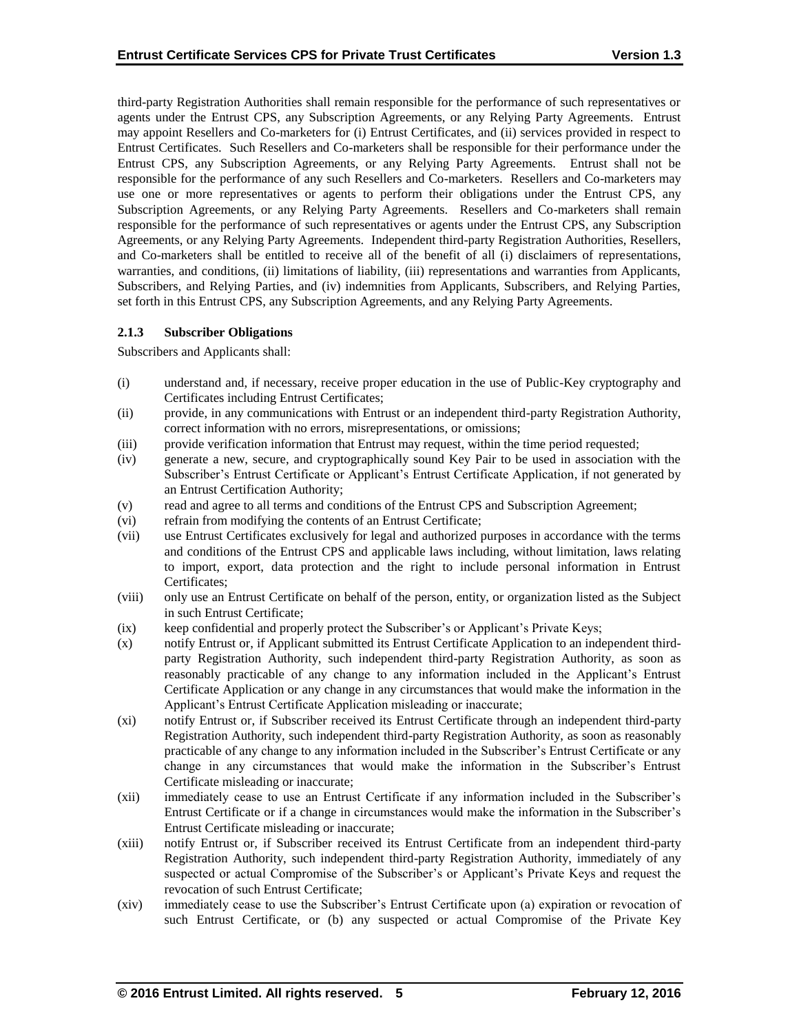third-party Registration Authorities shall remain responsible for the performance of such representatives or agents under the Entrust CPS, any Subscription Agreements, or any Relying Party Agreements. Entrust may appoint Resellers and Co-marketers for (i) Entrust Certificates, and (ii) services provided in respect to Entrust Certificates. Such Resellers and Co-marketers shall be responsible for their performance under the Entrust CPS, any Subscription Agreements, or any Relying Party Agreements. Entrust shall not be responsible for the performance of any such Resellers and Co-marketers. Resellers and Co-marketers may use one or more representatives or agents to perform their obligations under the Entrust CPS, any Subscription Agreements, or any Relying Party Agreements. Resellers and Co-marketers shall remain responsible for the performance of such representatives or agents under the Entrust CPS, any Subscription Agreements, or any Relying Party Agreements. Independent third-party Registration Authorities, Resellers, and Co-marketers shall be entitled to receive all of the benefit of all (i) disclaimers of representations, warranties, and conditions, (ii) limitations of liability, (iii) representations and warranties from Applicants, Subscribers, and Relying Parties, and (iv) indemnities from Applicants, Subscribers, and Relying Parties, set forth in this Entrust CPS, any Subscription Agreements, and any Relying Party Agreements.

### 2.1.3 Subscriber Obligations

Subscribers and Applicants shall:

(i) understand and, if necessary, receive proper education in the use of Public-Key cryptography and Certificates including Entrust Certificates;

(ii) provide, in any communications with Entrust or an independent third-party Registration Authority, correct information with no errors, misrepresentations, or omissions;

(iii) provide verification information that Entrust may request, within the time period requested;

(iv) generate a new, secure, and cryptographically sound Key Pair to be used in association with the Subscriber's Entrust Certificate or Applicant's Entrust Certificate Application, if not generated by an Entrust Certification Authority;

(v) read and agree to all terms and conditions of the Entrust CPS and Subscription Agreement;

(vi) refrain from modifying the contents of an Entrust Certificate;

(vii) use Entrust Certificates exclusively for legal and authorized purposes in accordance with the terms and conditions of the Entrust CPS and applicable laws including, without limitation, laws relating to import, export, data protection and the right to include personal information in Entrust Certificates;

(viii) only use an Entrust Certificate on behalf of the person, entity, or organization listed as the Subject in such Entrust Certificate;

(ix) keep confidential and properly protect the Subscriber's or Applicant's Private Keys;

(x) notify Entrust or, if Applicant submitted its Entrust Certificate Application to an independent third-party Registration Authority, such independent third-party Registration Authority, as soon as reasonably practicable of any change to any information included in the Applicant's Entrust Certificate Application or any change in any circumstances that would make the information in the Applicant's Entrust Certificate Application misleading or inaccurate;

(xi) notify Entrust or, if Subscriber received its Entrust Certificate through an independent third-party Registration Authority, such independent third-party Registration Authority, as soon as reasonably practicable of any change to any information included in the Subscriber's Entrust Certificate or any change in any circumstances that would make the information in the Subscriber's Entrust Certificate misleading or inaccurate;

(xii) immediately cease to use an Entrust Certificate if any information included in the Subscriber's Entrust Certificate or if a change in circumstances would make the information in the Subscriber's Entrust Certificate misleading or inaccurate;

(xiii) notify Entrust or, if Subscriber received its Entrust Certificate from an independent third-party Registration Authority, such independent third-party Registration Authority, immediately of any suspected or actual Compromise of the Subscriber's or Applicant's Private Keys and request the revocation of such Entrust Certificate;

(xiv) immediately cease to use the Subscriber's Entrust Certificate upon (a) expiration or revocation of such Entrust Certificate, or (b) any suspected or actual Compromise of the Private Key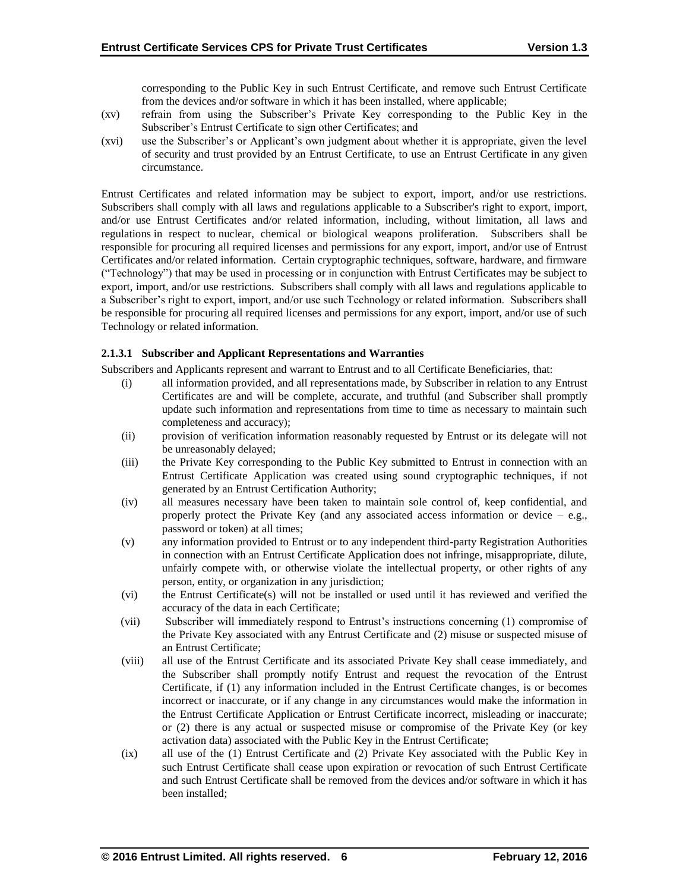corresponding to the Public Key in such Entrust Certificate, and remove such Entrust Certificate from the devices and/or software in which it has been installed, where applicable;

(xv) refrain from using the Subscriber's Private Key corresponding to the Public Key in the Subscriber's Entrust Certificate to sign other Certificates; and

(xvi) use the Subscriber's or Applicant's own judgment about whether it is appropriate, given the level of security and trust provided by an Entrust Certificate, to use an Entrust Certificate in any given circumstance.

Entrust Certificates and related information may be subject to export, import, and/or use restrictions. Subscribers shall comply with all laws and regulations applicable to a Subscriber's right to export, import, and/or use Entrust Certificates and/or related information, including, without limitation, all laws and regulations in respect to nuclear, chemical or biological weapons proliferation. Subscribers shall be responsible for procuring all required licenses and permissions for any export, import, and/or use of Entrust Certificates and/or related information. Certain cryptographic techniques, software, hardware, and firmware ("Technology") that may be used in processing or in conjunction with Entrust Certificates may be subject to export, import, and/or use restrictions. Subscribers shall comply with all laws and regulations applicable to a Subscriber's right to export, import, and/or use such Technology or related information. Subscribers shall be responsible for procuring all required licenses and permissions for any export, import, and/or use of such Technology or related information.

#### 2.1.3.1 Subscriber and Applicant Representations and Warranties

Subscribers and Applicants represent and warrant to Entrust and to all Certificate Beneficiaries, that:

(i) all information provided, and all representations made, by Subscriber in relation to any Entrust Certificates are and will be complete, accurate, and truthful (and Subscriber shall promptly update such information and representations from time to time as necessary to maintain such completeness and accuracy);

(ii) provision of verification information reasonably requested by Entrust or its delegate will not be unreasonably delayed;

(iii) the Private Key corresponding to the Public Key submitted to Entrust in connection with an Entrust Certificate Application was created using sound cryptographic techniques, if not generated by an Entrust Certification Authority;

(iv) all measures necessary have been taken to maintain sole control of, keep confidential, and properly protect the Private Key (and any associated access information or device – e.g., password or token) at all times;

(v) any information provided to Entrust or to any independent third-party Registration Authorities in connection with an Entrust Certificate Application does not infringe, misappropriate, dilute, unfairly compete with, or otherwise violate the intellectual property, or other rights of any person, entity, or organization in any jurisdiction;

(vi) the Entrust Certificate(s) will not be installed or used until it has reviewed and verified the accuracy of the data in each Certificate;

(vii) Subscriber will immediately respond to Entrust's instructions concerning (1) compromise of the Private Key associated with any Entrust Certificate and (2) misuse or suspected misuse of an Entrust Certificate;

(viii) all use of the Entrust Certificate and its associated Private Key shall cease immediately, and the Subscriber shall promptly notify Entrust and request the revocation of the Entrust Certificate, if (1) any information included in the Entrust Certificate changes, is or becomes incorrect or inaccurate, or if any change in any circumstances would make the information in the Entrust Certificate Application or Entrust Certificate incorrect, misleading or inaccurate; or (2) there is any actual or suspected misuse or compromise of the Private Key (or key activation data) associated with the Public Key in the Entrust Certificate;

(ix) all use of the (1) Entrust Certificate and (2) Private Key associated with the Public Key in such Entrust Certificate shall cease upon expiration or revocation of such Entrust Certificate and such Entrust Certificate shall be removed from the devices and/or software in which it has been installed;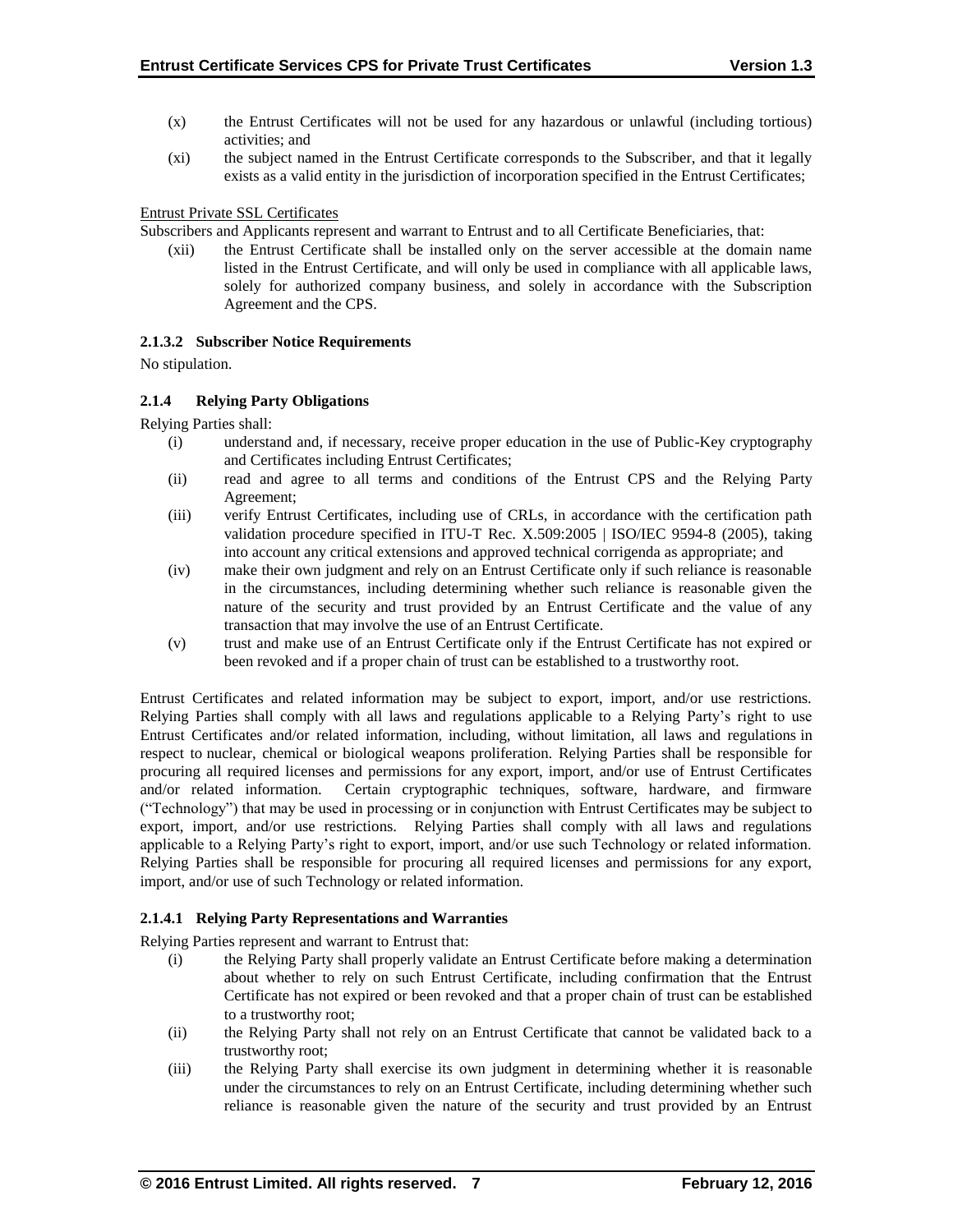(x) the Entrust Certificates will not be used for any hazardous or unlawful (including tortious) activities; and

(xi) the subject named in the Entrust Certificate corresponds to the Subscriber, and that it legally exists as a valid entity in the jurisdiction of incorporation specified in the Entrust Certificates;

Entrust Private SSL Certificates

Subscribers and Applicants represent and warrant to Entrust and to all Certificate Beneficiaries, that:

(xii) the Entrust Certificate shall be installed only on the server accessible at the domain name listed in the Entrust Certificate, and will only be used in compliance with all applicable laws, solely for authorized company business, and solely in accordance with the Subscription Agreement and the CPS.

#### 2.1.3.2 Subscriber Notice Requirements

No stipulation.

### 2.1.4 Relying Party Obligations

Relying Parties shall:

(i) understand and, if necessary, receive proper education in the use of Public-Key cryptography and Certificates including Entrust Certificates;

(ii) read and agree to all terms and conditions of the Entrust CPS and the Relying Party Agreement;

(iii) verify Entrust Certificates, including use of CRLs, in accordance with the certification path validation procedure specified in ITU-T Rec. X.509:2005 | ISO/IEC 9594-8 (2005), taking into account any critical extensions and approved technical corrigenda as appropriate; and

(iv) make their own judgment and rely on an Entrust Certificate only if such reliance is reasonable in the circumstances, including determining whether such reliance is reasonable given the nature of the security and trust provided by an Entrust Certificate and the value of any transaction that may involve the use of an Entrust Certificate.

(v) trust and make use of an Entrust Certificate only if the Entrust Certificate has not expired or been revoked and if a proper chain of trust can be established to a trustworthy root.

Entrust Certificates and related information may be subject to export, import, and/or use restrictions. Relying Parties shall comply with all laws and regulations applicable to a Relying Party's right to use Entrust Certificates and/or related information, including, without limitation, all laws and regulations in respect to nuclear, chemical or biological weapons proliferation. Relying Parties shall be responsible for procuring all required licenses and permissions for any export, import, and/or use of Entrust Certificates and/or related information. Certain cryptographic techniques, software, hardware, and firmware ("Technology") that may be used in processing or in conjunction with Entrust Certificates may be subject to export, import, and/or use restrictions. Relying Parties shall comply with all laws and regulations applicable to a Relying Party's right to export, import, and/or use such Technology or related information. Relying Parties shall be responsible for procuring all required licenses and permissions for any export, import, and/or use of such Technology or related information.

#### 2.1.4.1 Relying Party Representations and Warranties

Relying Parties represent and warrant to Entrust that:

(i) the Relying Party shall properly validate an Entrust Certificate before making a determination about whether to rely on such Entrust Certificate, including confirmation that the Entrust Certificate has not expired or been revoked and that a proper chain of trust can be established to a trustworthy root;

(ii) the Relying Party shall not rely on an Entrust Certificate that cannot be validated back to a trustworthy root;

(iii) the Relying Party shall exercise its own judgment in determining whether it is reasonable under the circumstances to rely on an Entrust Certificate, including determining whether such reliance is reasonable given the nature of the security and trust provided by an Entrust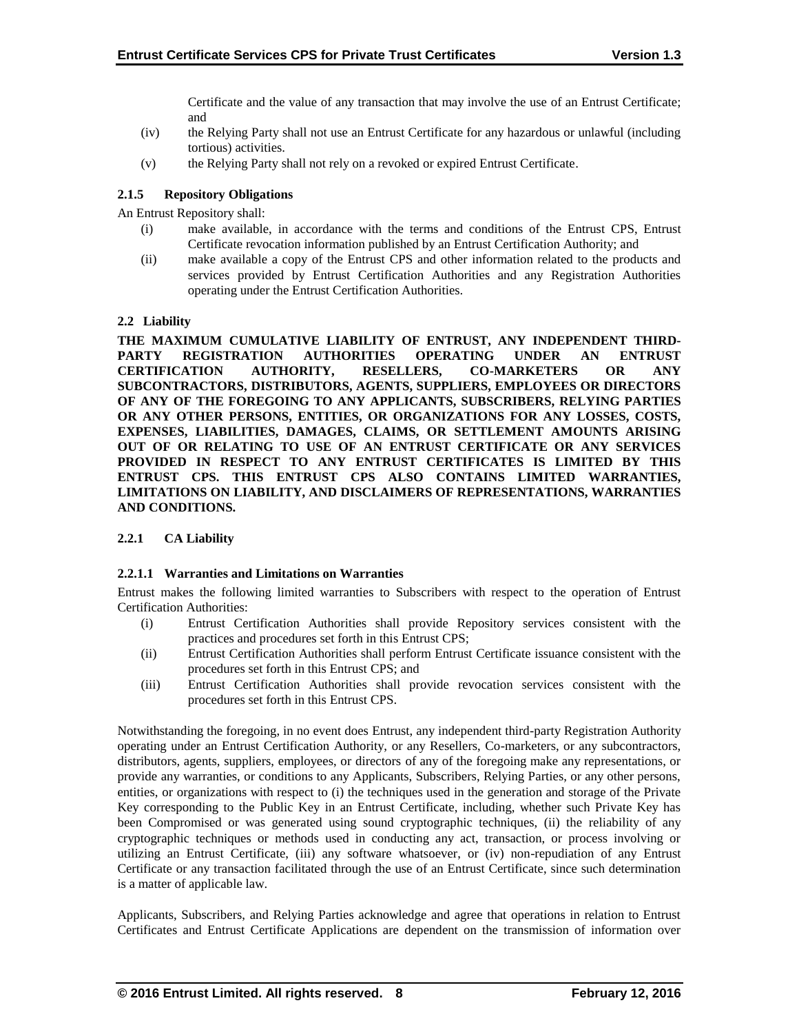Certificate and the value of any transaction that may involve the use of an Entrust Certificate; and

(iv) the Relying Party shall not use an Entrust Certificate for any hazardous or unlawful (including tortious) activities.

(v) the Relying Party shall not rely on a revoked or expired Entrust Certificate.

#### 2.1.5 Repository Obligations

An Entrust Repository shall:

(i) make available, in accordance with the terms and conditions of the Entrust CPS, Entrust Certificate revocation information published by an Entrust Certification Authority; and

(ii) make available a copy of the Entrust CPS and other information related to the products and services provided by Entrust Certification Authorities and any Registration Authorities operating under the Entrust Certification Authorities.

### 2.2 Liability

**THE MAXIMUM CUMULATIVE LIABILITY OF ENTRUST, ANY INDEPENDENT THIRD-PARTY REGISTRATION AUTHORITIES OPERATING UNDER AN ENTRUST CERTIFICATION AUTHORITY, RESELLERS, CO-MARKETERS OR ANY SUBCONTRACTORS, DISTRIBUTORS, AGENTS, SUPPLIERS, EMPLOYEES OR DIRECTORS OF ANY OF THE FOREGOING TO ANY APPLICANTS, SUBSCRIBERS, RELYING PARTIES OR ANY OTHER PERSONS, ENTITIES, OR ORGANIZATIONS FOR ANY LOSSES, COSTS, EXPENSES, LIABILITIES, DAMAGES, CLAIMS, OR SETTLEMENT AMOUNTS ARISING OUT OF OR RELATING TO USE OF AN ENTRUST CERTIFICATE OR ANY SERVICES PROVIDED IN RESPECT TO ANY ENTRUST CERTIFICATES IS LIMITED BY THIS ENTRUST CPS. THIS ENTRUST CPS ALSO CONTAINS LIMITED WARRANTIES, LIMITATIONS ON LIABILITY, AND DISCLAIMERS OF REPRESENTATIONS, WARRANTIES AND CONDITIONS.**

#### 2.2.1 CA Liability

##### 2.2.1.1 Warranties and Limitations on Warranties

Entrust makes the following limited warranties to Subscribers with respect to the operation of Entrust Certification Authorities:

(i) Entrust Certification Authorities shall provide Repository services consistent with the practices and procedures set forth in this Entrust CPS;

(ii) Entrust Certification Authorities shall perform Entrust Certificate issuance consistent with the procedures set forth in this Entrust CPS; and

(iii) Entrust Certification Authorities shall provide revocation services consistent with the procedures set forth in this Entrust CPS.

Notwithstanding the foregoing, in no event does Entrust, any independent third-party Registration Authority operating under an Entrust Certification Authority, or any Resellers, Co-marketers, or any subcontractors, distributors, agents, suppliers, employees, or directors of any of the foregoing make any representations, or provide any warranties, or conditions to any Applicants, Subscribers, Relying Parties, or any other persons, entities, or organizations with respect to (i) the techniques used in the generation and storage of the Private Key corresponding to the Public Key in an Entrust Certificate, including, whether such Private Key has been Compromised or was generated using sound cryptographic techniques, (ii) the reliability of any cryptographic techniques or methods used in conducting any act, transaction, or process involving or utilizing an Entrust Certificate, (iii) any software whatsoever, or (iv) non-repudiation of any Entrust Certificate or any transaction facilitated through the use of an Entrust Certificate, since such determination is a matter of applicable law.

Applicants, Subscribers, and Relying Parties acknowledge and agree that operations in relation to Entrust Certificates and Entrust Certificate Applications are dependent on the transmission of information over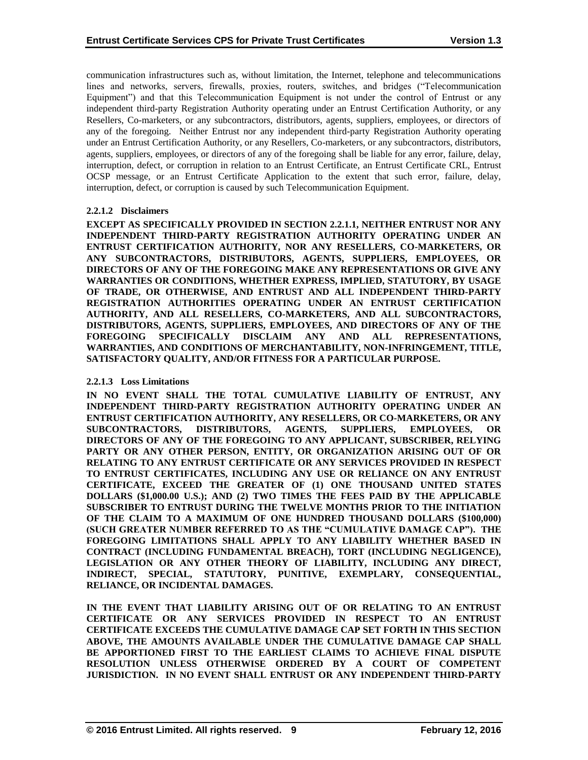communication infrastructures such as, without limitation, the Internet, telephone and telecommunications lines and networks, servers, firewalls, proxies, routers, switches, and bridges ("Telecommunication Equipment") and that this Telecommunication Equipment is not under the control of Entrust or any independent third-party Registration Authority operating under an Entrust Certification Authority, or any Resellers, Co-marketers, or any subcontractors, distributors, agents, suppliers, employees, or directors of any of the foregoing. Neither Entrust nor any independent third-party Registration Authority operating under an Entrust Certification Authority, or any Resellers, Co-marketers, or any subcontractors, distributors, agents, suppliers, employees, or directors of any of the foregoing shall be liable for any error, failure, delay, interruption, defect, or corruption in relation to an Entrust Certificate, an Entrust Certificate CRL, Entrust OCSP message, or an Entrust Certificate Application to the extent that such error, failure, delay, interruption, defect, or corruption is caused by such Telecommunication Equipment.

#### 2.2.1.2 Disclaimers

**EXCEPT AS SPECIFICALLY PROVIDED IN SECTION 2.2.1.1, NEITHER ENTRUST NOR ANY INDEPENDENT THIRD-PARTY REGISTRATION AUTHORITY OPERATING UNDER AN ENTRUST CERTIFICATION AUTHORITY, NOR ANY RESELLERS, CO-MARKETERS, OR ANY SUBCONTRACTORS, DISTRIBUTORS, AGENTS, SUPPLIERS, EMPLOYEES, OR DIRECTORS OF ANY OF THE FOREGOING MAKE ANY REPRESENTATIONS OR GIVE ANY WARRANTIES OR CONDITIONS, WHETHER EXPRESS, IMPLIED, STATUTORY, BY USAGE OF TRADE, OR OTHERWISE, AND ENTRUST AND ALL INDEPENDENT THIRD-PARTY REGISTRATION AUTHORITIES OPERATING UNDER AN ENTRUST CERTIFICATION AUTHORITY, AND ALL RESELLERS, CO-MARKETERS, AND ALL SUBCONTRACTORS, DISTRIBUTORS, AGENTS, SUPPLIERS, EMPLOYEES, AND DIRECTORS OF ANY OF THE FOREGOING SPECIFICALLY DISCLAIM ANY AND ALL REPRESENTATIONS, WARRANTIES, AND CONDITIONS OF MERCHANTABILITY, NON-INFRINGEMENT, TITLE, SATISFACTORY QUALITY, AND/OR FITNESS FOR A PARTICULAR PURPOSE.**

#### 2.2.1.3 Loss Limitations

**IN NO EVENT SHALL THE TOTAL CUMULATIVE LIABILITY OF ENTRUST, ANY INDEPENDENT THIRD-PARTY REGISTRATION AUTHORITY OPERATING UNDER AN ENTRUST CERTIFICATION AUTHORITY, ANY RESELLERS, OR CO-MARKETERS, OR ANY SUBCONTRACTORS, DISTRIBUTORS, AGENTS, SUPPLIERS, EMPLOYEES, OR DIRECTORS OF ANY OF THE FOREGOING TO ANY APPLICANT, SUBSCRIBER, RELYING PARTY OR ANY OTHER PERSON, ENTITY, OR ORGANIZATION ARISING OUT OF OR RELATING TO ANY ENTRUST CERTIFICATE OR ANY SERVICES PROVIDED IN RESPECT TO ENTRUST CERTIFICATES, INCLUDING ANY USE OR RELIANCE ON ANY ENTRUST CERTIFICATE, EXCEED THE GREATER OF (1) ONE THOUSAND UNITED STATES DOLLARS ($1,000.00 U.S.); AND (2) TWO TIMES THE FEES PAID BY THE APPLICABLE SUBSCRIBER TO ENTRUST DURING THE TWELVE MONTHS PRIOR TO THE INITIATION OF THE CLAIM TO A MAXIMUM OF ONE HUNDRED THOUSAND DOLLARS ($100,000) (SUCH GREATER NUMBER REFERRED TO AS THE "CUMULATIVE DAMAGE CAP"). THE FOREGOING LIMITATIONS SHALL APPLY TO ANY LIABILITY WHETHER BASED IN CONTRACT (INCLUDING FUNDAMENTAL BREACH), TORT (INCLUDING NEGLIGENCE), LEGISLATION OR ANY OTHER THEORY OF LIABILITY, INCLUDING ANY DIRECT, INDIRECT, SPECIAL, STATUTORY, PUNITIVE, EXEMPLARY, CONSEQUENTIAL, RELIANCE, OR INCIDENTAL DAMAGES.**

**IN THE EVENT THAT LIABILITY ARISING OUT OF OR RELATING TO AN ENTRUST CERTIFICATE OR ANY SERVICES PROVIDED IN RESPECT TO AN ENTRUST CERTIFICATE EXCEEDS THE CUMULATIVE DAMAGE CAP SET FORTH IN THIS SECTION ABOVE, THE AMOUNTS AVAILABLE UNDER THE CUMULATIVE DAMAGE CAP SHALL BE APPORTIONED FIRST TO THE EARLIEST CLAIMS TO ACHIEVE FINAL DISPUTE RESOLUTION UNLESS OTHERWISE ORDERED BY A COURT OF COMPETENT JURISDICTION. IN NO EVENT SHALL ENTRUST OR ANY INDEPENDENT THIRD-PARTY**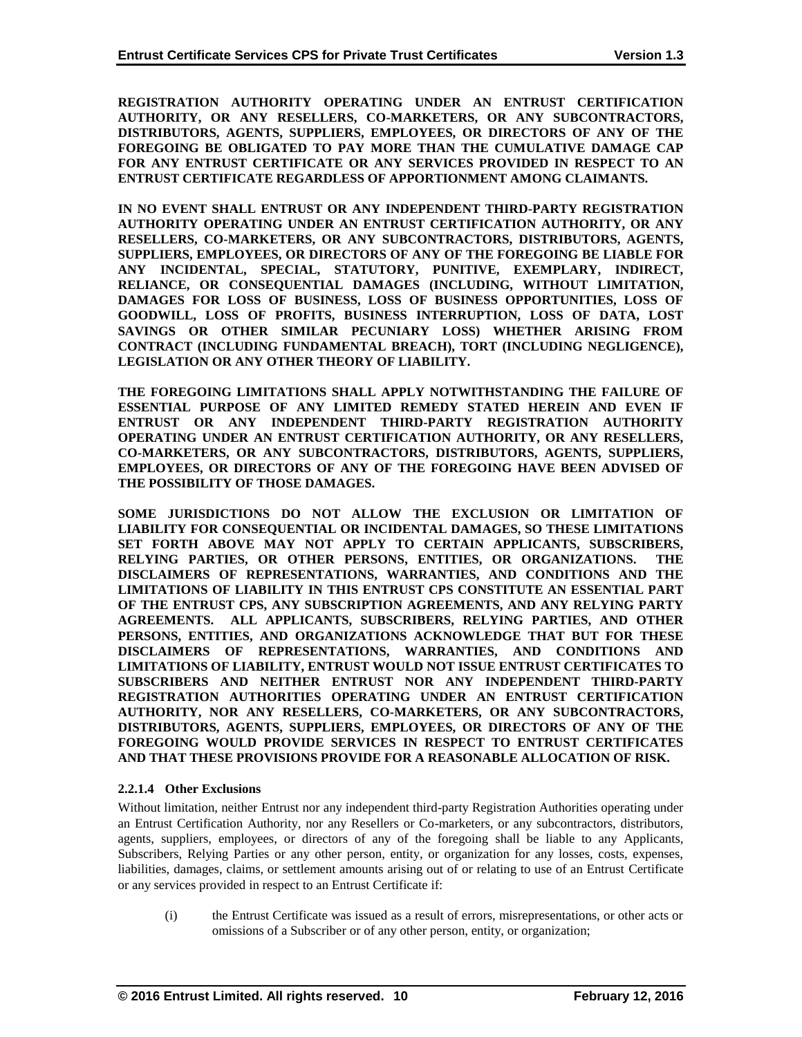**REGISTRATION AUTHORITY OPERATING UNDER AN ENTRUST CERTIFICATION AUTHORITY, OR ANY RESELLERS, CO-MARKETERS, OR ANY SUBCONTRACTORS, DISTRIBUTORS, AGENTS, SUPPLIERS, EMPLOYEES, OR DIRECTORS OF ANY OF THE FOREGOING BE OBLIGATED TO PAY MORE THAN THE CUMULATIVE DAMAGE CAP FOR ANY ENTRUST CERTIFICATE OR ANY SERVICES PROVIDED IN RESPECT TO AN ENTRUST CERTIFICATE REGARDLESS OF APPORTIONMENT AMONG CLAIMANTS.**

**IN NO EVENT SHALL ENTRUST OR ANY INDEPENDENT THIRD-PARTY REGISTRATION AUTHORITY OPERATING UNDER AN ENTRUST CERTIFICATION AUTHORITY, OR ANY RESELLERS, CO-MARKETERS, OR ANY SUBCONTRACTORS, DISTRIBUTORS, AGENTS, SUPPLIERS, EMPLOYEES, OR DIRECTORS OF ANY OF THE FOREGOING BE LIABLE FOR ANY INCIDENTAL, SPECIAL, STATUTORY, PUNITIVE, EXEMPLARY, INDIRECT, RELIANCE, OR CONSEQUENTIAL DAMAGES (INCLUDING, WITHOUT LIMITATION, DAMAGES FOR LOSS OF BUSINESS, LOSS OF BUSINESS OPPORTUNITIES, LOSS OF GOODWILL, LOSS OF PROFITS, BUSINESS INTERRUPTION, LOSS OF DATA, LOST SAVINGS OR OTHER SIMILAR PECUNIARY LOSS) WHETHER ARISING FROM CONTRACT (INCLUDING FUNDAMENTAL BREACH), TORT (INCLUDING NEGLIGENCE), LEGISLATION OR ANY OTHER THEORY OF LIABILITY.**

**THE FOREGOING LIMITATIONS SHALL APPLY NOTWITHSTANDING THE FAILURE OF ESSENTIAL PURPOSE OF ANY LIMITED REMEDY STATED HEREIN AND EVEN IF ENTRUST OR ANY INDEPENDENT THIRD-PARTY REGISTRATION AUTHORITY OPERATING UNDER AN ENTRUST CERTIFICATION AUTHORITY, OR ANY RESELLERS, CO-MARKETERS, OR ANY SUBCONTRACTORS, DISTRIBUTORS, AGENTS, SUPPLIERS, EMPLOYEES, OR DIRECTORS OF ANY OF THE FOREGOING HAVE BEEN ADVISED OF THE POSSIBILITY OF THOSE DAMAGES.**

**SOME JURISDICTIONS DO NOT ALLOW THE EXCLUSION OR LIMITATION OF LIABILITY FOR CONSEQUENTIAL OR INCIDENTAL DAMAGES, SO THESE LIMITATIONS SET FORTH ABOVE MAY NOT APPLY TO CERTAIN APPLICANTS, SUBSCRIBERS, RELYING PARTIES, OR OTHER PERSONS, ENTITIES, OR ORGANIZATIONS. THE DISCLAIMERS OF REPRESENTATIONS, WARRANTIES, AND CONDITIONS AND THE LIMITATIONS OF LIABILITY IN THIS ENTRUST CPS CONSTITUTE AN ESSENTIAL PART OF THE ENTRUST CPS, ANY SUBSCRIPTION AGREEMENTS, AND ANY RELYING PARTY AGREEMENTS. ALL APPLICANTS, SUBSCRIBERS, RELYING PARTIES, AND OTHER PERSONS, ENTITIES, AND ORGANIZATIONS ACKNOWLEDGE THAT BUT FOR THESE DISCLAIMERS OF REPRESENTATIONS, WARRANTIES, AND CONDITIONS AND LIMITATIONS OF LIABILITY, ENTRUST WOULD NOT ISSUE ENTRUST CERTIFICATES TO SUBSCRIBERS AND NEITHER ENTRUST NOR ANY INDEPENDENT THIRD-PARTY REGISTRATION AUTHORITIES OPERATING UNDER AN ENTRUST CERTIFICATION AUTHORITY, NOR ANY RESELLERS, CO-MARKETERS, OR ANY SUBCONTRACTORS, DISTRIBUTORS, AGENTS, SUPPLIERS, EMPLOYEES, OR DIRECTORS OF ANY OF THE FOREGOING WOULD PROVIDE SERVICES IN RESPECT TO ENTRUST CERTIFICATES AND THAT THESE PROVISIONS PROVIDE FOR A REASONABLE ALLOCATION OF RISK.**

#### 2.2.1.4 Other Exclusions

Without limitation, neither Entrust nor any independent third-party Registration Authorities operating under an Entrust Certification Authority, nor any Resellers or Co-marketers, or any subcontractors, distributors, agents, suppliers, employees, or directors of any of the foregoing shall be liable to any Applicants, Subscribers, Relying Parties or any other person, entity, or organization for any losses, costs, expenses, liabilities, damages, claims, or settlement amounts arising out of or relating to use of an Entrust Certificate or any services provided in respect to an Entrust Certificate if:

(i) the Entrust Certificate was issued as a result of errors, misrepresentations, or other acts or omissions of a Subscriber or of any other person, entity, or organization;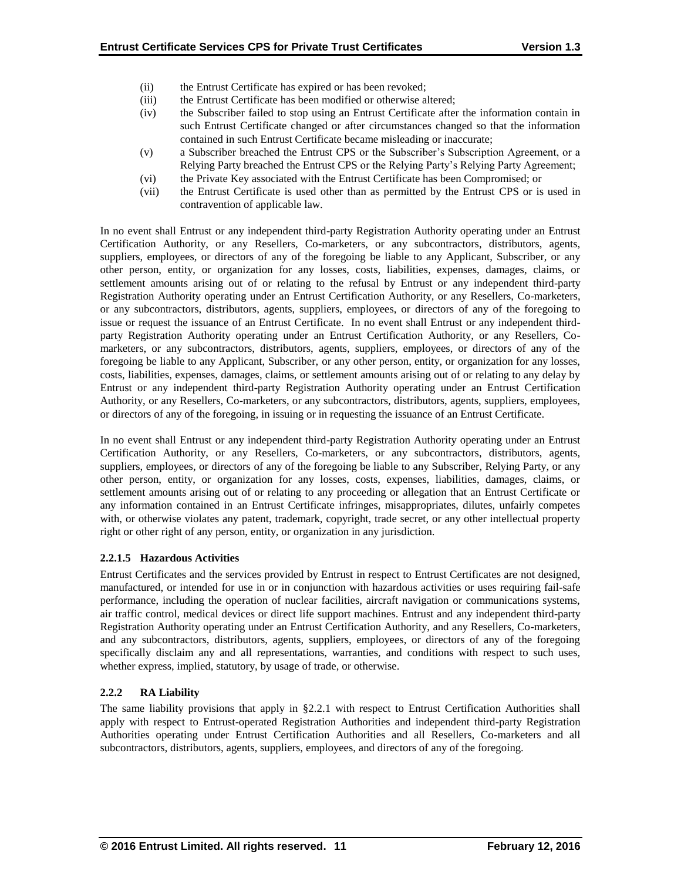(ii) the Entrust Certificate has expired or has been revoked;

(iii) the Entrust Certificate has been modified or otherwise altered;

(iv) the Subscriber failed to stop using an Entrust Certificate after the information contain in such Entrust Certificate changed or after circumstances changed so that the information contained in such Entrust Certificate became misleading or inaccurate;

(v) a Subscriber breached the Entrust CPS or the Subscriber's Subscription Agreement, or a Relying Party breached the Entrust CPS or the Relying Party's Relying Party Agreement;

(vi) the Private Key associated with the Entrust Certificate has been Compromised; or

(vii) the Entrust Certificate is used other than as permitted by the Entrust CPS or is used in contravention of applicable law.

In no event shall Entrust or any independent third-party Registration Authority operating under an Entrust Certification Authority, or any Resellers, Co-marketers, or any subcontractors, distributors, agents, suppliers, employees, or directors of any of the foregoing be liable to any Applicant, Subscriber, or any other person, entity, or organization for any losses, costs, liabilities, expenses, damages, claims, or settlement amounts arising out of or relating to the refusal by Entrust or any independent third-party Registration Authority operating under an Entrust Certification Authority, or any Resellers, Co-marketers, or any subcontractors, distributors, agents, suppliers, employees, or directors of any of the foregoing to issue or request the issuance of an Entrust Certificate. In no event shall Entrust or any independent third-party Registration Authority operating under an Entrust Certification Authority, or any Resellers, Co-marketers, or any subcontractors, distributors, agents, suppliers, employees, or directors of any of the foregoing be liable to any Applicant, Subscriber, or any other person, entity, or organization for any losses, costs, liabilities, expenses, damages, claims, or settlement amounts arising out of or relating to any delay by Entrust or any independent third-party Registration Authority operating under an Entrust Certification Authority, or any Resellers, Co-marketers, or any subcontractors, distributors, agents, suppliers, employees, or directors of any of the foregoing, in issuing or in requesting the issuance of an Entrust Certificate.

In no event shall Entrust or any independent third-party Registration Authority operating under an Entrust Certification Authority, or any Resellers, Co-marketers, or any subcontractors, distributors, agents, suppliers, employees, or directors of any of the foregoing be liable to any Subscriber, Relying Party, or any other person, entity, or organization for any losses, costs, expenses, liabilities, damages, claims, or settlement amounts arising out of or relating to any proceeding or allegation that an Entrust Certificate or any information contained in an Entrust Certificate infringes, misappropriates, dilutes, unfairly competes with, or otherwise violates any patent, trademark, copyright, trade secret, or any other intellectual property right or other right of any person, entity, or organization in any jurisdiction.

#### 2.2.1.5 Hazardous Activities

Entrust Certificates and the services provided by Entrust in respect to Entrust Certificates are not designed, manufactured, or intended for use in or in conjunction with hazardous activities or uses requiring fail-safe performance, including the operation of nuclear facilities, aircraft navigation or communications systems, air traffic control, medical devices or direct life support machines. Entrust and any independent third-party Registration Authority operating under an Entrust Certification Authority, and any Resellers, Co-marketers, and any subcontractors, distributors, agents, suppliers, employees, or directors of any of the foregoing specifically disclaim any and all representations, warranties, and conditions with respect to such uses, whether express, implied, statutory, by usage of trade, or otherwise.

### 2.2.2 RA Liability

The same liability provisions that apply in §2.2.1 with respect to Entrust Certification Authorities shall apply with respect to Entrust-operated Registration Authorities and independent third-party Registration Authorities operating under Entrust Certification Authorities and all Resellers, Co-marketers and all subcontractors, distributors, agents, suppliers, employees, and directors of any of the foregoing.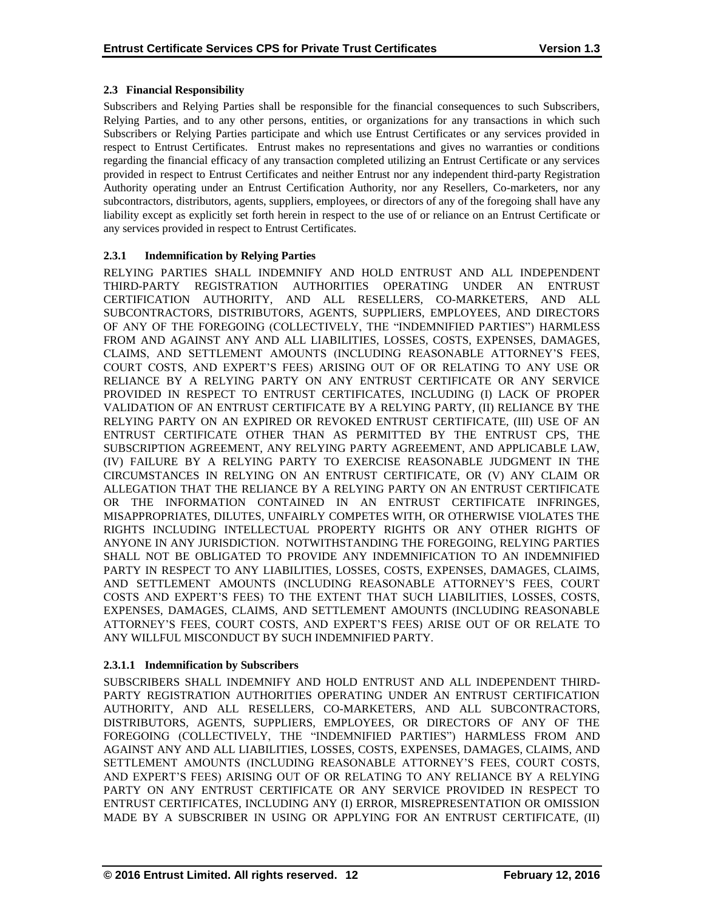### 2.3 Financial Responsibility

Subscribers and Relying Parties shall be responsible for the financial consequences to such Subscribers, Relying Parties, and to any other persons, entities, or organizations for any transactions in which such Subscribers or Relying Parties participate and which use Entrust Certificates or any services provided in respect to Entrust Certificates. Entrust makes no representations and gives no warranties or conditions regarding the financial efficacy of any transaction completed utilizing an Entrust Certificate or any services provided in respect to Entrust Certificates and neither Entrust nor any independent third-party Registration Authority operating under an Entrust Certification Authority, nor any Resellers, Co-marketers, nor any subcontractors, distributors, agents, suppliers, employees, or directors of any of the foregoing shall have any liability except as explicitly set forth herein in respect to the use of or reliance on an Entrust Certificate or any services provided in respect to Entrust Certificates.

#### 2.3.1 Indemnification by Relying Parties

RELYING PARTIES SHALL INDEMNIFY AND HOLD ENTRUST AND ALL INDEPENDENT THIRD-PARTY REGISTRATION AUTHORITIES OPERATING UNDER AN ENTRUST CERTIFICATION AUTHORITY, AND ALL RESELLERS, CO-MARKETERS, AND ALL SUBCONTRACTORS, DISTRIBUTORS, AGENTS, SUPPLIERS, EMPLOYEES, AND DIRECTORS OF ANY OF THE FOREGOING (COLLECTIVELY, THE "INDEMNIFIED PARTIES") HARMLESS FROM AND AGAINST ANY AND ALL LIABILITIES, LOSSES, COSTS, EXPENSES, DAMAGES, CLAIMS, AND SETTLEMENT AMOUNTS (INCLUDING REASONABLE ATTORNEY'S FEES, COURT COSTS, AND EXPERT'S FEES) ARISING OUT OF OR RELATING TO ANY USE OR RELIANCE BY A RELYING PARTY ON ANY ENTRUST CERTIFICATE OR ANY SERVICE PROVIDED IN RESPECT TO ENTRUST CERTIFICATES, INCLUDING (I) LACK OF PROPER VALIDATION OF AN ENTRUST CERTIFICATE BY A RELYING PARTY, (II) RELIANCE BY THE RELYING PARTY ON AN EXPIRED OR REVOKED ENTRUST CERTIFICATE, (III) USE OF AN ENTRUST CERTIFICATE OTHER THAN AS PERMITTED BY THE ENTRUST CPS, THE SUBSCRIPTION AGREEMENT, ANY RELYING PARTY AGREEMENT, AND APPLICABLE LAW, (IV) FAILURE BY A RELYING PARTY TO EXERCISE REASONABLE JUDGMENT IN THE CIRCUMSTANCES IN RELYING ON AN ENTRUST CERTIFICATE, OR (V) ANY CLAIM OR ALLEGATION THAT THE RELIANCE BY A RELYING PARTY ON AN ENTRUST CERTIFICATE OR THE INFORMATION CONTAINED IN AN ENTRUST CERTIFICATE INFRINGES, MISAPPROPRIATES, DILUTES, UNFAIRLY COMPETES WITH, OR OTHERWISE VIOLATES THE RIGHTS INCLUDING INTELLECTUAL PROPERTY RIGHTS OR ANY OTHER RIGHTS OF ANYONE IN ANY JURISDICTION. NOTWITHSTANDING THE FOREGOING, RELYING PARTIES SHALL NOT BE OBLIGATED TO PROVIDE ANY INDEMNIFICATION TO AN INDEMNIFIED PARTY IN RESPECT TO ANY LIABILITIES, LOSSES, COSTS, EXPENSES, DAMAGES, CLAIMS, AND SETTLEMENT AMOUNTS (INCLUDING REASONABLE ATTORNEY'S FEES, COURT COSTS AND EXPERT'S FEES) TO THE EXTENT THAT SUCH LIABILITIES, LOSSES, COSTS, EXPENSES, DAMAGES, CLAIMS, AND SETTLEMENT AMOUNTS (INCLUDING REASONABLE ATTORNEY'S FEES, COURT COSTS, AND EXPERT'S FEES) ARISE OUT OF OR RELATE TO ANY WILLFUL MISCONDUCT BY SUCH INDEMNIFIED PARTY.

##### 2.3.1.1 Indemnification by Subscribers

SUBSCRIBERS SHALL INDEMNIFY AND HOLD ENTRUST AND ALL INDEPENDENT THIRD-PARTY REGISTRATION AUTHORITIES OPERATING UNDER AN ENTRUST CERTIFICATION AUTHORITY, AND ALL RESELLERS, CO-MARKETERS, AND ALL SUBCONTRACTORS, DISTRIBUTORS, AGENTS, SUPPLIERS, EMPLOYEES, OR DIRECTORS OF ANY OF THE FOREGOING (COLLECTIVELY, THE "INDEMNIFIED PARTIES") HARMLESS FROM AND AGAINST ANY AND ALL LIABILITIES, LOSSES, COSTS, EXPENSES, DAMAGES, CLAIMS, AND SETTLEMENT AMOUNTS (INCLUDING REASONABLE ATTORNEY'S FEES, COURT COSTS, AND EXPERT'S FEES) ARISING OUT OF OR RELATING TO ANY RELIANCE BY A RELYING PARTY ON ANY ENTRUST CERTIFICATE OR ANY SERVICE PROVIDED IN RESPECT TO ENTRUST CERTIFICATES, INCLUDING ANY (I) ERROR, MISREPRESENTATION OR OMISSION MADE BY A SUBSCRIBER IN USING OR APPLYING FOR AN ENTRUST CERTIFICATE, (II)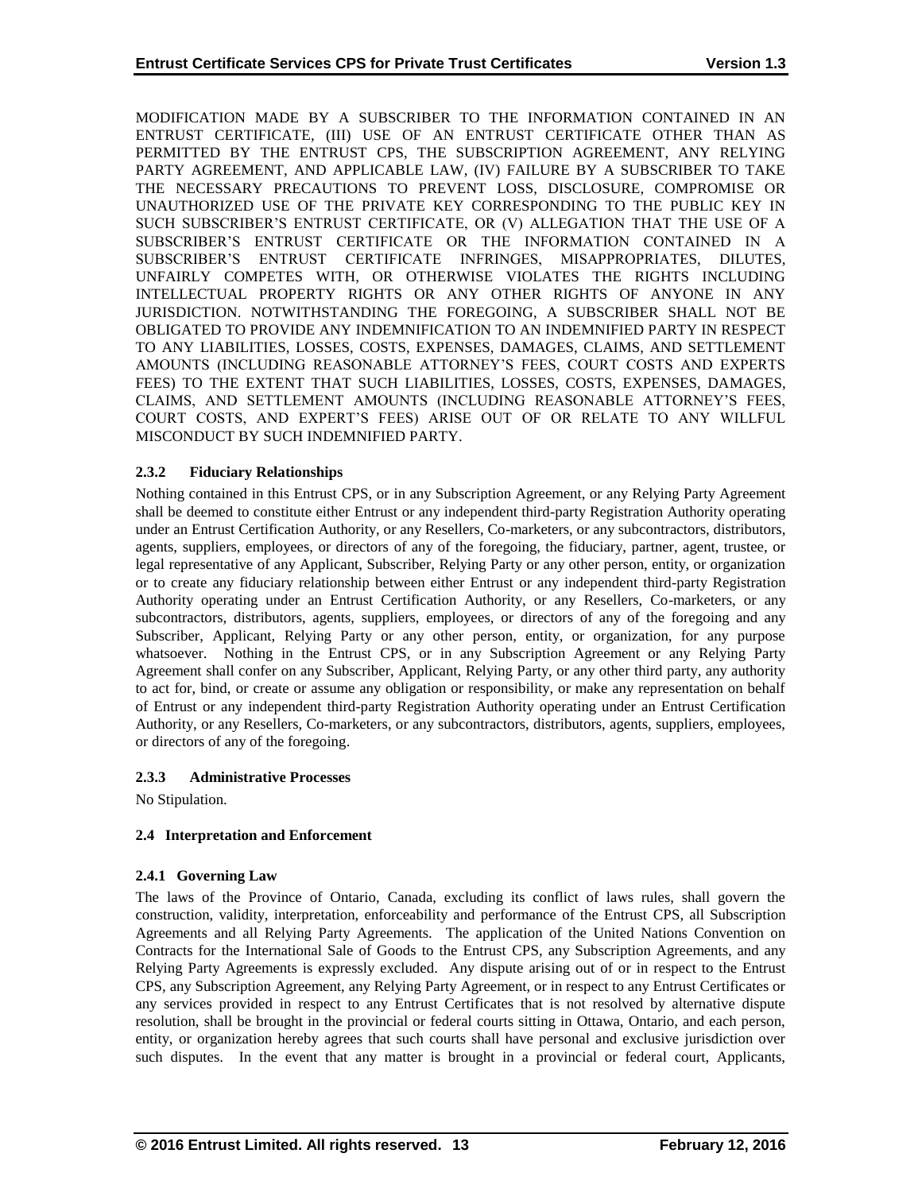MODIFICATION MADE BY A SUBSCRIBER TO THE INFORMATION CONTAINED IN AN ENTRUST CERTIFICATE, (III) USE OF AN ENTRUST CERTIFICATE OTHER THAN AS PERMITTED BY THE ENTRUST CPS, THE SUBSCRIPTION AGREEMENT, ANY RELYING PARTY AGREEMENT, AND APPLICABLE LAW, (IV) FAILURE BY A SUBSCRIBER TO TAKE THE NECESSARY PRECAUTIONS TO PREVENT LOSS, DISCLOSURE, COMPROMISE OR UNAUTHORIZED USE OF THE PRIVATE KEY CORRESPONDING TO THE PUBLIC KEY IN SUCH SUBSCRIBER'S ENTRUST CERTIFICATE, OR (V) ALLEGATION THAT THE USE OF A SUBSCRIBER'S ENTRUST CERTIFICATE OR THE INFORMATION CONTAINED IN A SUBSCRIBER'S ENTRUST CERTIFICATE INFRINGES, MISAPPROPRIATES, DILUTES, UNFAIRLY COMPETES WITH, OR OTHERWISE VIOLATES THE RIGHTS INCLUDING INTELLECTUAL PROPERTY RIGHTS OR ANY OTHER RIGHTS OF ANYONE IN ANY JURISDICTION. NOTWITHSTANDING THE FOREGOING, A SUBSCRIBER SHALL NOT BE OBLIGATED TO PROVIDE ANY INDEMNIFICATION TO AN INDEMNIFIED PARTY IN RESPECT TO ANY LIABILITIES, LOSSES, COSTS, EXPENSES, DAMAGES, CLAIMS, AND SETTLEMENT AMOUNTS (INCLUDING REASONABLE ATTORNEY'S FEES, COURT COSTS AND EXPERTS FEES) TO THE EXTENT THAT SUCH LIABILITIES, LOSSES, COSTS, EXPENSES, DAMAGES, CLAIMS, AND SETTLEMENT AMOUNTS (INCLUDING REASONABLE ATTORNEY'S FEES, COURT COSTS, AND EXPERT'S FEES) ARISE OUT OF OR RELATE TO ANY WILLFUL MISCONDUCT BY SUCH INDEMNIFIED PARTY.

#### 2.3.2 Fiduciary Relationships

Nothing contained in this Entrust CPS, or in any Subscription Agreement, or any Relying Party Agreement shall be deemed to constitute either Entrust or any independent third-party Registration Authority operating under an Entrust Certification Authority, or any Resellers, Co-marketers, or any subcontractors, distributors, agents, suppliers, employees, or directors of any of the foregoing, the fiduciary, partner, agent, trustee, or legal representative of any Applicant, Subscriber, Relying Party or any other person, entity, or organization or to create any fiduciary relationship between either Entrust or any independent third-party Registration Authority operating under an Entrust Certification Authority, or any Resellers, Co-marketers, or any subcontractors, distributors, agents, suppliers, employees, or directors of any of the foregoing and any Subscriber, Applicant, Relying Party or any other person, entity, or organization, for any purpose whatsoever. Nothing in the Entrust CPS, or in any Subscription Agreement or any Relying Party Agreement shall confer on any Subscriber, Applicant, Relying Party, or any other third party, any authority to act for, bind, or create or assume any obligation or responsibility, or make any representation on behalf of Entrust or any independent third-party Registration Authority operating under an Entrust Certification Authority, or any Resellers, Co-marketers, or any subcontractors, distributors, agents, suppliers, employees, or directors of any of the foregoing.

#### 2.3.3 Administrative Processes

No Stipulation.

### 2.4 Interpretation and Enforcement

#### 2.4.1 Governing Law

The laws of the Province of Ontario, Canada, excluding its conflict of laws rules, shall govern the construction, validity, interpretation, enforceability and performance of the Entrust CPS, all Subscription Agreements and all Relying Party Agreements. The application of the United Nations Convention on Contracts for the International Sale of Goods to the Entrust CPS, any Subscription Agreements, and any Relying Party Agreements is expressly excluded. Any dispute arising out of or in respect to the Entrust CPS, any Subscription Agreement, any Relying Party Agreement, or in respect to any Entrust Certificates or any services provided in respect to any Entrust Certificates that is not resolved by alternative dispute resolution, shall be brought in the provincial or federal courts sitting in Ottawa, Ontario, and each person, entity, or organization hereby agrees that such courts shall have personal and exclusive jurisdiction over such disputes. In the event that any matter is brought in a provincial or federal court, Applicants,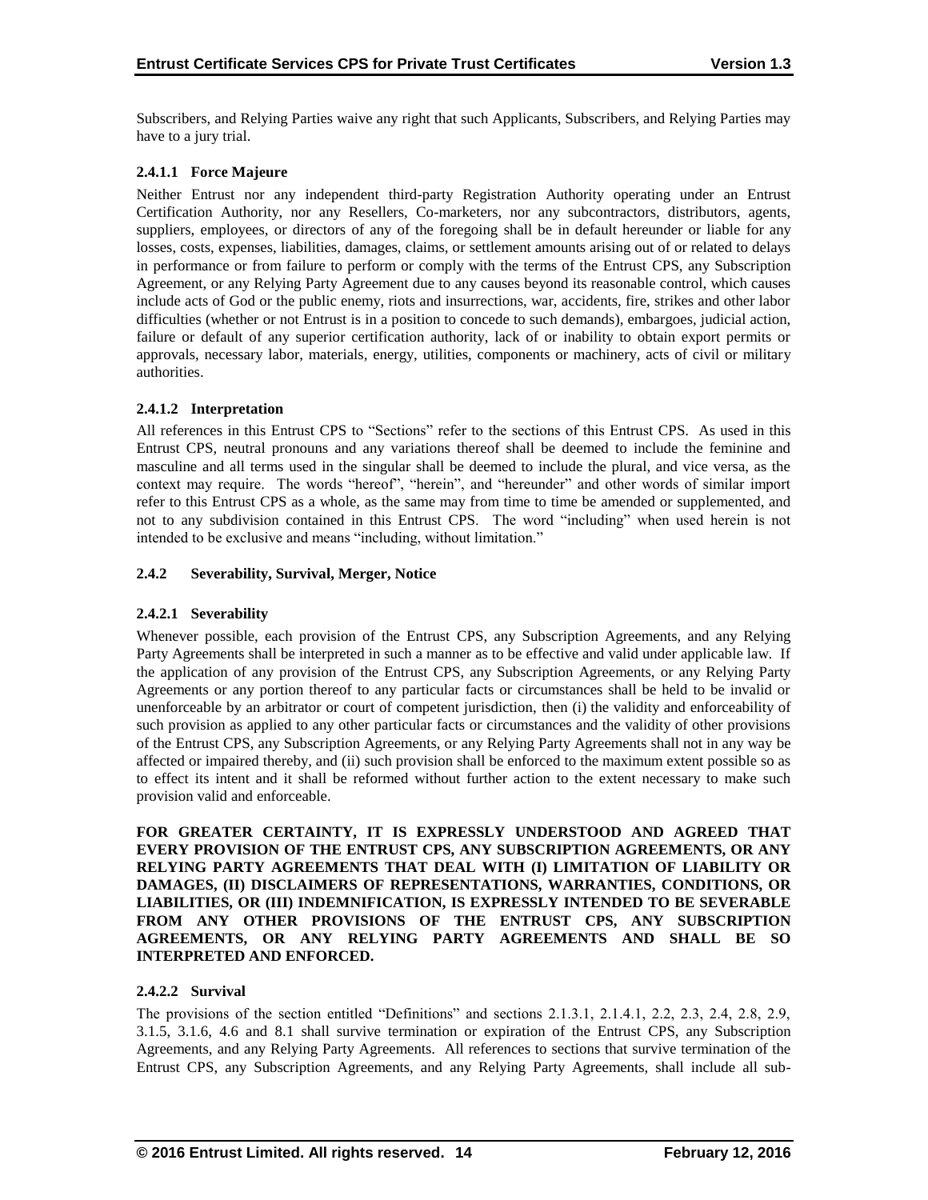Subscribers, and Relying Parties waive any right that such Applicants, Subscribers, and Relying Parties may have to a jury trial.

#### 2.4.1.1 Force Majeure

Neither Entrust nor any independent third-party Registration Authority operating under an Entrust Certification Authority, nor any Resellers, Co-marketers, nor any subcontractors, distributors, agents, suppliers, employees, or directors of any of the foregoing shall be in default hereunder or liable for any losses, costs, expenses, liabilities, damages, claims, or settlement amounts arising out of or related to delays in performance or from failure to perform or comply with the terms of the Entrust CPS, any Subscription Agreement, or any Relying Party Agreement due to any causes beyond its reasonable control, which causes include acts of God or the public enemy, riots and insurrections, war, accidents, fire, strikes and other labor difficulties (whether or not Entrust is in a position to concede to such demands), embargoes, judicial action, failure or default of any superior certification authority, lack of or inability to obtain export permits or approvals, necessary labor, materials, energy, utilities, components or machinery, acts of civil or military authorities.

#### 2.4.1.2 Interpretation

All references in this Entrust CPS to "Sections" refer to the sections of this Entrust CPS. As used in this Entrust CPS, neutral pronouns and any variations thereof shall be deemed to include the feminine and masculine and all terms used in the singular shall be deemed to include the plural, and vice versa, as the context may require. The words "hereof", "herein", and "hereunder" and other words of similar import refer to this Entrust CPS as a whole, as the same may from time to time be amended or supplemented, and not to any subdivision contained in this Entrust CPS. The word "including" when used herein is not intended to be exclusive and means "including, without limitation."

### 2.4.2 Severability, Survival, Merger, Notice

#### 2.4.2.1 Severability

Whenever possible, each provision of the Entrust CPS, any Subscription Agreements, and any Relying Party Agreements shall be interpreted in such a manner as to be effective and valid under applicable law. If the application of any provision of the Entrust CPS, any Subscription Agreements, or any Relying Party Agreements or any portion thereof to any particular facts or circumstances shall be held to be invalid or unenforceable by an arbitrator or court of competent jurisdiction, then (i) the validity and enforceability of such provision as applied to any other particular facts or circumstances and the validity of other provisions of the Entrust CPS, any Subscription Agreements, or any Relying Party Agreements shall not in any way be affected or impaired thereby, and (ii) such provision shall be enforced to the maximum extent possible so as to effect its intent and it shall be reformed without further action to the extent necessary to make such provision valid and enforceable.

**FOR GREATER CERTAINTY, IT IS EXPRESSLY UNDERSTOOD AND AGREED THAT EVERY PROVISION OF THE ENTRUST CPS, ANY SUBSCRIPTION AGREEMENTS, OR ANY RELYING PARTY AGREEMENTS THAT DEAL WITH (I) LIMITATION OF LIABILITY OR DAMAGES, (II) DISCLAIMERS OF REPRESENTATIONS, WARRANTIES, CONDITIONS, OR LIABILITIES, OR (III) INDEMNIFICATION, IS EXPRESSLY INTENDED TO BE SEVERABLE FROM ANY OTHER PROVISIONS OF THE ENTRUST CPS, ANY SUBSCRIPTION AGREEMENTS, OR ANY RELYING PARTY AGREEMENTS AND SHALL BE SO INTERPRETED AND ENFORCED.**

#### 2.4.2.2 Survival

The provisions of the section entitled "Definitions" and sections 2.1.3.1, 2.1.4.1, 2.2, 2.3, 2.4, 2.8, 2.9, 3.1.5, 3.1.6, 4.6 and 8.1 shall survive termination or expiration of the Entrust CPS, any Subscription Agreements, and any Relying Party Agreements. All references to sections that survive termination of the Entrust CPS, any Subscription Agreements, and any Relying Party Agreements, shall include all sub-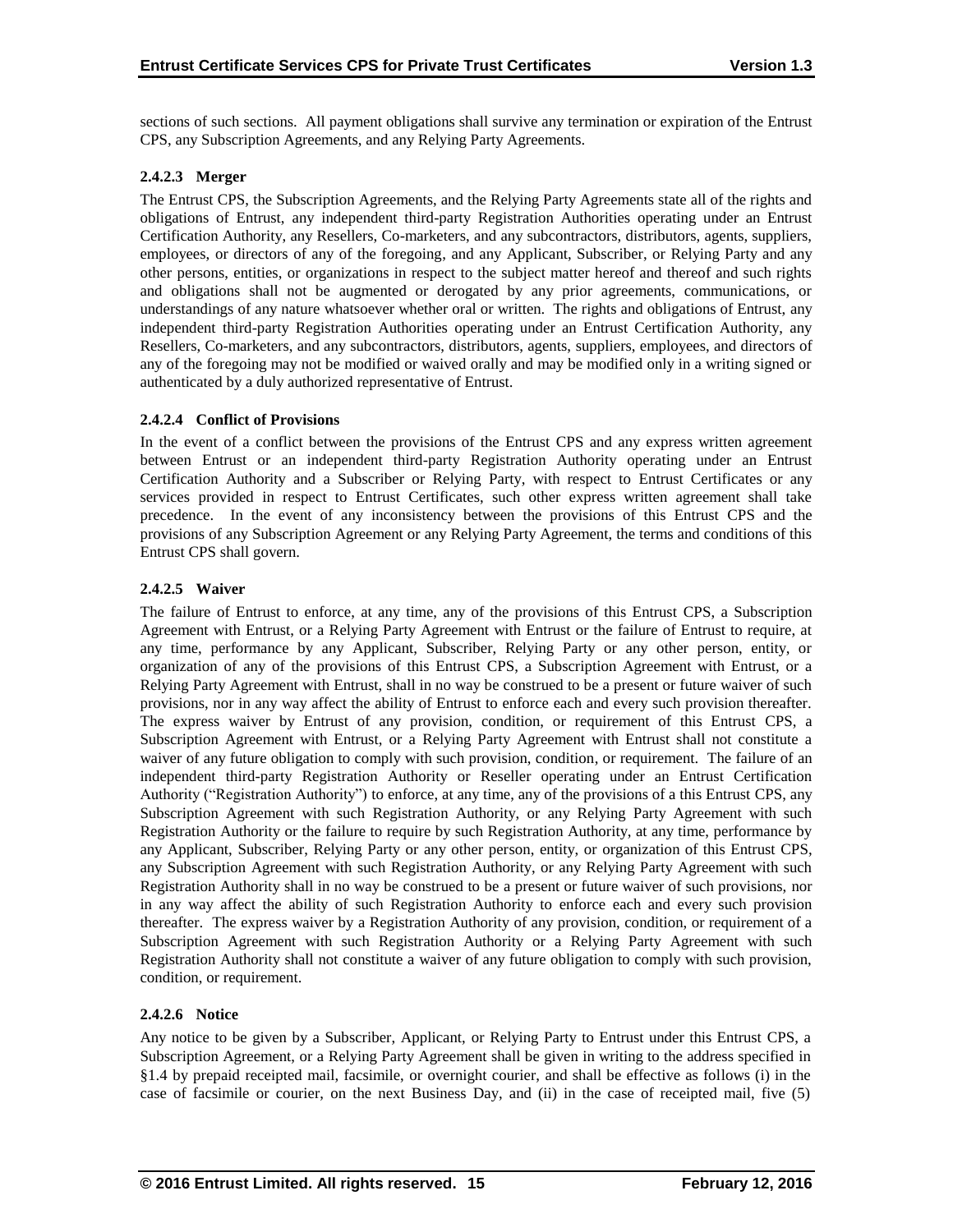sections of such sections. All payment obligations shall survive any termination or expiration of the Entrust CPS, any Subscription Agreements, and any Relying Party Agreements.

#### 2.4.2.3 Merger

The Entrust CPS, the Subscription Agreements, and the Relying Party Agreements state all of the rights and obligations of Entrust, any independent third-party Registration Authorities operating under an Entrust Certification Authority, any Resellers, Co-marketers, and any subcontractors, distributors, agents, suppliers, employees, or directors of any of the foregoing, and any Applicant, Subscriber, or Relying Party and any other persons, entities, or organizations in respect to the subject matter hereof and thereof and such rights and obligations shall not be augmented or derogated by any prior agreements, communications, or understandings of any nature whatsoever whether oral or written. The rights and obligations of Entrust, any independent third-party Registration Authorities operating under an Entrust Certification Authority, any Resellers, Co-marketers, and any subcontractors, distributors, agents, suppliers, employees, and directors of any of the foregoing may not be modified or waived orally and may be modified only in a writing signed or authenticated by a duly authorized representative of Entrust.

#### 2.4.2.4 Conflict of Provisions

In the event of a conflict between the provisions of the Entrust CPS and any express written agreement between Entrust or an independent third-party Registration Authority operating under an Entrust Certification Authority and a Subscriber or Relying Party, with respect to Entrust Certificates or any services provided in respect to Entrust Certificates, such other express written agreement shall take precedence. In the event of any inconsistency between the provisions of this Entrust CPS and the provisions of any Subscription Agreement or any Relying Party Agreement, the terms and conditions of this Entrust CPS shall govern.

#### 2.4.2.5 Waiver

The failure of Entrust to enforce, at any time, any of the provisions of this Entrust CPS, a Subscription Agreement with Entrust, or a Relying Party Agreement with Entrust or the failure of Entrust to require, at any time, performance by any Applicant, Subscriber, Relying Party or any other person, entity, or organization of any of the provisions of this Entrust CPS, a Subscription Agreement with Entrust, or a Relying Party Agreement with Entrust, shall in no way be construed to be a present or future waiver of such provisions, nor in any way affect the ability of Entrust to enforce each and every such provision thereafter. The express waiver by Entrust of any provision, condition, or requirement of this Entrust CPS, a Subscription Agreement with Entrust, or a Relying Party Agreement with Entrust shall not constitute a waiver of any future obligation to comply with such provision, condition, or requirement. The failure of an independent third-party Registration Authority or Reseller operating under an Entrust Certification Authority ("Registration Authority") to enforce, at any time, any of the provisions of a this Entrust CPS, any Subscription Agreement with such Registration Authority, or any Relying Party Agreement with such Registration Authority or the failure to require by such Registration Authority, at any time, performance by any Applicant, Subscriber, Relying Party or any other person, entity, or organization of this Entrust CPS, any Subscription Agreement with such Registration Authority, or any Relying Party Agreement with such Registration Authority shall in no way be construed to be a present or future waiver of such provisions, nor in any way affect the ability of such Registration Authority to enforce each and every such provision thereafter. The express waiver by a Registration Authority of any provision, condition, or requirement of a Subscription Agreement with such Registration Authority or a Relying Party Agreement with such Registration Authority shall not constitute a waiver of any future obligation to comply with such provision, condition, or requirement.

#### 2.4.2.6 Notice

Any notice to be given by a Subscriber, Applicant, or Relying Party to Entrust under this Entrust CPS, a Subscription Agreement, or a Relying Party Agreement shall be given in writing to the address specified in §1.4 by prepaid receipted mail, facsimile, or overnight courier, and shall be effective as follows (i) in the case of facsimile or courier, on the next Business Day, and (ii) in the case of receipted mail, five (5)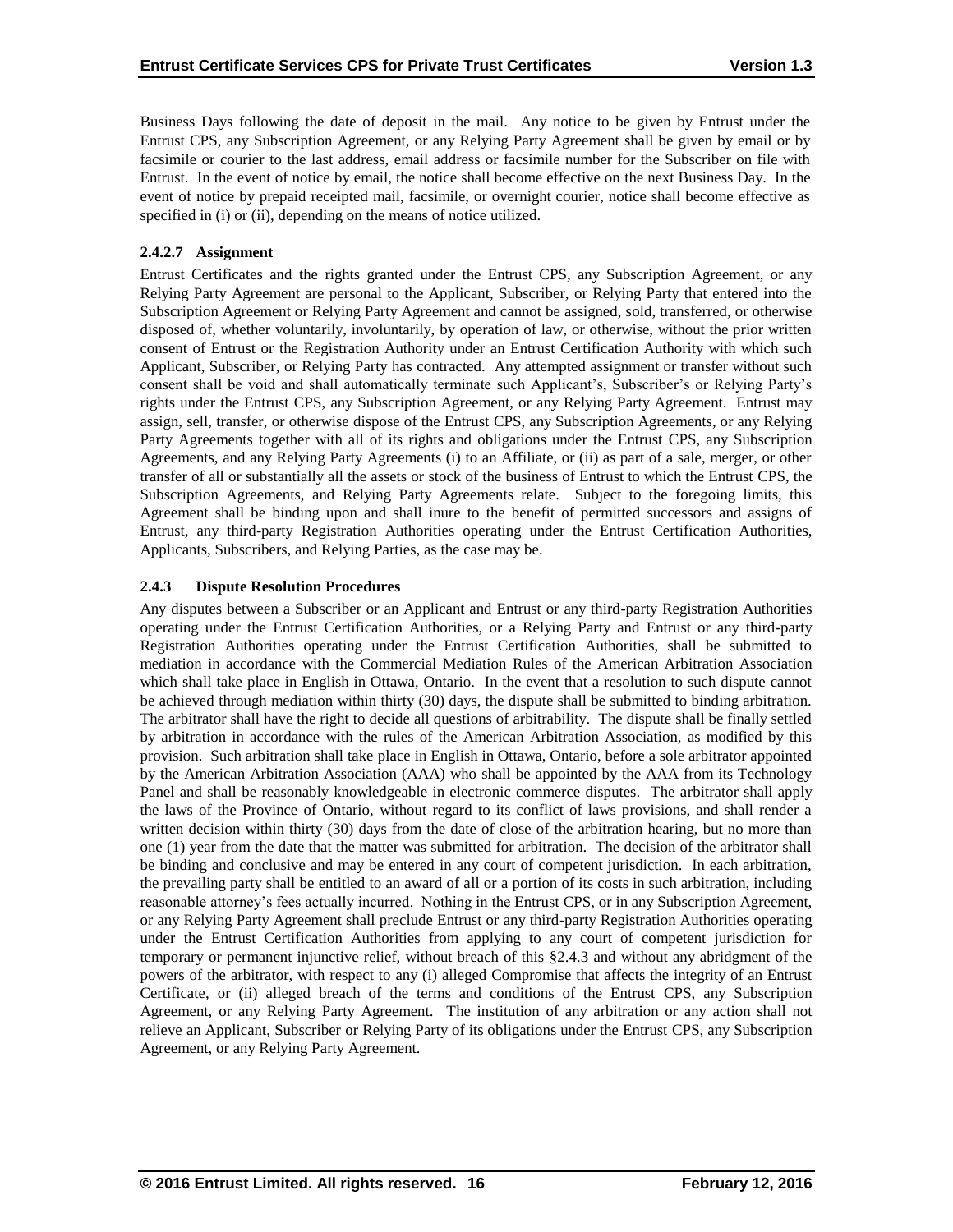Business Days following the date of deposit in the mail. Any notice to be given by Entrust under the Entrust CPS, any Subscription Agreement, or any Relying Party Agreement shall be given by email or by facsimile or courier to the last address, email address or facsimile number for the Subscriber on file with Entrust. In the event of notice by email, the notice shall become effective on the next Business Day. In the event of notice by prepaid receipted mail, facsimile, or overnight courier, notice shall become effective as specified in (i) or (ii), depending on the means of notice utilized.

#### 2.4.2.7 Assignment

Entrust Certificates and the rights granted under the Entrust CPS, any Subscription Agreement, or any Relying Party Agreement are personal to the Applicant, Subscriber, or Relying Party that entered into the Subscription Agreement or Relying Party Agreement and cannot be assigned, sold, transferred, or otherwise disposed of, whether voluntarily, involuntarily, by operation of law, or otherwise, without the prior written consent of Entrust or the Registration Authority under an Entrust Certification Authority with which such Applicant, Subscriber, or Relying Party has contracted. Any attempted assignment or transfer without such consent shall be void and shall automatically terminate such Applicant's, Subscriber's or Relying Party's rights under the Entrust CPS, any Subscription Agreement, or any Relying Party Agreement. Entrust may assign, sell, transfer, or otherwise dispose of the Entrust CPS, any Subscription Agreements, or any Relying Party Agreements together with all of its rights and obligations under the Entrust CPS, any Subscription Agreements, and any Relying Party Agreements (i) to an Affiliate, or (ii) as part of a sale, merger, or other transfer of all or substantially all the assets or stock of the business of Entrust to which the Entrust CPS, the Subscription Agreements, and Relying Party Agreements relate. Subject to the foregoing limits, this Agreement shall be binding upon and shall inure to the benefit of permitted successors and assigns of Entrust, any third-party Registration Authorities operating under the Entrust Certification Authorities, Applicants, Subscribers, and Relying Parties, as the case may be.

### 2.4.3 Dispute Resolution Procedures

Any disputes between a Subscriber or an Applicant and Entrust or any third-party Registration Authorities operating under the Entrust Certification Authorities, or a Relying Party and Entrust or any third-party Registration Authorities operating under the Entrust Certification Authorities, shall be submitted to mediation in accordance with the Commercial Mediation Rules of the American Arbitration Association which shall take place in English in Ottawa, Ontario. In the event that a resolution to such dispute cannot be achieved through mediation within thirty (30) days, the dispute shall be submitted to binding arbitration. The arbitrator shall have the right to decide all questions of arbitrability. The dispute shall be finally settled by arbitration in accordance with the rules of the American Arbitration Association, as modified by this provision. Such arbitration shall take place in English in Ottawa, Ontario, before a sole arbitrator appointed by the American Arbitration Association (AAA) who shall be appointed by the AAA from its Technology Panel and shall be reasonably knowledgeable in electronic commerce disputes. The arbitrator shall apply the laws of the Province of Ontario, without regard to its conflict of laws provisions, and shall render a written decision within thirty (30) days from the date of close of the arbitration hearing, but no more than one (1) year from the date that the matter was submitted for arbitration. The decision of the arbitrator shall be binding and conclusive and may be entered in any court of competent jurisdiction. In each arbitration, the prevailing party shall be entitled to an award of all or a portion of its costs in such arbitration, including reasonable attorney's fees actually incurred. Nothing in the Entrust CPS, or in any Subscription Agreement, or any Relying Party Agreement shall preclude Entrust or any third-party Registration Authorities operating under the Entrust Certification Authorities from applying to any court of competent jurisdiction for temporary or permanent injunctive relief, without breach of this §2.4.3 and without any abridgment of the powers of the arbitrator, with respect to any (i) alleged Compromise that affects the integrity of an Entrust Certificate, or (ii) alleged breach of the terms and conditions of the Entrust CPS, any Subscription Agreement, or any Relying Party Agreement. The institution of any arbitration or any action shall not relieve an Applicant, Subscriber or Relying Party of its obligations under the Entrust CPS, any Subscription Agreement, or any Relying Party Agreement.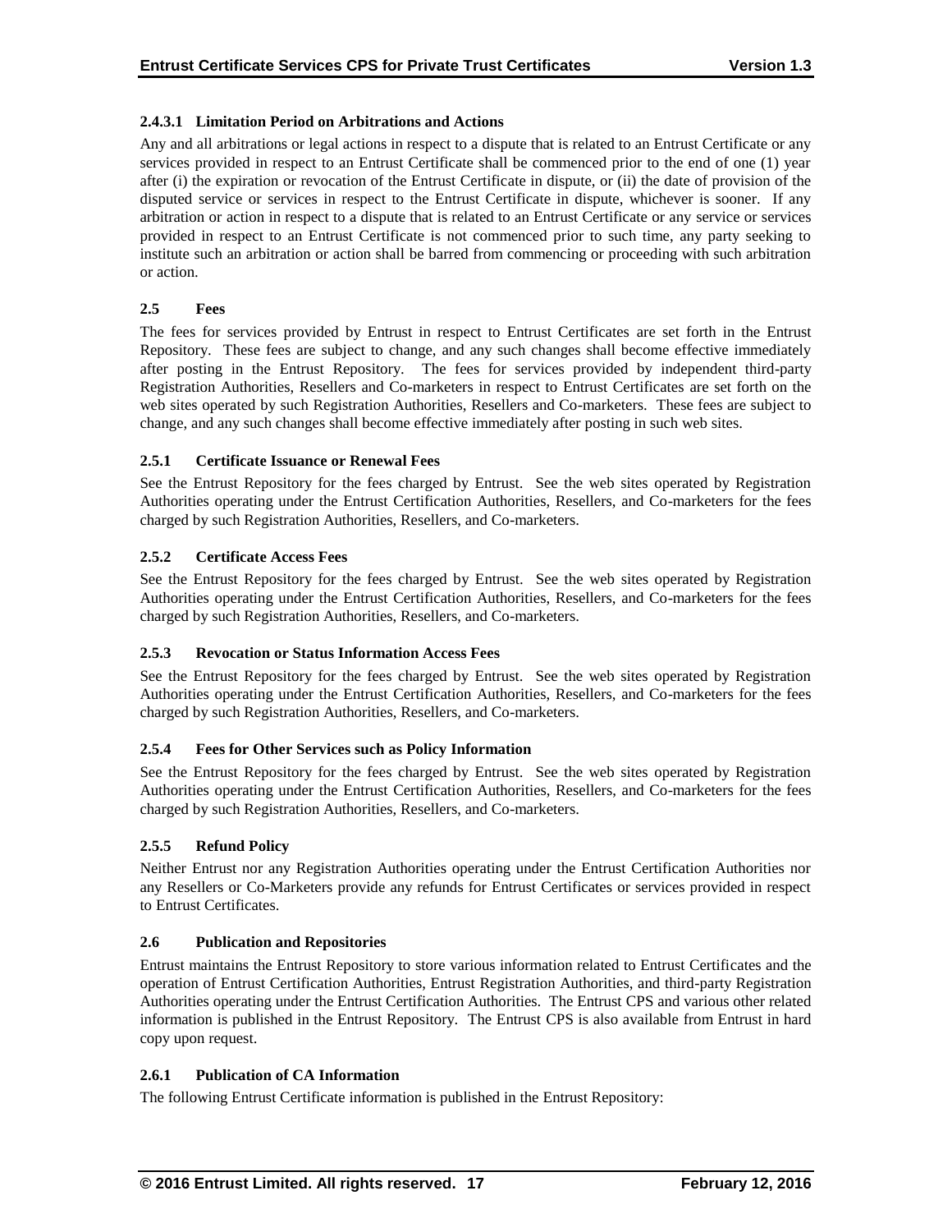#### 2.4.3.1 Limitation Period on Arbitrations and Actions

Any and all arbitrations or legal actions in respect to a dispute that is related to an Entrust Certificate or any services provided in respect to an Entrust Certificate shall be commenced prior to the end of one (1) year after (i) the expiration or revocation of the Entrust Certificate in dispute, or (ii) the date of provision of the disputed service or services in respect to the Entrust Certificate in dispute, whichever is sooner. If any arbitration or action in respect to a dispute that is related to an Entrust Certificate or any service or services provided in respect to an Entrust Certificate is not commenced prior to such time, any party seeking to institute such an arbitration or action shall be barred from commencing or proceeding with such arbitration or action.

## 2.5 Fees

The fees for services provided by Entrust in respect to Entrust Certificates are set forth in the Entrust Repository. These fees are subject to change, and any such changes shall become effective immediately after posting in the Entrust Repository. The fees for services provided by independent third-party Registration Authorities, Resellers and Co-marketers in respect to Entrust Certificates are set forth on the web sites operated by such Registration Authorities, Resellers and Co-marketers. These fees are subject to change, and any such changes shall become effective immediately after posting in such web sites.

### 2.5.1 Certificate Issuance or Renewal Fees

See the Entrust Repository for the fees charged by Entrust. See the web sites operated by Registration Authorities operating under the Entrust Certification Authorities, Resellers, and Co-marketers for the fees charged by such Registration Authorities, Resellers, and Co-marketers.

### 2.5.2 Certificate Access Fees

See the Entrust Repository for the fees charged by Entrust. See the web sites operated by Registration Authorities operating under the Entrust Certification Authorities, Resellers, and Co-marketers for the fees charged by such Registration Authorities, Resellers, and Co-marketers.

### 2.5.3 Revocation or Status Information Access Fees

See the Entrust Repository for the fees charged by Entrust. See the web sites operated by Registration Authorities operating under the Entrust Certification Authorities, Resellers, and Co-marketers for the fees charged by such Registration Authorities, Resellers, and Co-marketers.

### 2.5.4 Fees for Other Services such as Policy Information

See the Entrust Repository for the fees charged by Entrust. See the web sites operated by Registration Authorities operating under the Entrust Certification Authorities, Resellers, and Co-marketers for the fees charged by such Registration Authorities, Resellers, and Co-marketers.

### 2.5.5 Refund Policy

Neither Entrust nor any Registration Authorities operating under the Entrust Certification Authorities nor any Resellers or Co-Marketers provide any refunds for Entrust Certificates or services provided in respect to Entrust Certificates.

## 2.6 Publication and Repositories

Entrust maintains the Entrust Repository to store various information related to Entrust Certificates and the operation of Entrust Certification Authorities, Entrust Registration Authorities, and third-party Registration Authorities operating under the Entrust Certification Authorities. The Entrust CPS and various other related information is published in the Entrust Repository. The Entrust CPS is also available from Entrust in hard copy upon request.

### 2.6.1 Publication of CA Information

The following Entrust Certificate information is published in the Entrust Repository: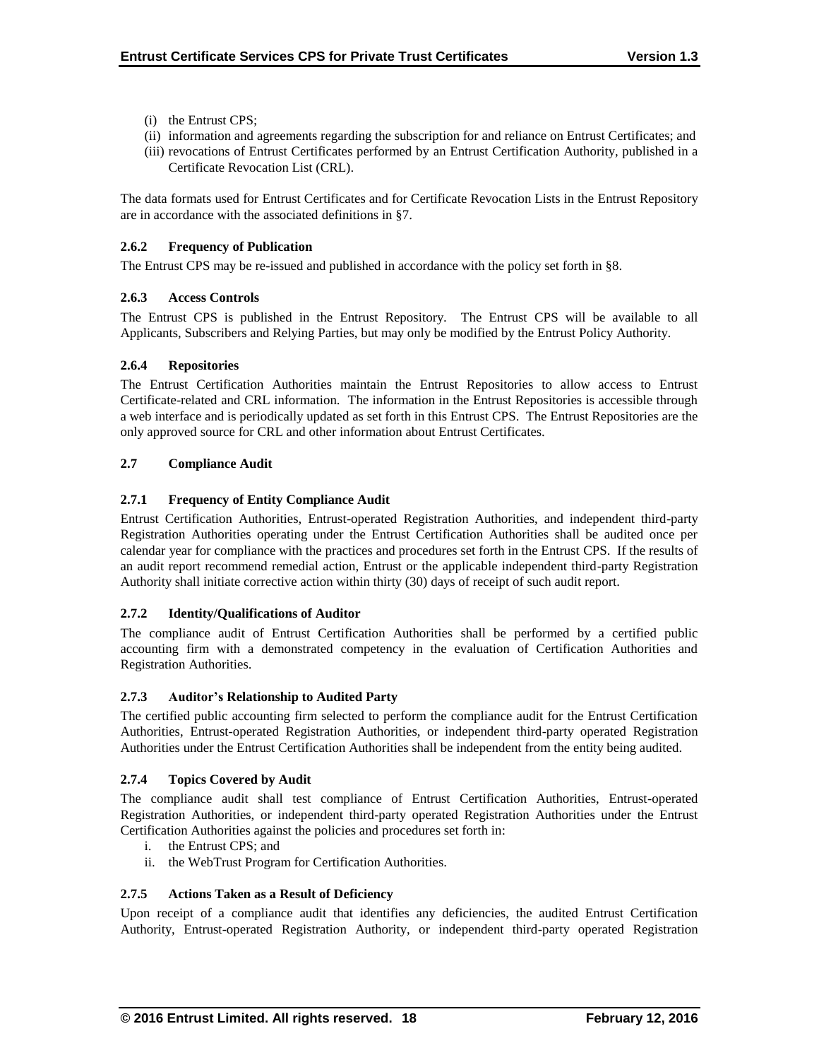(i) the Entrust CPS;
(ii) information and agreements regarding the subscription for and reliance on Entrust Certificates; and
(iii) revocations of Entrust Certificates performed by an Entrust Certification Authority, published in a Certificate Revocation List (CRL).

The data formats used for Entrust Certificates and for Certificate Revocation Lists in the Entrust Repository are in accordance with the associated definitions in §7.

### 2.6.2 Frequency of Publication

The Entrust CPS may be re-issued and published in accordance with the policy set forth in §8.

### 2.6.3 Access Controls

The Entrust CPS is published in the Entrust Repository. The Entrust CPS will be available to all Applicants, Subscribers and Relying Parties, but may only be modified by the Entrust Policy Authority.

### 2.6.4 Repositories

The Entrust Certification Authorities maintain the Entrust Repositories to allow access to Entrust Certificate-related and CRL information. The information in the Entrust Repositories is accessible through a web interface and is periodically updated as set forth in this Entrust CPS. The Entrust Repositories are the only approved source for CRL and other information about Entrust Certificates.

## 2.7 Compliance Audit

### 2.7.1 Frequency of Entity Compliance Audit

Entrust Certification Authorities, Entrust-operated Registration Authorities, and independent third-party Registration Authorities operating under the Entrust Certification Authorities shall be audited once per calendar year for compliance with the practices and procedures set forth in the Entrust CPS. If the results of an audit report recommend remedial action, Entrust or the applicable independent third-party Registration Authority shall initiate corrective action within thirty (30) days of receipt of such audit report.

### 2.7.2 Identity/Qualifications of Auditor

The compliance audit of Entrust Certification Authorities shall be performed by a certified public accounting firm with a demonstrated competency in the evaluation of Certification Authorities and Registration Authorities.

### 2.7.3 Auditor's Relationship to Audited Party

The certified public accounting firm selected to perform the compliance audit for the Entrust Certification Authorities, Entrust-operated Registration Authorities, or independent third-party operated Registration Authorities under the Entrust Certification Authorities shall be independent from the entity being audited.

### 2.7.4 Topics Covered by Audit

The compliance audit shall test compliance of Entrust Certification Authorities, Entrust-operated Registration Authorities, or independent third-party operated Registration Authorities under the Entrust Certification Authorities against the policies and procedures set forth in:

i. the Entrust CPS; and
ii. the WebTrust Program for Certification Authorities.

### 2.7.5 Actions Taken as a Result of Deficiency

Upon receipt of a compliance audit that identifies any deficiencies, the audited Entrust Certification Authority, Entrust-operated Registration Authority, or independent third-party operated Registration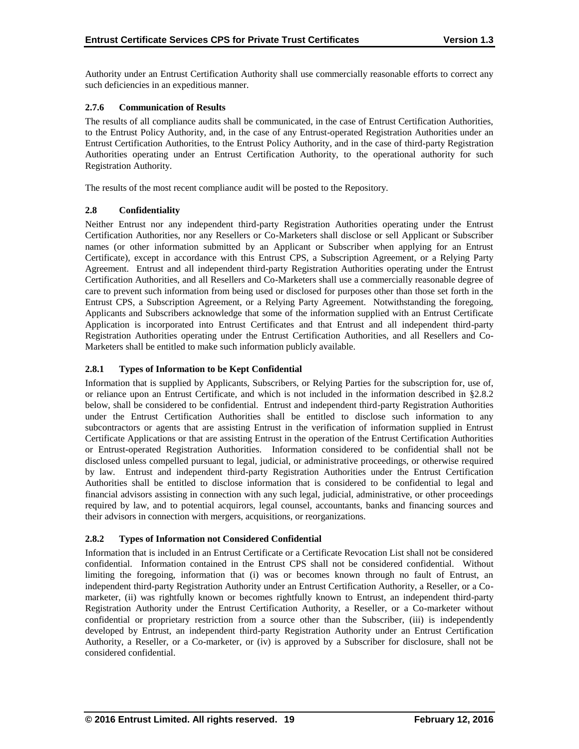Authority under an Entrust Certification Authority shall use commercially reasonable efforts to correct any such deficiencies in an expeditious manner.

### 2.7.6 Communication of Results

The results of all compliance audits shall be communicated, in the case of Entrust Certification Authorities, to the Entrust Policy Authority, and, in the case of any Entrust-operated Registration Authorities under an Entrust Certification Authorities, to the Entrust Policy Authority, and in the case of third-party Registration Authorities operating under an Entrust Certification Authority, to the operational authority for such Registration Authority.

The results of the most recent compliance audit will be posted to the Repository.

## 2.8 Confidentiality

Neither Entrust nor any independent third-party Registration Authorities operating under the Entrust Certification Authorities, nor any Resellers or Co-Marketers shall disclose or sell Applicant or Subscriber names (or other information submitted by an Applicant or Subscriber when applying for an Entrust Certificate), except in accordance with this Entrust CPS, a Subscription Agreement, or a Relying Party Agreement. Entrust and all independent third-party Registration Authorities operating under the Entrust Certification Authorities, and all Resellers and Co-Marketers shall use a commercially reasonable degree of care to prevent such information from being used or disclosed for purposes other than those set forth in the Entrust CPS, a Subscription Agreement, or a Relying Party Agreement. Notwithstanding the foregoing, Applicants and Subscribers acknowledge that some of the information supplied with an Entrust Certificate Application is incorporated into Entrust Certificates and that Entrust and all independent third-party Registration Authorities operating under the Entrust Certification Authorities, and all Resellers and Co-Marketers shall be entitled to make such information publicly available.

### 2.8.1 Types of Information to be Kept Confidential

Information that is supplied by Applicants, Subscribers, or Relying Parties for the subscription for, use of, or reliance upon an Entrust Certificate, and which is not included in the information described in §2.8.2 below, shall be considered to be confidential. Entrust and independent third-party Registration Authorities under the Entrust Certification Authorities shall be entitled to disclose such information to any subcontractors or agents that are assisting Entrust in the verification of information supplied in Entrust Certificate Applications or that are assisting Entrust in the operation of the Entrust Certification Authorities or Entrust-operated Registration Authorities. Information considered to be confidential shall not be disclosed unless compelled pursuant to legal, judicial, or administrative proceedings, or otherwise required by law. Entrust and independent third-party Registration Authorities under the Entrust Certification Authorities shall be entitled to disclose information that is considered to be confidential to legal and financial advisors assisting in connection with any such legal, judicial, administrative, or other proceedings required by law, and to potential acquirors, legal counsel, accountants, banks and financing sources and their advisors in connection with mergers, acquisitions, or reorganizations.

### 2.8.2 Types of Information not Considered Confidential

Information that is included in an Entrust Certificate or a Certificate Revocation List shall not be considered confidential. Information contained in the Entrust CPS shall not be considered confidential. Without limiting the foregoing, information that (i) was or becomes known through no fault of Entrust, an independent third-party Registration Authority under an Entrust Certification Authority, a Reseller, or a Co-marketer, (ii) was rightfully known or becomes rightfully known to Entrust, an independent third-party Registration Authority under the Entrust Certification Authority, a Reseller, or a Co-marketer without confidential or proprietary restriction from a source other than the Subscriber, (iii) is independently developed by Entrust, an independent third-party Registration Authority under an Entrust Certification Authority, a Reseller, or a Co-marketer, or (iv) is approved by a Subscriber for disclosure, shall not be considered confidential.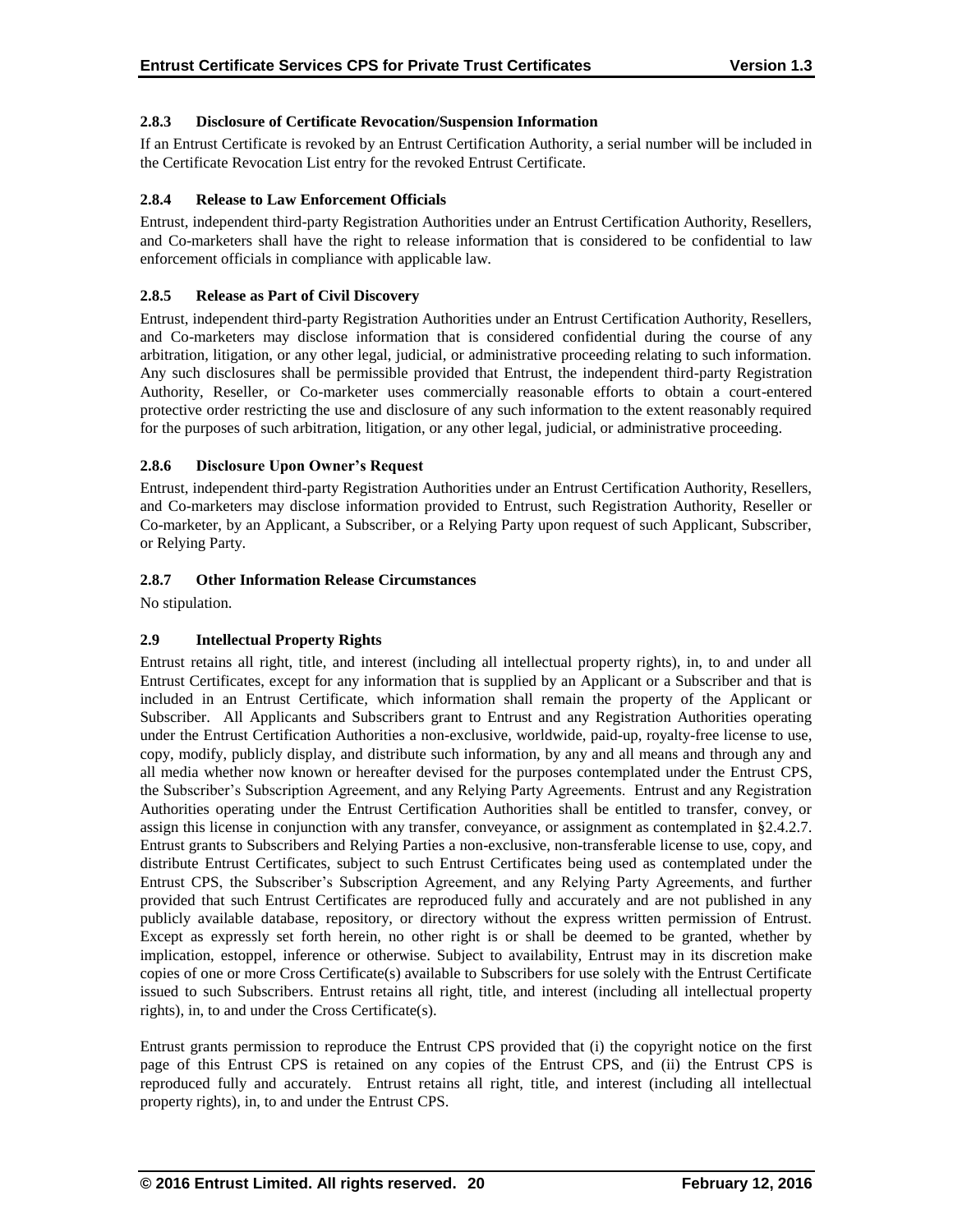### 2.8.3 Disclosure of Certificate Revocation/Suspension Information

If an Entrust Certificate is revoked by an Entrust Certification Authority, a serial number will be included in the Certificate Revocation List entry for the revoked Entrust Certificate.

### 2.8.4 Release to Law Enforcement Officials

Entrust, independent third-party Registration Authorities under an Entrust Certification Authority, Resellers, and Co-marketers shall have the right to release information that is considered to be confidential to law enforcement officials in compliance with applicable law.

### 2.8.5 Release as Part of Civil Discovery

Entrust, independent third-party Registration Authorities under an Entrust Certification Authority, Resellers, and Co-marketers may disclose information that is considered confidential during the course of any arbitration, litigation, or any other legal, judicial, or administrative proceeding relating to such information. Any such disclosures shall be permissible provided that Entrust, the independent third-party Registration Authority, Reseller, or Co-marketer uses commercially reasonable efforts to obtain a court-entered protective order restricting the use and disclosure of any such information to the extent reasonably required for the purposes of such arbitration, litigation, or any other legal, judicial, or administrative proceeding.

### 2.8.6 Disclosure Upon Owner's Request

Entrust, independent third-party Registration Authorities under an Entrust Certification Authority, Resellers, and Co-marketers may disclose information provided to Entrust, such Registration Authority, Reseller or Co-marketer, by an Applicant, a Subscriber, or a Relying Party upon request of such Applicant, Subscriber, or Relying Party.

### 2.8.7 Other Information Release Circumstances

No stipulation.

## 2.9 Intellectual Property Rights

Entrust retains all right, title, and interest (including all intellectual property rights), in, to and under all Entrust Certificates, except for any information that is supplied by an Applicant or a Subscriber and that is included in an Entrust Certificate, which information shall remain the property of the Applicant or Subscriber. All Applicants and Subscribers grant to Entrust and any Registration Authorities operating under the Entrust Certification Authorities a non-exclusive, worldwide, paid-up, royalty-free license to use, copy, modify, publicly display, and distribute such information, by any and all means and through any and all media whether now known or hereafter devised for the purposes contemplated under the Entrust CPS, the Subscriber's Subscription Agreement, and any Relying Party Agreements. Entrust and any Registration Authorities operating under the Entrust Certification Authorities shall be entitled to transfer, convey, or assign this license in conjunction with any transfer, conveyance, or assignment as contemplated in §2.4.2.7. Entrust grants to Subscribers and Relying Parties a non-exclusive, non-transferable license to use, copy, and distribute Entrust Certificates, subject to such Entrust Certificates being used as contemplated under the Entrust CPS, the Subscriber's Subscription Agreement, and any Relying Party Agreements, and further provided that such Entrust Certificates are reproduced fully and accurately and are not published in any publicly available database, repository, or directory without the express written permission of Entrust. Except as expressly set forth herein, no other right is or shall be deemed to be granted, whether by implication, estoppel, inference or otherwise. Subject to availability, Entrust may in its discretion make copies of one or more Cross Certificate(s) available to Subscribers for use solely with the Entrust Certificate issued to such Subscribers. Entrust retains all right, title, and interest (including all intellectual property rights), in, to and under the Cross Certificate(s).

Entrust grants permission to reproduce the Entrust CPS provided that (i) the copyright notice on the first page of this Entrust CPS is retained on any copies of the Entrust CPS, and (ii) the Entrust CPS is reproduced fully and accurately. Entrust retains all right, title, and interest (including all intellectual property rights), in, to and under the Entrust CPS.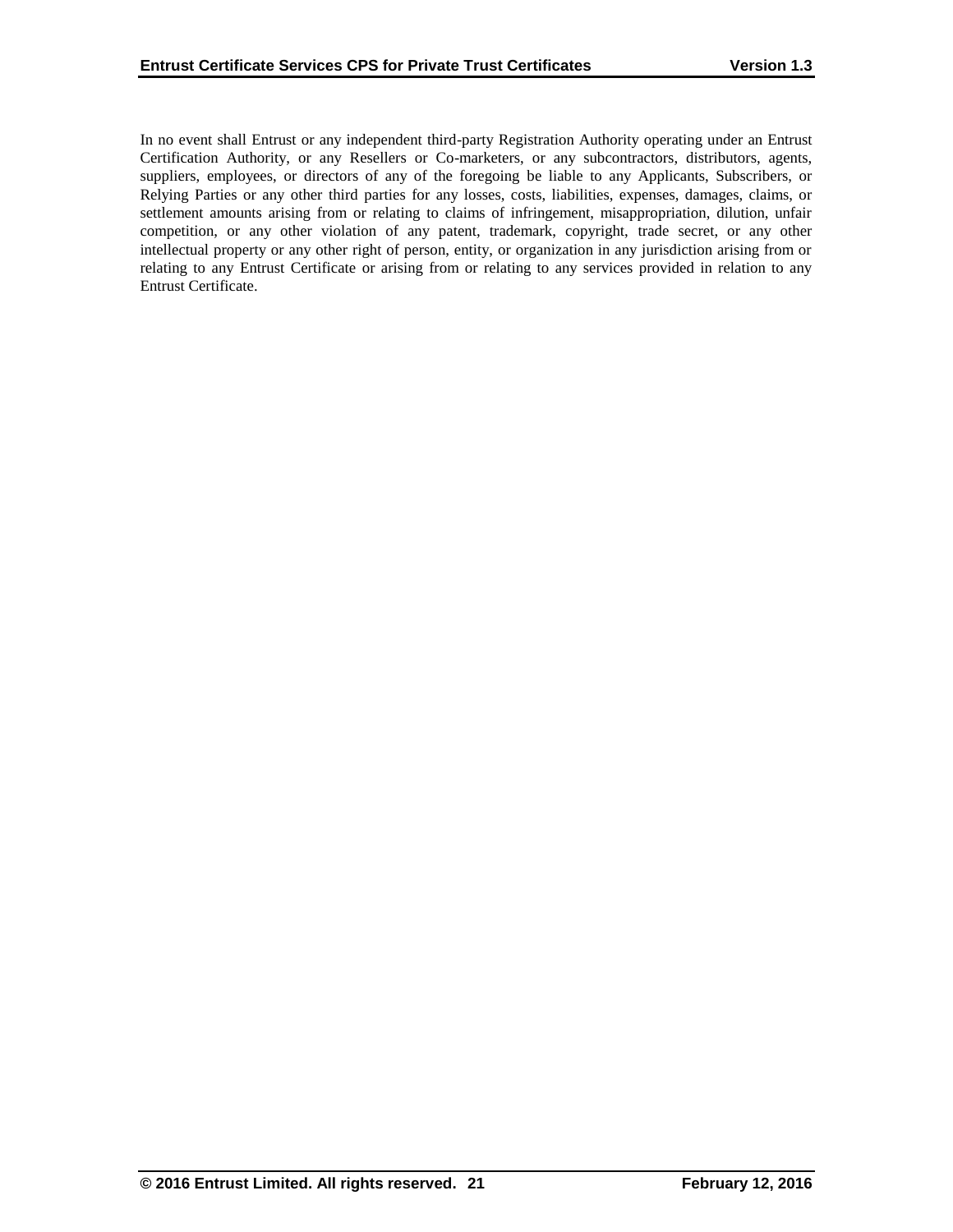In no event shall Entrust or any independent third-party Registration Authority operating under an Entrust Certification Authority, or any Resellers or Co-marketers, or any subcontractors, distributors, agents, suppliers, employees, or directors of any of the foregoing be liable to any Applicants, Subscribers, or Relying Parties or any other third parties for any losses, costs, liabilities, expenses, damages, claims, or settlement amounts arising from or relating to claims of infringement, misappropriation, dilution, unfair competition, or any other violation of any patent, trademark, copyright, trade secret, or any other intellectual property or any other right of person, entity, or organization in any jurisdiction arising from or relating to any Entrust Certificate or arising from or relating to any services provided in relation to any Entrust Certificate.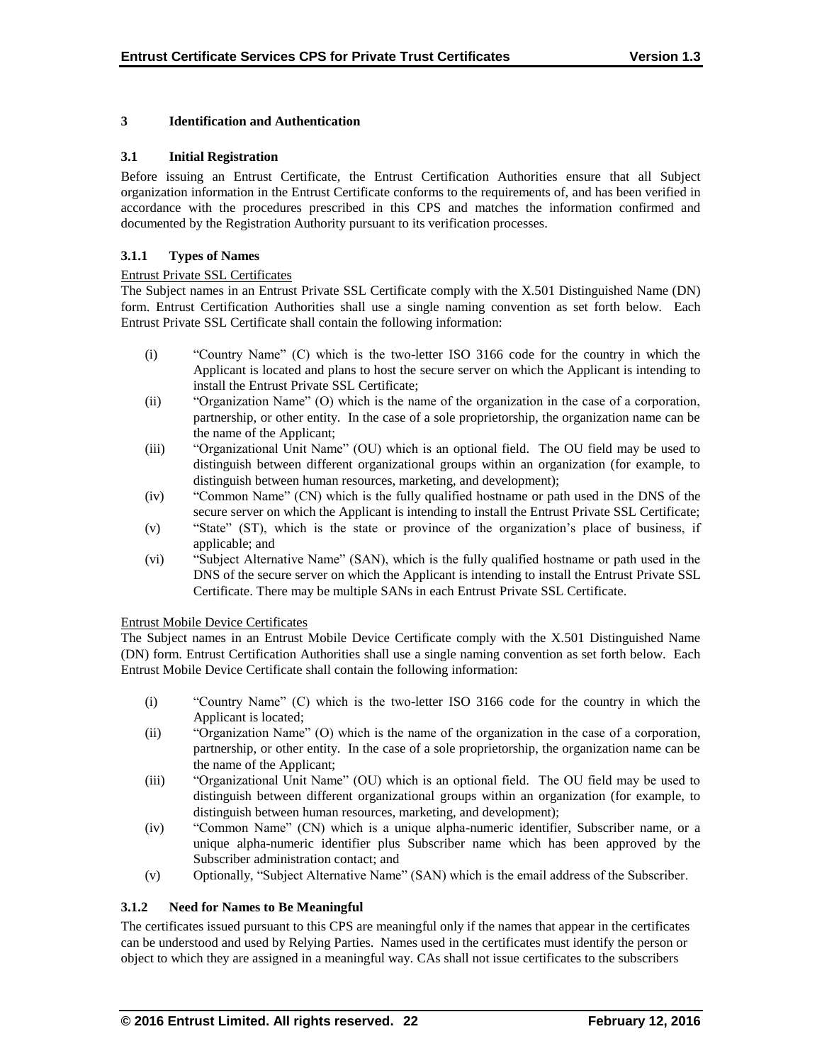# 3 Identification and Authentication

## 3.1 Initial Registration

Before issuing an Entrust Certificate, the Entrust Certification Authorities ensure that all Subject organization information in the Entrust Certificate conforms to the requirements of, and has been verified in accordance with the procedures prescribed in this CPS and matches the information confirmed and documented by the Registration Authority pursuant to its verification processes.

### 3.1.1 Types of Names

Entrust Private SSL Certificates

The Subject names in an Entrust Private SSL Certificate comply with the X.501 Distinguished Name (DN) form. Entrust Certification Authorities shall use a single naming convention as set forth below. Each Entrust Private SSL Certificate shall contain the following information:

(i) "Country Name" (C) which is the two-letter ISO 3166 code for the country in which the Applicant is located and plans to host the secure server on which the Applicant is intending to install the Entrust Private SSL Certificate;

(ii) "Organization Name" (O) which is the name of the organization in the case of a corporation, partnership, or other entity. In the case of a sole proprietorship, the organization name can be the name of the Applicant;

(iii) "Organizational Unit Name" (OU) which is an optional field. The OU field may be used to distinguish between different organizational groups within an organization (for example, to distinguish between human resources, marketing, and development);

(iv) "Common Name" (CN) which is the fully qualified hostname or path used in the DNS of the secure server on which the Applicant is intending to install the Entrust Private SSL Certificate;

(v) "State" (ST), which is the state or province of the organization's place of business, if applicable; and

(vi) "Subject Alternative Name" (SAN), which is the fully qualified hostname or path used in the DNS of the secure server on which the Applicant is intending to install the Entrust Private SSL Certificate. There may be multiple SANs in each Entrust Private SSL Certificate.

Entrust Mobile Device Certificates

The Subject names in an Entrust Mobile Device Certificate comply with the X.501 Distinguished Name (DN) form. Entrust Certification Authorities shall use a single naming convention as set forth below. Each Entrust Mobile Device Certificate shall contain the following information:

(i) "Country Name" (C) which is the two-letter ISO 3166 code for the country in which the Applicant is located;

(ii) "Organization Name" (O) which is the name of the organization in the case of a corporation, partnership, or other entity. In the case of a sole proprietorship, the organization name can be the name of the Applicant;

(iii) "Organizational Unit Name" (OU) which is an optional field. The OU field may be used to distinguish between different organizational groups within an organization (for example, to distinguish between human resources, marketing, and development);

(iv) "Common Name" (CN) which is a unique alpha-numeric identifier, Subscriber name, or a unique alpha-numeric identifier plus Subscriber name which has been approved by the Subscriber administration contact; and

(v) Optionally, "Subject Alternative Name" (SAN) which is the email address of the Subscriber.

### 3.1.2 Need for Names to Be Meaningful

The certificates issued pursuant to this CPS are meaningful only if the names that appear in the certificates can be understood and used by Relying Parties. Names used in the certificates must identify the person or object to which they are assigned in a meaningful way. CAs shall not issue certificates to the subscribers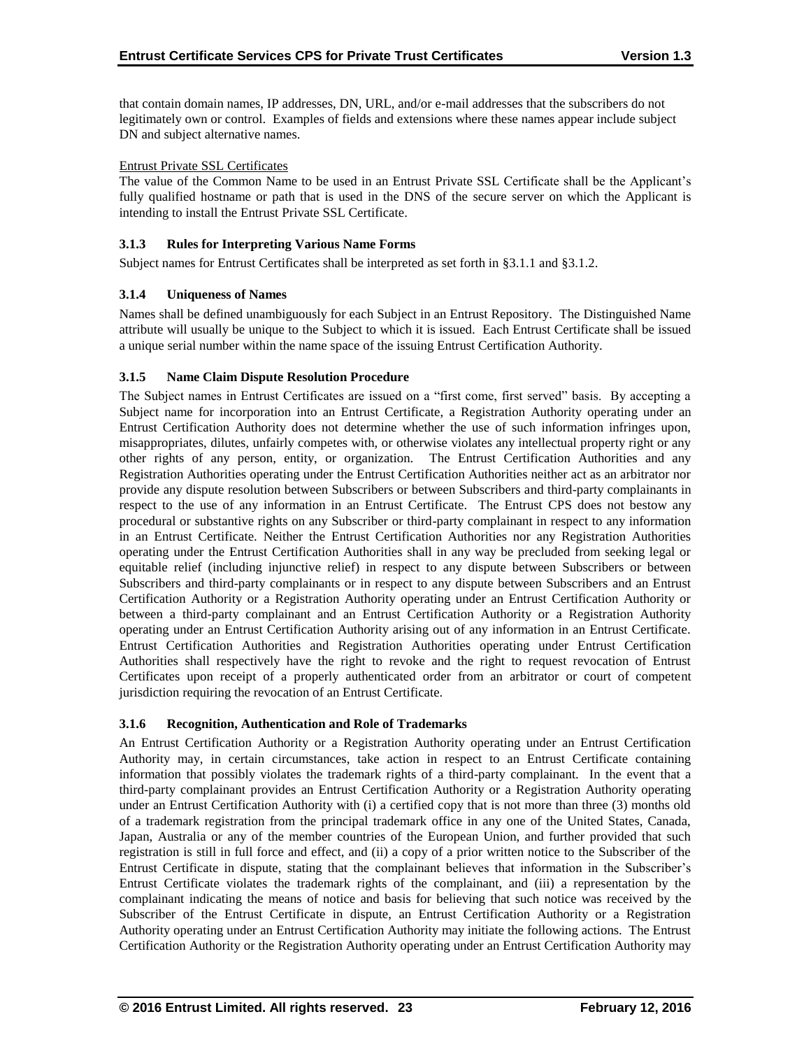that contain domain names, IP addresses, DN, URL, and/or e-mail addresses that the subscribers do not legitimately own or control. Examples of fields and extensions where these names appear include subject DN and subject alternative names.

Entrust Private SSL Certificates

The value of the Common Name to be used in an Entrust Private SSL Certificate shall be the Applicant's fully qualified hostname or path that is used in the DNS of the secure server on which the Applicant is intending to install the Entrust Private SSL Certificate.

### 3.1.3 Rules for Interpreting Various Name Forms

Subject names for Entrust Certificates shall be interpreted as set forth in §3.1.1 and §3.1.2.

### 3.1.4 Uniqueness of Names

Names shall be defined unambiguously for each Subject in an Entrust Repository. The Distinguished Name attribute will usually be unique to the Subject to which it is issued. Each Entrust Certificate shall be issued a unique serial number within the name space of the issuing Entrust Certification Authority.

### 3.1.5 Name Claim Dispute Resolution Procedure

The Subject names in Entrust Certificates are issued on a "first come, first served" basis. By accepting a Subject name for incorporation into an Entrust Certificate, a Registration Authority operating under an Entrust Certification Authority does not determine whether the use of such information infringes upon, misappropriates, dilutes, unfairly competes with, or otherwise violates any intellectual property right or any other rights of any person, entity, or organization. The Entrust Certification Authorities and any Registration Authorities operating under the Entrust Certification Authorities neither act as an arbitrator nor provide any dispute resolution between Subscribers or between Subscribers and third-party complainants in respect to the use of any information in an Entrust Certificate. The Entrust CPS does not bestow any procedural or substantive rights on any Subscriber or third-party complainant in respect to any information in an Entrust Certificate. Neither the Entrust Certification Authorities nor any Registration Authorities operating under the Entrust Certification Authorities shall in any way be precluded from seeking legal or equitable relief (including injunctive relief) in respect to any dispute between Subscribers or between Subscribers and third-party complainants or in respect to any dispute between Subscribers and an Entrust Certification Authority or a Registration Authority operating under an Entrust Certification Authority or between a third-party complainant and an Entrust Certification Authority or a Registration Authority operating under an Entrust Certification Authority arising out of any information in an Entrust Certificate. Entrust Certification Authorities and Registration Authorities operating under Entrust Certification Authorities shall respectively have the right to revoke and the right to request revocation of Entrust Certificates upon receipt of a properly authenticated order from an arbitrator or court of competent jurisdiction requiring the revocation of an Entrust Certificate.

### 3.1.6 Recognition, Authentication and Role of Trademarks

An Entrust Certification Authority or a Registration Authority operating under an Entrust Certification Authority may, in certain circumstances, take action in respect to an Entrust Certificate containing information that possibly violates the trademark rights of a third-party complainant. In the event that a third-party complainant provides an Entrust Certification Authority or a Registration Authority operating under an Entrust Certification Authority with (i) a certified copy that is not more than three (3) months old of a trademark registration from the principal trademark office in any one of the United States, Canada, Japan, Australia or any of the member countries of the European Union, and further provided that such registration is still in full force and effect, and (ii) a copy of a prior written notice to the Subscriber of the Entrust Certificate in dispute, stating that the complainant believes that information in the Subscriber's Entrust Certificate violates the trademark rights of the complainant, and (iii) a representation by the complainant indicating the means of notice and basis for believing that such notice was received by the Subscriber of the Entrust Certificate in dispute, an Entrust Certification Authority or a Registration Authority operating under an Entrust Certification Authority may initiate the following actions. The Entrust Certification Authority or the Registration Authority operating under an Entrust Certification Authority may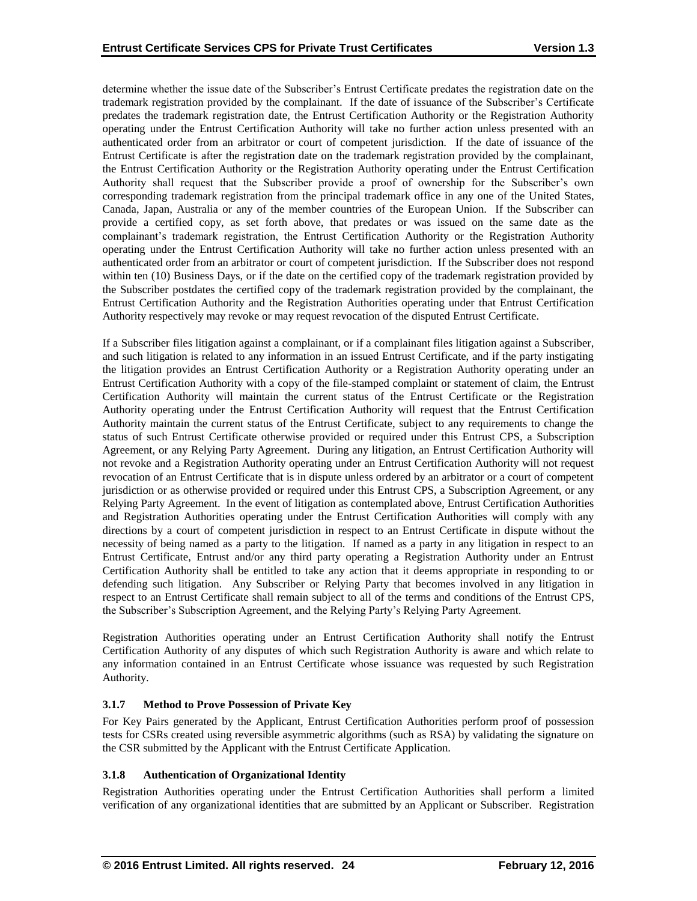determine whether the issue date of the Subscriber's Entrust Certificate predates the registration date on the trademark registration provided by the complainant. If the date of issuance of the Subscriber's Certificate predates the trademark registration date, the Entrust Certification Authority or the Registration Authority operating under the Entrust Certification Authority will take no further action unless presented with an authenticated order from an arbitrator or court of competent jurisdiction. If the date of issuance of the Entrust Certificate is after the registration date on the trademark registration provided by the complainant, the Entrust Certification Authority or the Registration Authority operating under the Entrust Certification Authority shall request that the Subscriber provide a proof of ownership for the Subscriber's own corresponding trademark registration from the principal trademark office in any one of the United States, Canada, Japan, Australia or any of the member countries of the European Union. If the Subscriber can provide a certified copy, as set forth above, that predates or was issued on the same date as the complainant's trademark registration, the Entrust Certification Authority or the Registration Authority operating under the Entrust Certification Authority will take no further action unless presented with an authenticated order from an arbitrator or court of competent jurisdiction. If the Subscriber does not respond within ten (10) Business Days, or if the date on the certified copy of the trademark registration provided by the Subscriber postdates the certified copy of the trademark registration provided by the complainant, the Entrust Certification Authority and the Registration Authorities operating under that Entrust Certification Authority respectively may revoke or may request revocation of the disputed Entrust Certificate.

If a Subscriber files litigation against a complainant, or if a complainant files litigation against a Subscriber, and such litigation is related to any information in an issued Entrust Certificate, and if the party instigating the litigation provides an Entrust Certification Authority or a Registration Authority operating under an Entrust Certification Authority with a copy of the file-stamped complaint or statement of claim, the Entrust Certification Authority will maintain the current status of the Entrust Certificate or the Registration Authority operating under the Entrust Certification Authority will request that the Entrust Certification Authority maintain the current status of the Entrust Certificate, subject to any requirements to change the status of such Entrust Certificate otherwise provided or required under this Entrust CPS, a Subscription Agreement, or any Relying Party Agreement. During any litigation, an Entrust Certification Authority will not revoke and a Registration Authority operating under an Entrust Certification Authority will not request revocation of an Entrust Certificate that is in dispute unless ordered by an arbitrator or a court of competent jurisdiction or as otherwise provided or required under this Entrust CPS, a Subscription Agreement, or any Relying Party Agreement. In the event of litigation as contemplated above, Entrust Certification Authorities and Registration Authorities operating under the Entrust Certification Authorities will comply with any directions by a court of competent jurisdiction in respect to an Entrust Certificate in dispute without the necessity of being named as a party to the litigation. If named as a party in any litigation in respect to an Entrust Certificate, Entrust and/or any third party operating a Registration Authority under an Entrust Certification Authority shall be entitled to take any action that it deems appropriate in responding to or defending such litigation. Any Subscriber or Relying Party that becomes involved in any litigation in respect to an Entrust Certificate shall remain subject to all of the terms and conditions of the Entrust CPS, the Subscriber's Subscription Agreement, and the Relying Party's Relying Party Agreement.

Registration Authorities operating under an Entrust Certification Authority shall notify the Entrust Certification Authority of any disputes of which such Registration Authority is aware and which relate to any information contained in an Entrust Certificate whose issuance was requested by such Registration Authority.

### 3.1.7 Method to Prove Possession of Private Key

For Key Pairs generated by the Applicant, Entrust Certification Authorities perform proof of possession tests for CSRs created using reversible asymmetric algorithms (such as RSA) by validating the signature on the CSR submitted by the Applicant with the Entrust Certificate Application.

### 3.1.8 Authentication of Organizational Identity

Registration Authorities operating under the Entrust Certification Authorities shall perform a limited verification of any organizational identities that are submitted by an Applicant or Subscriber. Registration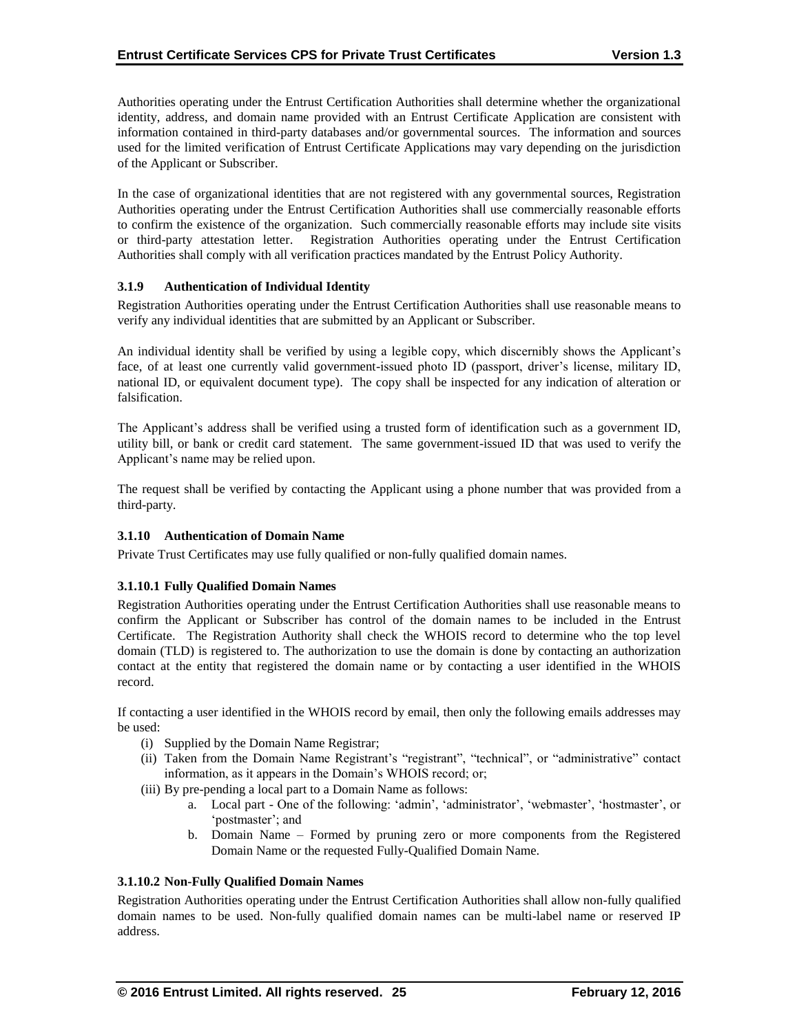Authorities operating under the Entrust Certification Authorities shall determine whether the organizational identity, address, and domain name provided with an Entrust Certificate Application are consistent with information contained in third-party databases and/or governmental sources. The information and sources used for the limited verification of Entrust Certificate Applications may vary depending on the jurisdiction of the Applicant or Subscriber.

In the case of organizational identities that are not registered with any governmental sources, Registration Authorities operating under the Entrust Certification Authorities shall use commercially reasonable efforts to confirm the existence of the organization. Such commercially reasonable efforts may include site visits or third-party attestation letter. Registration Authorities operating under the Entrust Certification Authorities shall comply with all verification practices mandated by the Entrust Policy Authority.

### 3.1.9 Authentication of Individual Identity

Registration Authorities operating under the Entrust Certification Authorities shall use reasonable means to verify any individual identities that are submitted by an Applicant or Subscriber.

An individual identity shall be verified by using a legible copy, which discernibly shows the Applicant's face, of at least one currently valid government-issued photo ID (passport, driver's license, military ID, national ID, or equivalent document type). The copy shall be inspected for any indication of alteration or falsification.

The Applicant's address shall be verified using a trusted form of identification such as a government ID, utility bill, or bank or credit card statement. The same government-issued ID that was used to verify the Applicant's name may be relied upon.

The request shall be verified by contacting the Applicant using a phone number that was provided from a third-party.

### 3.1.10 Authentication of Domain Name

Private Trust Certificates may use fully qualified or non-fully qualified domain names.

#### 3.1.10.1 Fully Qualified Domain Names

Registration Authorities operating under the Entrust Certification Authorities shall use reasonable means to confirm the Applicant or Subscriber has control of the domain names to be included in the Entrust Certificate. The Registration Authority shall check the WHOIS record to determine who the top level domain (TLD) is registered to. The authorization to use the domain is done by contacting an authorization contact at the entity that registered the domain name or by contacting a user identified in the WHOIS record.

If contacting a user identified in the WHOIS record by email, then only the following emails addresses may be used:

- (i) Supplied by the Domain Name Registrar;
- (ii) Taken from the Domain Name Registrant's "registrant", "technical", or "administrative" contact information, as it appears in the Domain's WHOIS record; or;
- (iii) By pre-pending a local part to a Domain Name as follows:
    - a. Local part - One of the following: 'admin', 'administrator', 'webmaster', 'hostmaster', or 'postmaster'; and
    - b. Domain Name – Formed by pruning zero or more components from the Registered Domain Name or the requested Fully-Qualified Domain Name.

#### 3.1.10.2 Non-Fully Qualified Domain Names

Registration Authorities operating under the Entrust Certification Authorities shall allow non-fully qualified domain names to be used. Non-fully qualified domain names can be multi-label name or reserved IP address.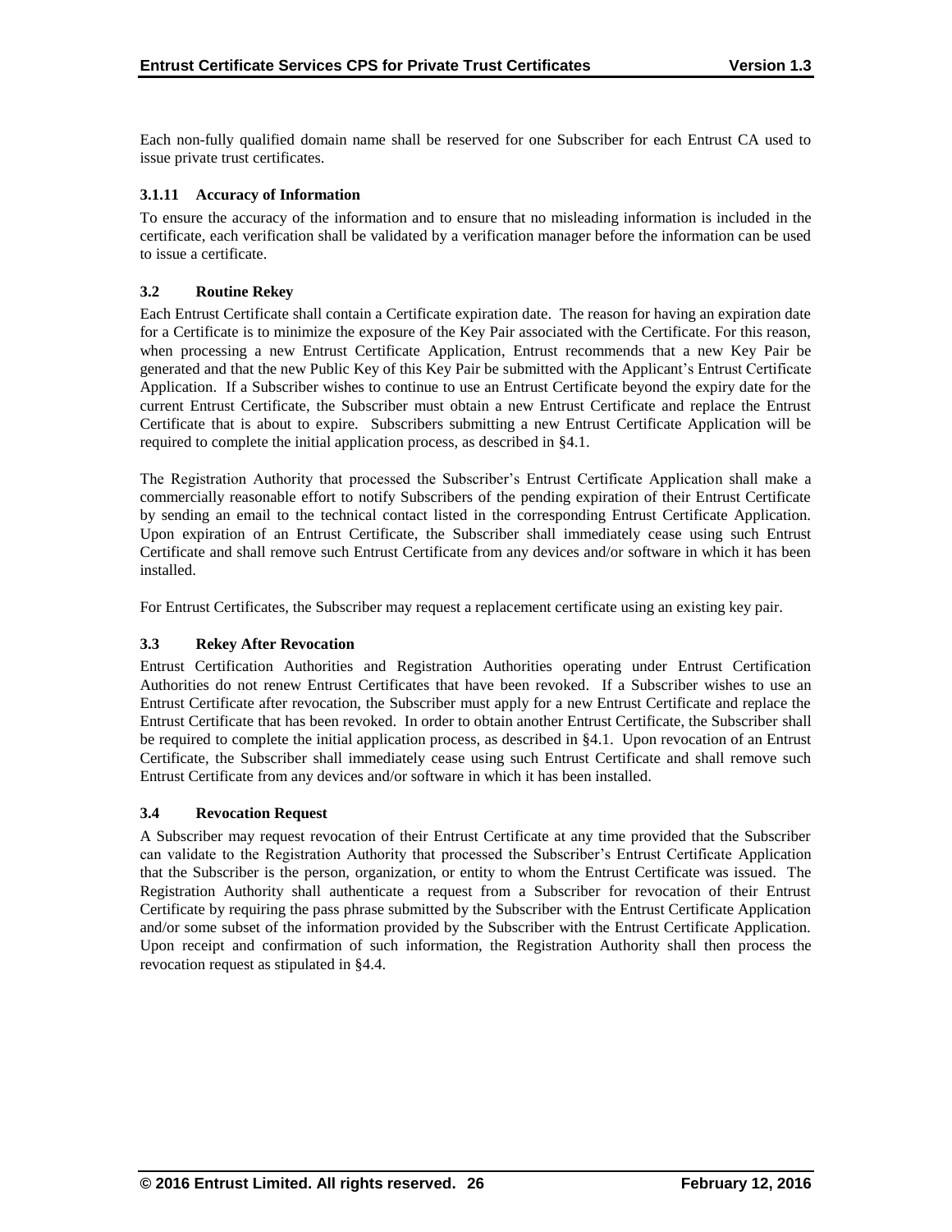Each non-fully qualified domain name shall be reserved for one Subscriber for each Entrust CA used to issue private trust certificates.

### 3.1.11 Accuracy of Information

To ensure the accuracy of the information and to ensure that no misleading information is included in the certificate, each verification shall be validated by a verification manager before the information can be used to issue a certificate.

## 3.2 Routine Rekey

Each Entrust Certificate shall contain a Certificate expiration date. The reason for having an expiration date for a Certificate is to minimize the exposure of the Key Pair associated with the Certificate. For this reason, when processing a new Entrust Certificate Application, Entrust recommends that a new Key Pair be generated and that the new Public Key of this Key Pair be submitted with the Applicant's Entrust Certificate Application. If a Subscriber wishes to continue to use an Entrust Certificate beyond the expiry date for the current Entrust Certificate, the Subscriber must obtain a new Entrust Certificate and replace the Entrust Certificate that is about to expire. Subscribers submitting a new Entrust Certificate Application will be required to complete the initial application process, as described in §4.1.

The Registration Authority that processed the Subscriber's Entrust Certificate Application shall make a commercially reasonable effort to notify Subscribers of the pending expiration of their Entrust Certificate by sending an email to the technical contact listed in the corresponding Entrust Certificate Application. Upon expiration of an Entrust Certificate, the Subscriber shall immediately cease using such Entrust Certificate and shall remove such Entrust Certificate from any devices and/or software in which it has been installed.

For Entrust Certificates, the Subscriber may request a replacement certificate using an existing key pair.

## 3.3 Rekey After Revocation

Entrust Certification Authorities and Registration Authorities operating under Entrust Certification Authorities do not renew Entrust Certificates that have been revoked. If a Subscriber wishes to use an Entrust Certificate after revocation, the Subscriber must apply for a new Entrust Certificate and replace the Entrust Certificate that has been revoked. In order to obtain another Entrust Certificate, the Subscriber shall be required to complete the initial application process, as described in §4.1. Upon revocation of an Entrust Certificate, the Subscriber shall immediately cease using such Entrust Certificate and shall remove such Entrust Certificate from any devices and/or software in which it has been installed.

## 3.4 Revocation Request

A Subscriber may request revocation of their Entrust Certificate at any time provided that the Subscriber can validate to the Registration Authority that processed the Subscriber's Entrust Certificate Application that the Subscriber is the person, organization, or entity to whom the Entrust Certificate was issued. The Registration Authority shall authenticate a request from a Subscriber for revocation of their Entrust Certificate by requiring the pass phrase submitted by the Subscriber with the Entrust Certificate Application and/or some subset of the information provided by the Subscriber with the Entrust Certificate Application. Upon receipt and confirmation of such information, the Registration Authority shall then process the revocation request as stipulated in §4.4.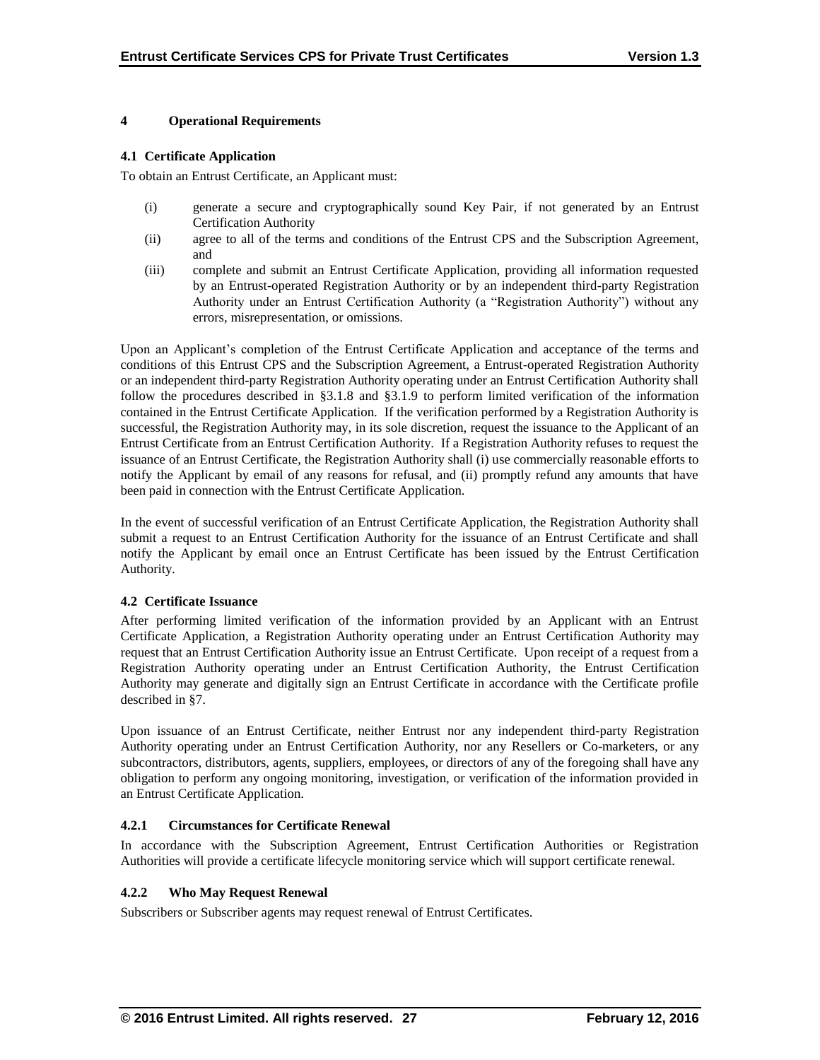# 4 Operational Requirements

## 4.1 Certificate Application

To obtain an Entrust Certificate, an Applicant must:

(i) generate a secure and cryptographically sound Key Pair, if not generated by an Entrust Certification Authority

(ii) agree to all of the terms and conditions of the Entrust CPS and the Subscription Agreement, and

(iii) complete and submit an Entrust Certificate Application, providing all information requested by an Entrust-operated Registration Authority or by an independent third-party Registration Authority under an Entrust Certification Authority (a "Registration Authority") without any errors, misrepresentation, or omissions.

Upon an Applicant's completion of the Entrust Certificate Application and acceptance of the terms and conditions of this Entrust CPS and the Subscription Agreement, a Entrust-operated Registration Authority or an independent third-party Registration Authority operating under an Entrust Certification Authority shall follow the procedures described in §3.1.8 and §3.1.9 to perform limited verification of the information contained in the Entrust Certificate Application. If the verification performed by a Registration Authority is successful, the Registration Authority may, in its sole discretion, request the issuance to the Applicant of an Entrust Certificate from an Entrust Certification Authority. If a Registration Authority refuses to request the issuance of an Entrust Certificate, the Registration Authority shall (i) use commercially reasonable efforts to notify the Applicant by email of any reasons for refusal, and (ii) promptly refund any amounts that have been paid in connection with the Entrust Certificate Application.

In the event of successful verification of an Entrust Certificate Application, the Registration Authority shall submit a request to an Entrust Certification Authority for the issuance of an Entrust Certificate and shall notify the Applicant by email once an Entrust Certificate has been issued by the Entrust Certification Authority.

## 4.2 Certificate Issuance

After performing limited verification of the information provided by an Applicant with an Entrust Certificate Application, a Registration Authority operating under an Entrust Certification Authority may request that an Entrust Certification Authority issue an Entrust Certificate. Upon receipt of a request from a Registration Authority operating under an Entrust Certification Authority, the Entrust Certification Authority may generate and digitally sign an Entrust Certificate in accordance with the Certificate profile described in §7.

Upon issuance of an Entrust Certificate, neither Entrust nor any independent third-party Registration Authority operating under an Entrust Certification Authority, nor any Resellers or Co-marketers, or any subcontractors, distributors, agents, suppliers, employees, or directors of any of the foregoing shall have any obligation to perform any ongoing monitoring, investigation, or verification of the information provided in an Entrust Certificate Application.

### 4.2.1 Circumstances for Certificate Renewal

In accordance with the Subscription Agreement, Entrust Certification Authorities or Registration Authorities will provide a certificate lifecycle monitoring service which will support certificate renewal.

### 4.2.2 Who May Request Renewal

Subscribers or Subscriber agents may request renewal of Entrust Certificates.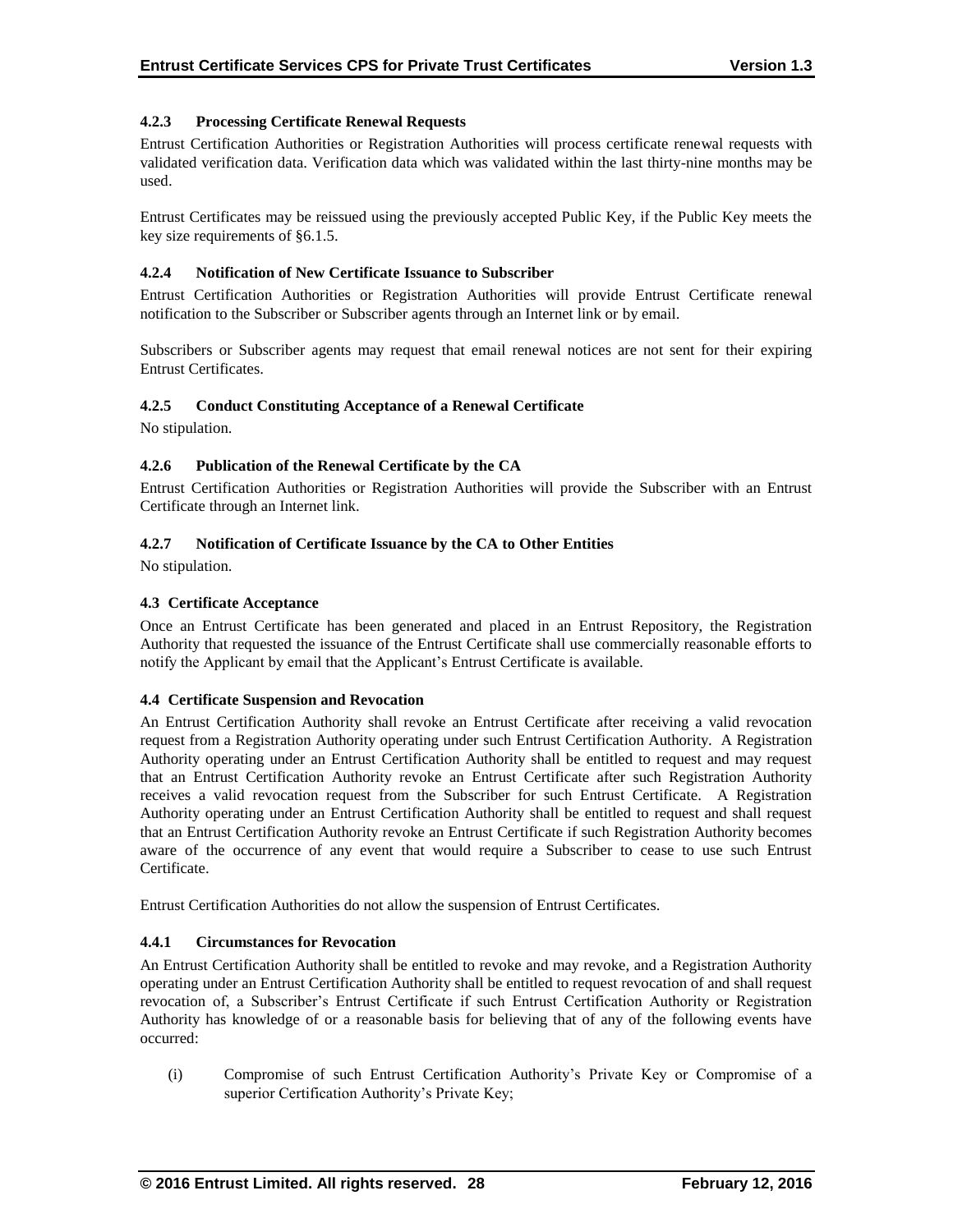#### 4.2.3 Processing Certificate Renewal Requests

Entrust Certification Authorities or Registration Authorities will process certificate renewal requests with validated verification data. Verification data which was validated within the last thirty-nine months may be used.

Entrust Certificates may be reissued using the previously accepted Public Key, if the Public Key meets the key size requirements of §6.1.5.

#### 4.2.4 Notification of New Certificate Issuance to Subscriber

Entrust Certification Authorities or Registration Authorities will provide Entrust Certificate renewal notification to the Subscriber or Subscriber agents through an Internet link or by email.

Subscribers or Subscriber agents may request that email renewal notices are not sent for their expiring Entrust Certificates.

#### 4.2.5 Conduct Constituting Acceptance of a Renewal Certificate

No stipulation.

#### 4.2.6 Publication of the Renewal Certificate by the CA

Entrust Certification Authorities or Registration Authorities will provide the Subscriber with an Entrust Certificate through an Internet link.

#### 4.2.7 Notification of Certificate Issuance by the CA to Other Entities

No stipulation.

### 4.3 Certificate Acceptance

Once an Entrust Certificate has been generated and placed in an Entrust Repository, the Registration Authority that requested the issuance of the Entrust Certificate shall use commercially reasonable efforts to notify the Applicant by email that the Applicant's Entrust Certificate is available.

### 4.4 Certificate Suspension and Revocation

An Entrust Certification Authority shall revoke an Entrust Certificate after receiving a valid revocation request from a Registration Authority operating under such Entrust Certification Authority. A Registration Authority operating under an Entrust Certification Authority shall be entitled to request and may request that an Entrust Certification Authority revoke an Entrust Certificate after such Registration Authority receives a valid revocation request from the Subscriber for such Entrust Certificate. A Registration Authority operating under an Entrust Certification Authority shall be entitled to request and shall request that an Entrust Certification Authority revoke an Entrust Certificate if such Registration Authority becomes aware of the occurrence of any event that would require a Subscriber to cease to use such Entrust Certificate.

Entrust Certification Authorities do not allow the suspension of Entrust Certificates.

#### 4.4.1 Circumstances for Revocation

An Entrust Certification Authority shall be entitled to revoke and may revoke, and a Registration Authority operating under an Entrust Certification Authority shall be entitled to request revocation of and shall request revocation of, a Subscriber's Entrust Certificate if such Entrust Certification Authority or Registration Authority has knowledge of or a reasonable basis for believing that of any of the following events have occurred:

(i) Compromise of such Entrust Certification Authority's Private Key or Compromise of a superior Certification Authority's Private Key;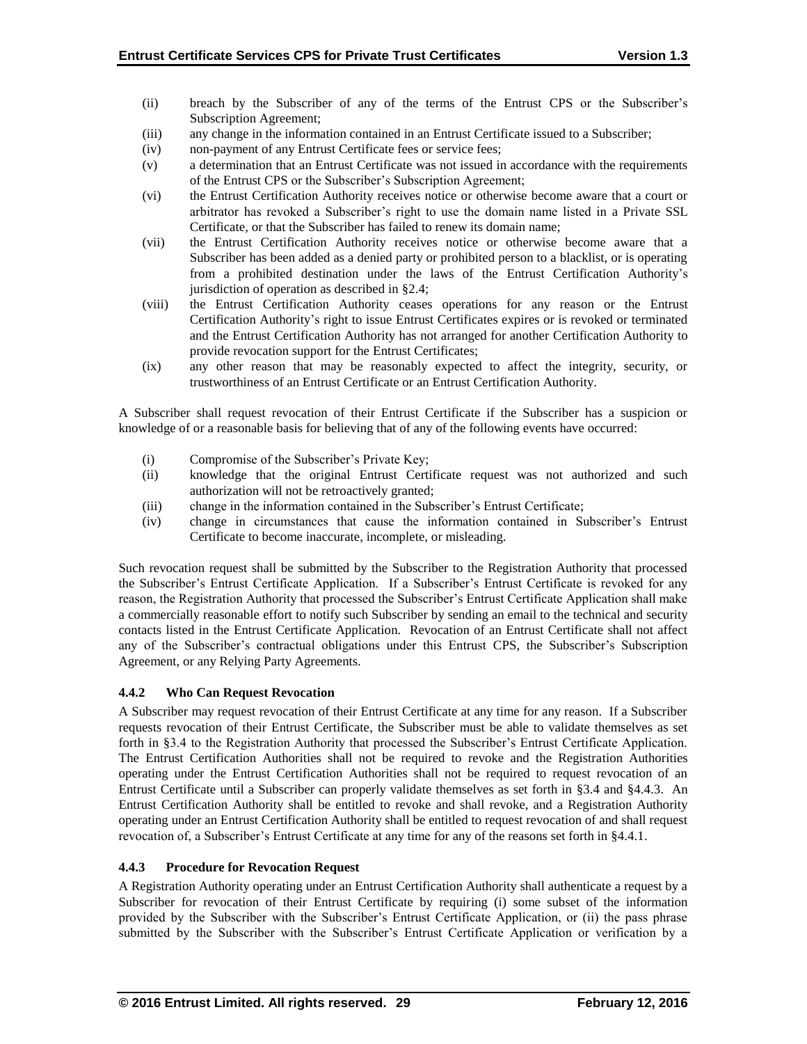(ii) breach by the Subscriber of any of the terms of the Entrust CPS or the Subscriber's Subscription Agreement;
(iii) any change in the information contained in an Entrust Certificate issued to a Subscriber;
(iv) non-payment of any Entrust Certificate fees or service fees;
(v) a determination that an Entrust Certificate was not issued in accordance with the requirements of the Entrust CPS or the Subscriber's Subscription Agreement;
(vi) the Entrust Certification Authority receives notice or otherwise become aware that a court or arbitrator has revoked a Subscriber's right to use the domain name listed in a Private SSL Certificate, or that the Subscriber has failed to renew its domain name;
(vii) the Entrust Certification Authority receives notice or otherwise become aware that a Subscriber has been added as a denied party or prohibited person to a blacklist, or is operating from a prohibited destination under the laws of the Entrust Certification Authority's jurisdiction of operation as described in §2.4;
(viii) the Entrust Certification Authority ceases operations for any reason or the Entrust Certification Authority's right to issue Entrust Certificates expires or is revoked or terminated and the Entrust Certification Authority has not arranged for another Certification Authority to provide revocation support for the Entrust Certificates;
(ix) any other reason that may be reasonably expected to affect the integrity, security, or trustworthiness of an Entrust Certificate or an Entrust Certification Authority.

A Subscriber shall request revocation of their Entrust Certificate if the Subscriber has a suspicion or knowledge of or a reasonable basis for believing that of any of the following events have occurred:

(i) Compromise of the Subscriber's Private Key;
(ii) knowledge that the original Entrust Certificate request was not authorized and such authorization will not be retroactively granted;
(iii) change in the information contained in the Subscriber's Entrust Certificate;
(iv) change in circumstances that cause the information contained in Subscriber's Entrust Certificate to become inaccurate, incomplete, or misleading.

Such revocation request shall be submitted by the Subscriber to the Registration Authority that processed the Subscriber's Entrust Certificate Application. If a Subscriber's Entrust Certificate is revoked for any reason, the Registration Authority that processed the Subscriber's Entrust Certificate Application shall make a commercially reasonable effort to notify such Subscriber by sending an email to the technical and security contacts listed in the Entrust Certificate Application. Revocation of an Entrust Certificate shall not affect any of the Subscriber's contractual obligations under this Entrust CPS, the Subscriber's Subscription Agreement, or any Relying Party Agreements.

### 4.4.2 Who Can Request Revocation

A Subscriber may request revocation of their Entrust Certificate at any time for any reason. If a Subscriber requests revocation of their Entrust Certificate, the Subscriber must be able to validate themselves as set forth in §3.4 to the Registration Authority that processed the Subscriber's Entrust Certificate Application. The Entrust Certification Authorities shall not be required to revoke and the Registration Authorities operating under the Entrust Certification Authorities shall not be required to request revocation of an Entrust Certificate until a Subscriber can properly validate themselves as set forth in §3.4 and §4.4.3. An Entrust Certification Authority shall be entitled to revoke and shall revoke, and a Registration Authority operating under an Entrust Certification Authority shall be entitled to request revocation of and shall request revocation of, a Subscriber's Entrust Certificate at any time for any of the reasons set forth in §4.4.1.

### 4.4.3 Procedure for Revocation Request

A Registration Authority operating under an Entrust Certification Authority shall authenticate a request by a Subscriber for revocation of their Entrust Certificate by requiring (i) some subset of the information provided by the Subscriber with the Subscriber's Entrust Certificate Application, or (ii) the pass phrase submitted by the Subscriber with the Subscriber's Entrust Certificate Application or verification by a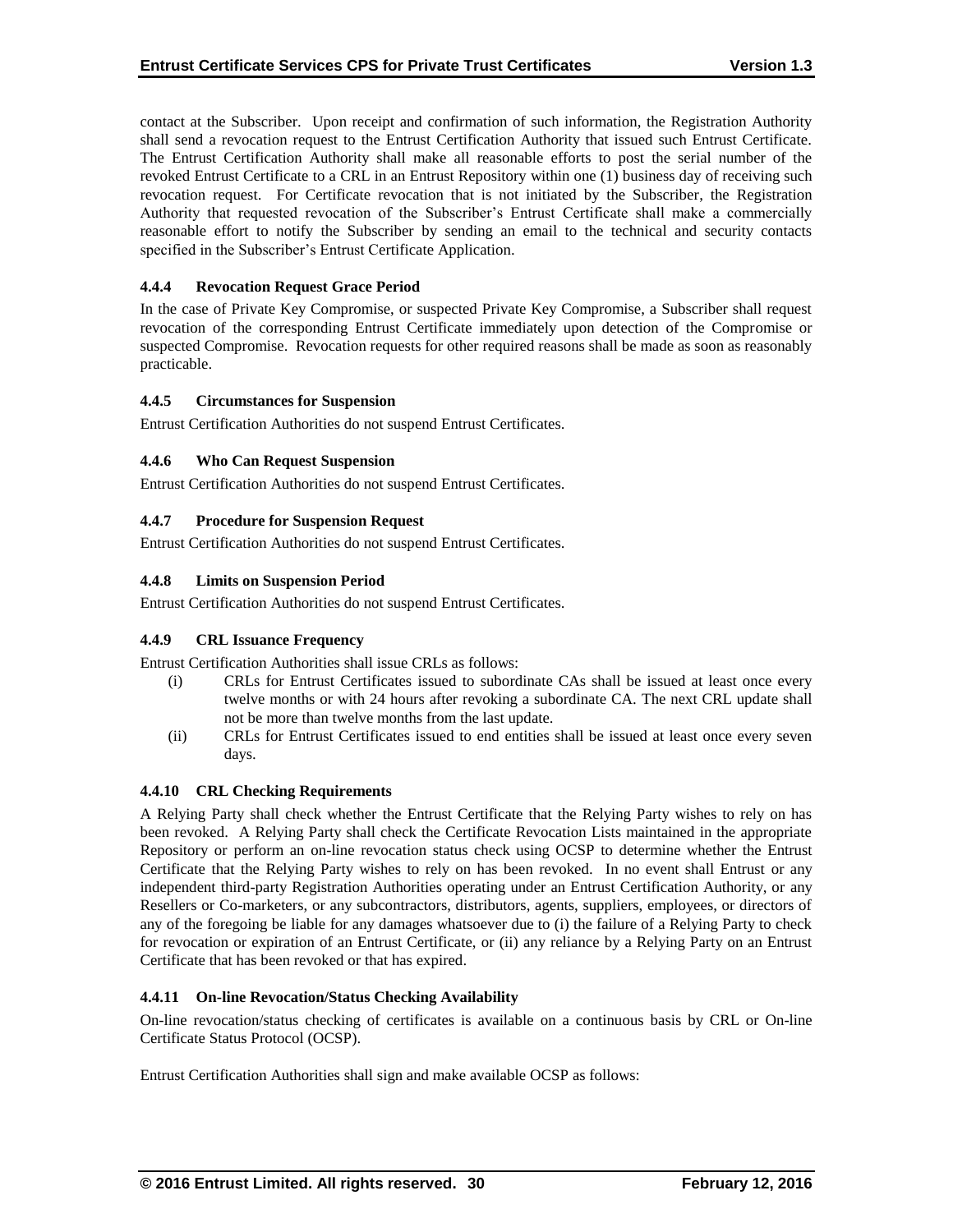contact at the Subscriber. Upon receipt and confirmation of such information, the Registration Authority shall send a revocation request to the Entrust Certification Authority that issued such Entrust Certificate. The Entrust Certification Authority shall make all reasonable efforts to post the serial number of the revoked Entrust Certificate to a CRL in an Entrust Repository within one (1) business day of receiving such revocation request. For Certificate revocation that is not initiated by the Subscriber, the Registration Authority that requested revocation of the Subscriber's Entrust Certificate shall make a commercially reasonable effort to notify the Subscriber by sending an email to the technical and security contacts specified in the Subscriber's Entrust Certificate Application.

### 4.4.4 Revocation Request Grace Period

In the case of Private Key Compromise, or suspected Private Key Compromise, a Subscriber shall request revocation of the corresponding Entrust Certificate immediately upon detection of the Compromise or suspected Compromise. Revocation requests for other required reasons shall be made as soon as reasonably practicable.

### 4.4.5 Circumstances for Suspension

Entrust Certification Authorities do not suspend Entrust Certificates.

### 4.4.6 Who Can Request Suspension

Entrust Certification Authorities do not suspend Entrust Certificates.

### 4.4.7 Procedure for Suspension Request

Entrust Certification Authorities do not suspend Entrust Certificates.

### 4.4.8 Limits on Suspension Period

Entrust Certification Authorities do not suspend Entrust Certificates.

### 4.4.9 CRL Issuance Frequency

Entrust Certification Authorities shall issue CRLs as follows:

(i) CRLs for Entrust Certificates issued to subordinate CAs shall be issued at least once every twelve months or with 24 hours after revoking a subordinate CA. The next CRL update shall not be more than twelve months from the last update.

(ii) CRLs for Entrust Certificates issued to end entities shall be issued at least once every seven days.

### 4.4.10 CRL Checking Requirements

A Relying Party shall check whether the Entrust Certificate that the Relying Party wishes to rely on has been revoked. A Relying Party shall check the Certificate Revocation Lists maintained in the appropriate Repository or perform an on-line revocation status check using OCSP to determine whether the Entrust Certificate that the Relying Party wishes to rely on has been revoked. In no event shall Entrust or any independent third-party Registration Authorities operating under an Entrust Certification Authority, or any Resellers or Co-marketers, or any subcontractors, distributors, agents, suppliers, employees, or directors of any of the foregoing be liable for any damages whatsoever due to (i) the failure of a Relying Party to check for revocation or expiration of an Entrust Certificate, or (ii) any reliance by a Relying Party on an Entrust Certificate that has been revoked or that has expired.

### 4.4.11 On-line Revocation/Status Checking Availability

On-line revocation/status checking of certificates is available on a continuous basis by CRL or On-line Certificate Status Protocol (OCSP).

Entrust Certification Authorities shall sign and make available OCSP as follows: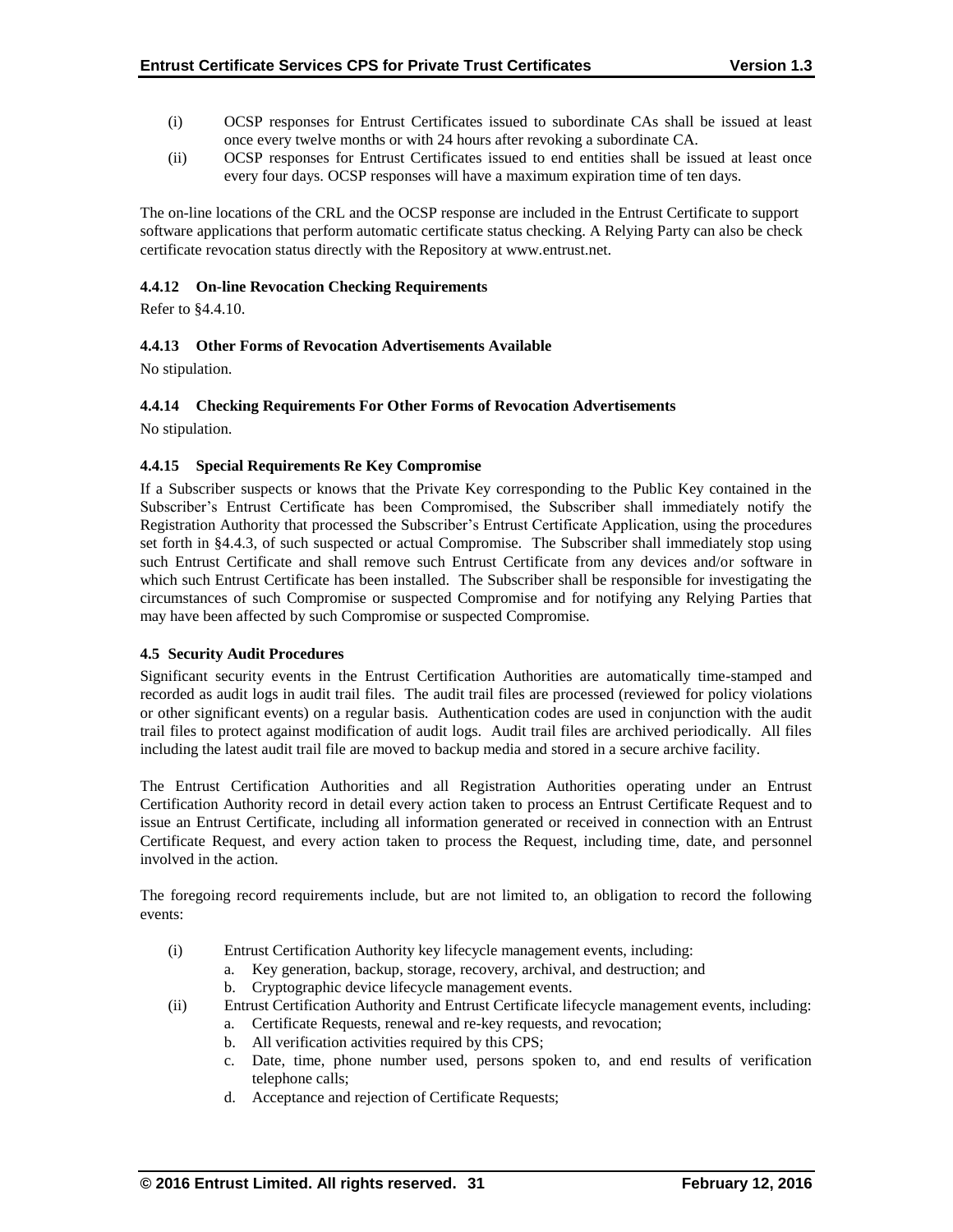(i) OCSP responses for Entrust Certificates issued to subordinate CAs shall be issued at least once every twelve months or with 24 hours after revoking a subordinate CA.

(ii) OCSP responses for Entrust Certificates issued to end entities shall be issued at least once every four days. OCSP responses will have a maximum expiration time of ten days.

The on-line locations of the CRL and the OCSP response are included in the Entrust Certificate to support software applications that perform automatic certificate status checking. A Relying Party can also be check certificate revocation status directly with the Repository at www.entrust.net.

#### 4.4.12 On-line Revocation Checking Requirements

Refer to §4.4.10.

#### 4.4.13 Other Forms of Revocation Advertisements Available

No stipulation.

#### 4.4.14 Checking Requirements For Other Forms of Revocation Advertisements

No stipulation.

#### 4.4.15 Special Requirements Re Key Compromise

If a Subscriber suspects or knows that the Private Key corresponding to the Public Key contained in the Subscriber's Entrust Certificate has been Compromised, the Subscriber shall immediately notify the Registration Authority that processed the Subscriber's Entrust Certificate Application, using the procedures set forth in §4.4.3, of such suspected or actual Compromise. The Subscriber shall immediately stop using such Entrust Certificate and shall remove such Entrust Certificate from any devices and/or software in which such Entrust Certificate has been installed. The Subscriber shall be responsible for investigating the circumstances of such Compromise or suspected Compromise and for notifying any Relying Parties that may have been affected by such Compromise or suspected Compromise.

### 4.5 Security Audit Procedures

Significant security events in the Entrust Certification Authorities are automatically time-stamped and recorded as audit logs in audit trail files. The audit trail files are processed (reviewed for policy violations or other significant events) on a regular basis. Authentication codes are used in conjunction with the audit trail files to protect against modification of audit logs. Audit trail files are archived periodically. All files including the latest audit trail file are moved to backup media and stored in a secure archive facility.

The Entrust Certification Authorities and all Registration Authorities operating under an Entrust Certification Authority record in detail every action taken to process an Entrust Certificate Request and to issue an Entrust Certificate, including all information generated or received in connection with an Entrust Certificate Request, and every action taken to process the Request, including time, date, and personnel involved in the action.

The foregoing record requirements include, but are not limited to, an obligation to record the following events:

(i) Entrust Certification Authority key lifecycle management events, including:
   a. Key generation, backup, storage, recovery, archival, and destruction; and
   b. Cryptographic device lifecycle management events.

(ii) Entrust Certification Authority and Entrust Certificate lifecycle management events, including:
   a. Certificate Requests, renewal and re-key requests, and revocation;
   b. All verification activities required by this CPS;
   c. Date, time, phone number used, persons spoken to, and end results of verification telephone calls;
   d. Acceptance and rejection of Certificate Requests;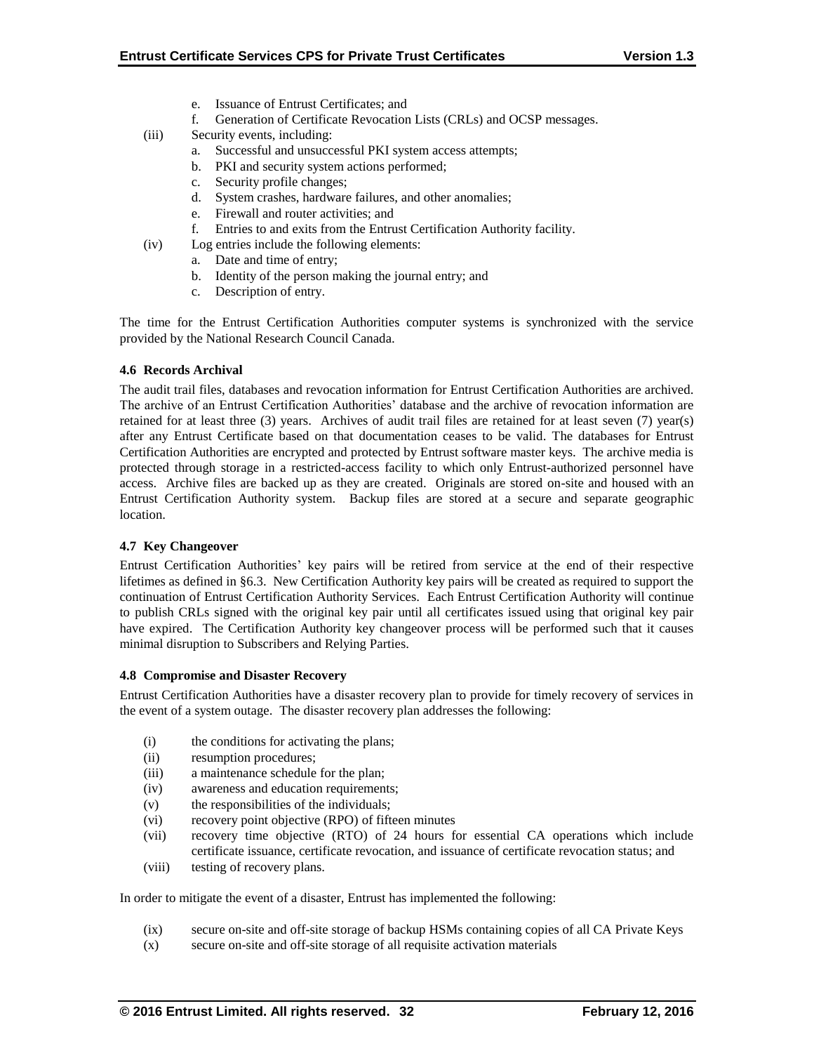e. Issuance of Entrust Certificates; and
f. Generation of Certificate Revocation Lists (CRLs) and OCSP messages.

(iii) Security events, including:

a. Successful and unsuccessful PKI system access attempts;
b. PKI and security system actions performed;
c. Security profile changes;
d. System crashes, hardware failures, and other anomalies;
e. Firewall and router activities; and
f. Entries to and exits from the Entrust Certification Authority facility.

(iv) Log entries include the following elements:

a. Date and time of entry;
b. Identity of the person making the journal entry; and
c. Description of entry.

The time for the Entrust Certification Authorities computer systems is synchronized with the service provided by the National Research Council Canada.

#### 4.6 Records Archival

The audit trail files, databases and revocation information for Entrust Certification Authorities are archived. The archive of an Entrust Certification Authorities' database and the archive of revocation information are retained for at least three (3) years. Archives of audit trail files are retained for at least seven (7) year(s) after any Entrust Certificate based on that documentation ceases to be valid. The databases for Entrust Certification Authorities are encrypted and protected by Entrust software master keys. The archive media is protected through storage in a restricted-access facility to which only Entrust-authorized personnel have access. Archive files are backed up as they are created. Originals are stored on-site and housed with an Entrust Certification Authority system. Backup files are stored at a secure and separate geographic location.

#### 4.7 Key Changeover

Entrust Certification Authorities' key pairs will be retired from service at the end of their respective lifetimes as defined in §6.3. New Certification Authority key pairs will be created as required to support the continuation of Entrust Certification Authority Services. Each Entrust Certification Authority will continue to publish CRLs signed with the original key pair until all certificates issued using that original key pair have expired. The Certification Authority key changeover process will be performed such that it causes minimal disruption to Subscribers and Relying Parties.

#### 4.8 Compromise and Disaster Recovery

Entrust Certification Authorities have a disaster recovery plan to provide for timely recovery of services in the event of a system outage. The disaster recovery plan addresses the following:

(i) the conditions for activating the plans;
(ii) resumption procedures;
(iii) a maintenance schedule for the plan;
(iv) awareness and education requirements;
(v) the responsibilities of the individuals;
(vi) recovery point objective (RPO) of fifteen minutes
(vii) recovery time objective (RTO) of 24 hours for essential CA operations which include certificate issuance, certificate revocation, and issuance of certificate revocation status; and
(viii) testing of recovery plans.

In order to mitigate the event of a disaster, Entrust has implemented the following:

(ix) secure on-site and off-site storage of backup HSMs containing copies of all CA Private Keys
(x) secure on-site and off-site storage of all requisite activation materials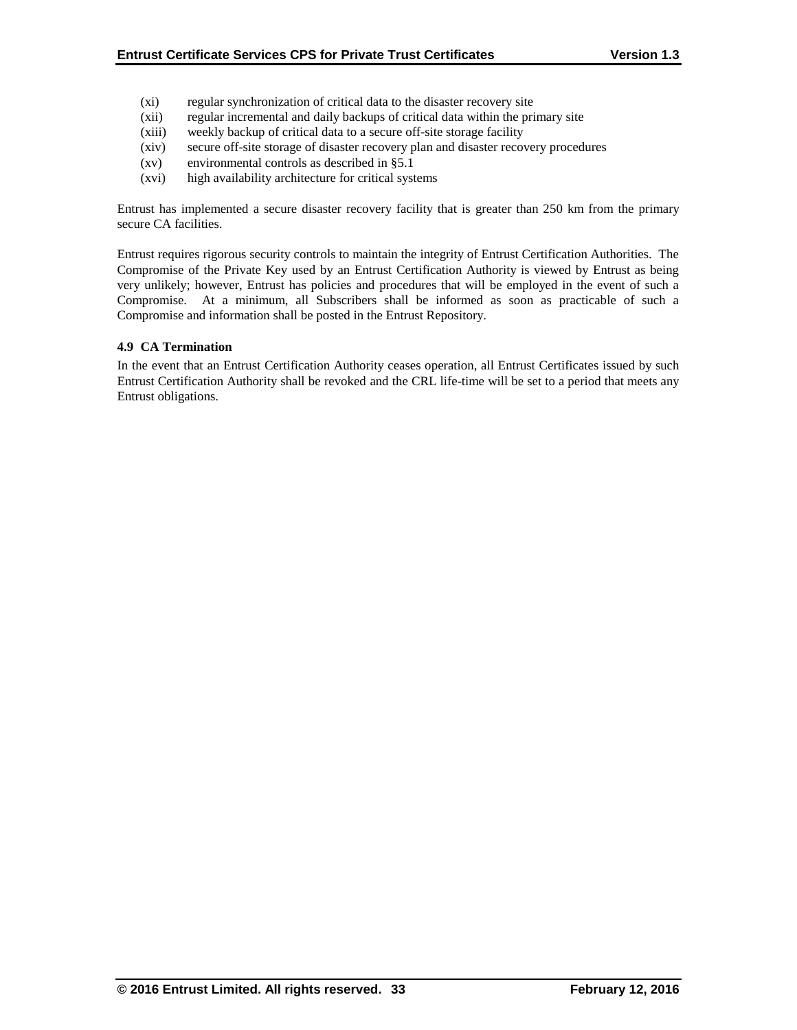(xi) regular synchronization of critical data to the disaster recovery site
(xii) regular incremental and daily backups of critical data within the primary site
(xiii) weekly backup of critical data to a secure off-site storage facility
(xiv) secure off-site storage of disaster recovery plan and disaster recovery procedures
(xv) environmental controls as described in §5.1
(xvi) high availability architecture for critical systems

Entrust has implemented a secure disaster recovery facility that is greater than 250 km from the primary secure CA facilities.

Entrust requires rigorous security controls to maintain the integrity of Entrust Certification Authorities. The Compromise of the Private Key used by an Entrust Certification Authority is viewed by Entrust as being very unlikely; however, Entrust has policies and procedures that will be employed in the event of such a Compromise. At a minimum, all Subscribers shall be informed as soon as practicable of such a Compromise and information shall be posted in the Entrust Repository.

### 4.9 CA Termination

In the event that an Entrust Certification Authority ceases operation, all Entrust Certificates issued by such Entrust Certification Authority shall be revoked and the CRL life-time will be set to a period that meets any Entrust obligations.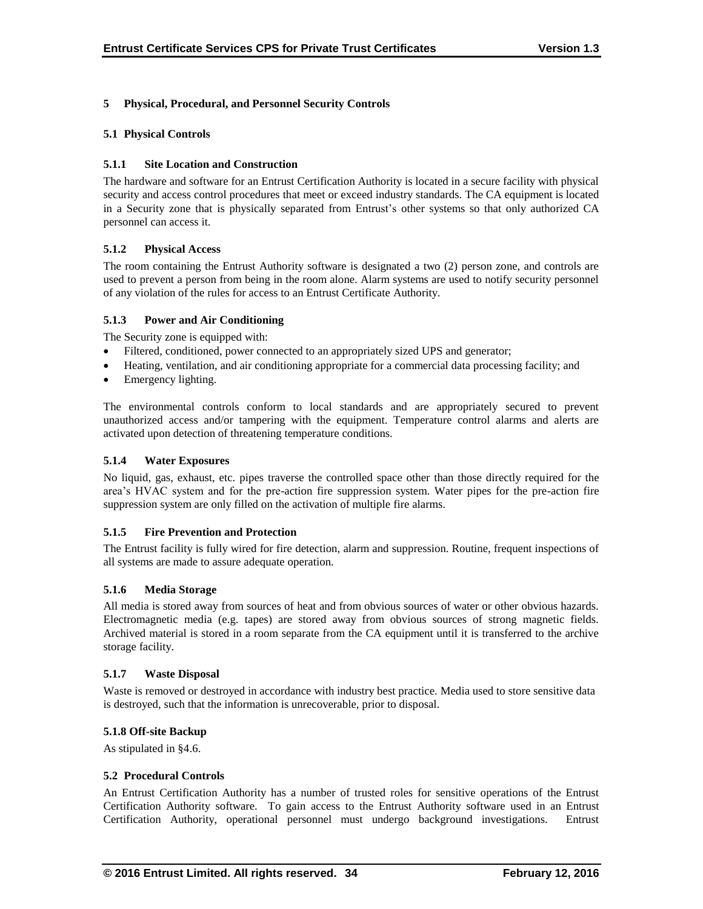# 5 Physical, Procedural, and Personnel Security Controls

## 5.1 Physical Controls

### 5.1.1 Site Location and Construction

The hardware and software for an Entrust Certification Authority is located in a secure facility with physical security and access control procedures that meet or exceed industry standards. The CA equipment is located in a Security zone that is physically separated from Entrust's other systems so that only authorized CA personnel can access it.

### 5.1.2 Physical Access

The room containing the Entrust Authority software is designated a two (2) person zone, and controls are used to prevent a person from being in the room alone. Alarm systems are used to notify security personnel of any violation of the rules for access to an Entrust Certificate Authority.

### 5.1.3 Power and Air Conditioning

The Security zone is equipped with:

- Filtered, conditioned, power connected to an appropriately sized UPS and generator;
- Heating, ventilation, and air conditioning appropriate for a commercial data processing facility; and
- Emergency lighting.

The environmental controls conform to local standards and are appropriately secured to prevent unauthorized access and/or tampering with the equipment. Temperature control alarms and alerts are activated upon detection of threatening temperature conditions.

### 5.1.4 Water Exposures

No liquid, gas, exhaust, etc. pipes traverse the controlled space other than those directly required for the area's HVAC system and for the pre-action fire suppression system. Water pipes for the pre-action fire suppression system are only filled on the activation of multiple fire alarms.

### 5.1.5 Fire Prevention and Protection

The Entrust facility is fully wired for fire detection, alarm and suppression. Routine, frequent inspections of all systems are made to assure adequate operation.

### 5.1.6 Media Storage

All media is stored away from sources of heat and from obvious sources of water or other obvious hazards. Electromagnetic media (e.g. tapes) are stored away from obvious sources of strong magnetic fields. Archived material is stored in a room separate from the CA equipment until it is transferred to the archive storage facility.

### 5.1.7 Waste Disposal

Waste is removed or destroyed in accordance with industry best practice. Media used to store sensitive data is destroyed, such that the information is unrecoverable, prior to disposal.

### 5.1.8 Off-site Backup

As stipulated in §4.6.

## 5.2 Procedural Controls

An Entrust Certification Authority has a number of trusted roles for sensitive operations of the Entrust Certification Authority software. To gain access to the Entrust Authority software used in an Entrust Certification Authority, operational personnel must undergo background investigations. Entrust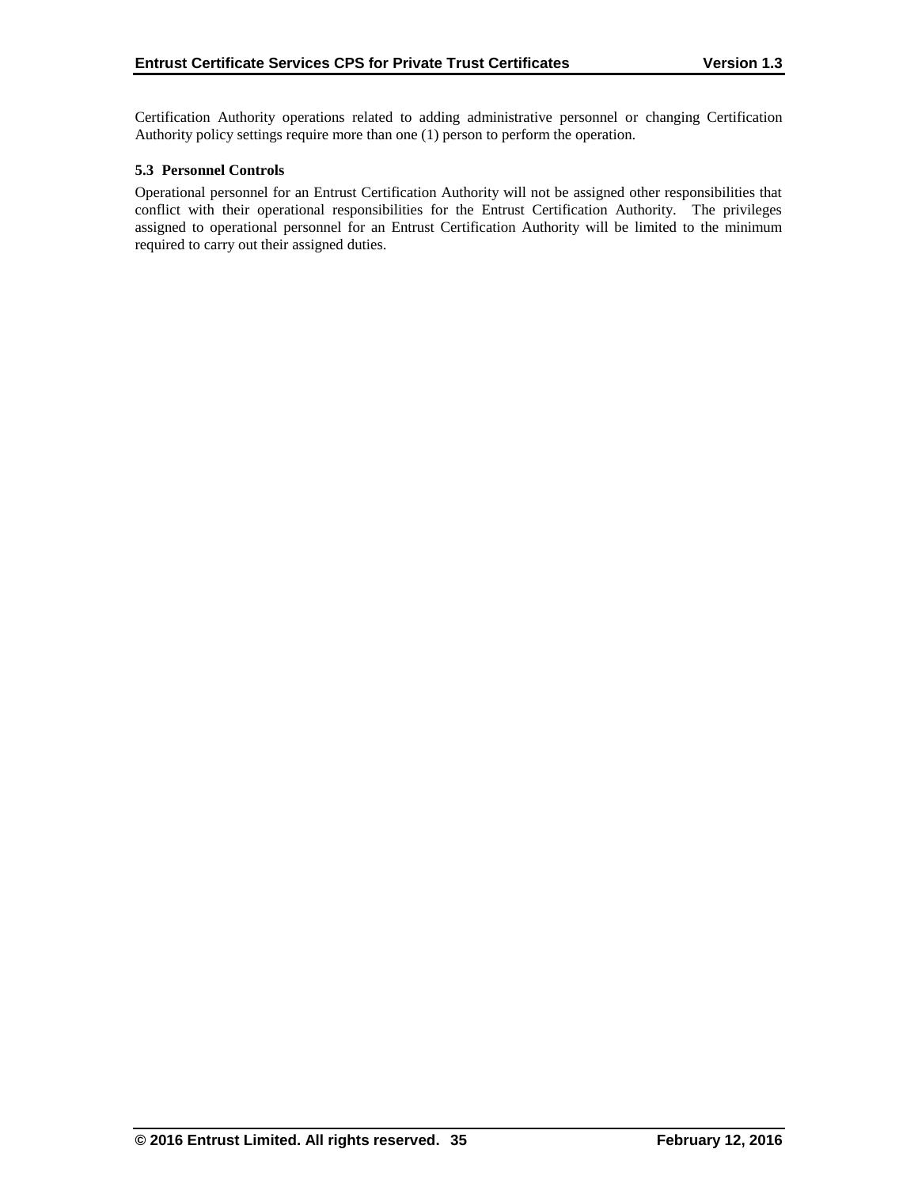Certification Authority operations related to adding administrative personnel or changing Certification Authority policy settings require more than one (1) person to perform the operation.

### 5.3 Personnel Controls

Operational personnel for an Entrust Certification Authority will not be assigned other responsibilities that conflict with their operational responsibilities for the Entrust Certification Authority. The privileges assigned to operational personnel for an Entrust Certification Authority will be limited to the minimum required to carry out their assigned duties.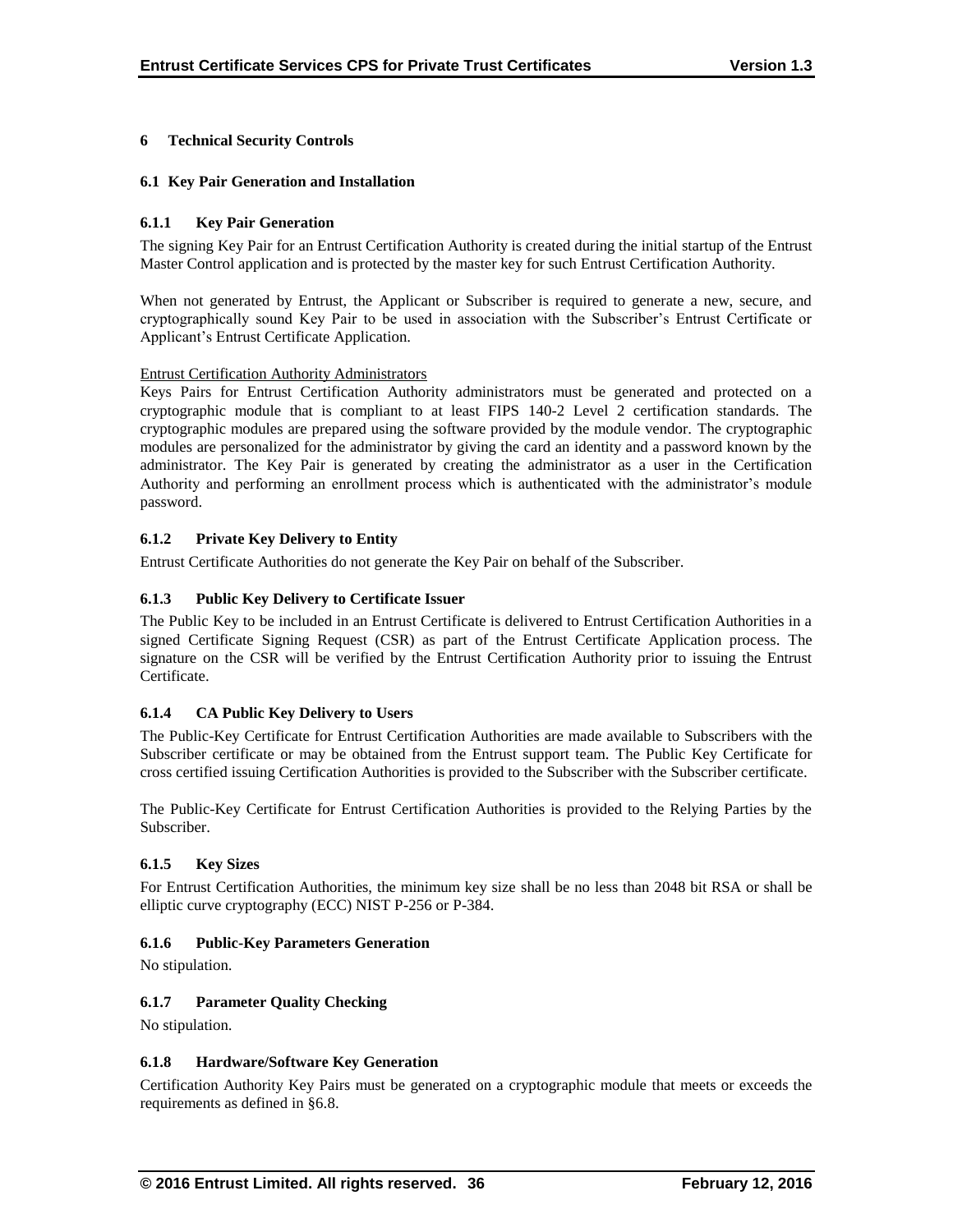# 6 Technical Security Controls

## 6.1 Key Pair Generation and Installation

### 6.1.1 Key Pair Generation

The signing Key Pair for an Entrust Certification Authority is created during the initial startup of the Entrust Master Control application and is protected by the master key for such Entrust Certification Authority.

When not generated by Entrust, the Applicant or Subscriber is required to generate a new, secure, and cryptographically sound Key Pair to be used in association with the Subscriber's Entrust Certificate or Applicant's Entrust Certificate Application.

Entrust Certification Authority Administrators

Keys Pairs for Entrust Certification Authority administrators must be generated and protected on a cryptographic module that is compliant to at least FIPS 140-2 Level 2 certification standards. The cryptographic modules are prepared using the software provided by the module vendor. The cryptographic modules are personalized for the administrator by giving the card an identity and a password known by the administrator. The Key Pair is generated by creating the administrator as a user in the Certification Authority and performing an enrollment process which is authenticated with the administrator's module password.

### 6.1.2 Private Key Delivery to Entity

Entrust Certificate Authorities do not generate the Key Pair on behalf of the Subscriber.

### 6.1.3 Public Key Delivery to Certificate Issuer

The Public Key to be included in an Entrust Certificate is delivered to Entrust Certification Authorities in a signed Certificate Signing Request (CSR) as part of the Entrust Certificate Application process. The signature on the CSR will be verified by the Entrust Certification Authority prior to issuing the Entrust Certificate.

### 6.1.4 CA Public Key Delivery to Users

The Public-Key Certificate for Entrust Certification Authorities are made available to Subscribers with the Subscriber certificate or may be obtained from the Entrust support team. The Public Key Certificate for cross certified issuing Certification Authorities is provided to the Subscriber with the Subscriber certificate.

The Public-Key Certificate for Entrust Certification Authorities is provided to the Relying Parties by the Subscriber.

### 6.1.5 Key Sizes

For Entrust Certification Authorities, the minimum key size shall be no less than 2048 bit RSA or shall be elliptic curve cryptography (ECC) NIST P-256 or P-384.

### 6.1.6 Public-Key Parameters Generation

No stipulation.

### 6.1.7 Parameter Quality Checking

No stipulation.

### 6.1.8 Hardware/Software Key Generation

Certification Authority Key Pairs must be generated on a cryptographic module that meets or exceeds the requirements as defined in §6.8.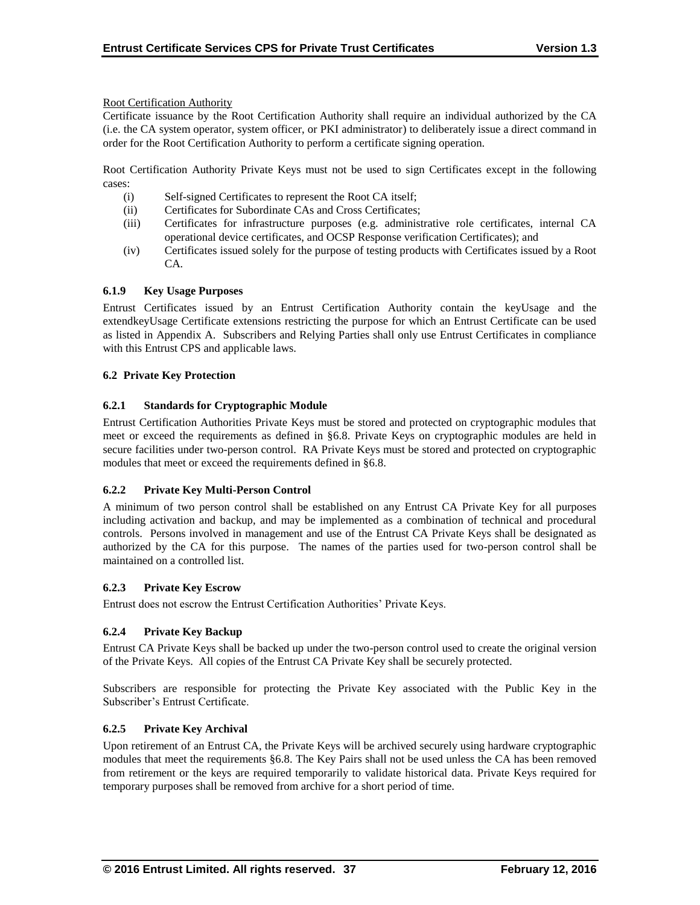Root Certification Authority

Certificate issuance by the Root Certification Authority shall require an individual authorized by the CA (i.e. the CA system operator, system officer, or PKI administrator) to deliberately issue a direct command in order for the Root Certification Authority to perform a certificate signing operation.

Root Certification Authority Private Keys must not be used to sign Certificates except in the following cases:

- (i) Self-signed Certificates to represent the Root CA itself;
- (ii) Certificates for Subordinate CAs and Cross Certificates;
- (iii) Certificates for infrastructure purposes (e.g. administrative role certificates, internal CA operational device certificates, and OCSP Response verification Certificates); and
- (iv) Certificates issued solely for the purpose of testing products with Certificates issued by a Root CA.

### 6.1.9 Key Usage Purposes

Entrust Certificates issued by an Entrust Certification Authority contain the keyUsage and the extendkeyUsage Certificate extensions restricting the purpose for which an Entrust Certificate can be used as listed in Appendix A. Subscribers and Relying Parties shall only use Entrust Certificates in compliance with this Entrust CPS and applicable laws.

## 6.2 Private Key Protection

### 6.2.1 Standards for Cryptographic Module

Entrust Certification Authorities Private Keys must be stored and protected on cryptographic modules that meet or exceed the requirements as defined in §6.8. Private Keys on cryptographic modules are held in secure facilities under two-person control. RA Private Keys must be stored and protected on cryptographic modules that meet or exceed the requirements defined in §6.8.

### 6.2.2 Private Key Multi-Person Control

A minimum of two person control shall be established on any Entrust CA Private Key for all purposes including activation and backup, and may be implemented as a combination of technical and procedural controls. Persons involved in management and use of the Entrust CA Private Keys shall be designated as authorized by the CA for this purpose. The names of the parties used for two-person control shall be maintained on a controlled list.

### 6.2.3 Private Key Escrow

Entrust does not escrow the Entrust Certification Authorities' Private Keys.

### 6.2.4 Private Key Backup

Entrust CA Private Keys shall be backed up under the two-person control used to create the original version of the Private Keys. All copies of the Entrust CA Private Key shall be securely protected.

Subscribers are responsible for protecting the Private Key associated with the Public Key in the Subscriber's Entrust Certificate.

### 6.2.5 Private Key Archival

Upon retirement of an Entrust CA, the Private Keys will be archived securely using hardware cryptographic modules that meet the requirements §6.8. The Key Pairs shall not be used unless the CA has been removed from retirement or the keys are required temporarily to validate historical data. Private Keys required for temporary purposes shall be removed from archive for a short period of time.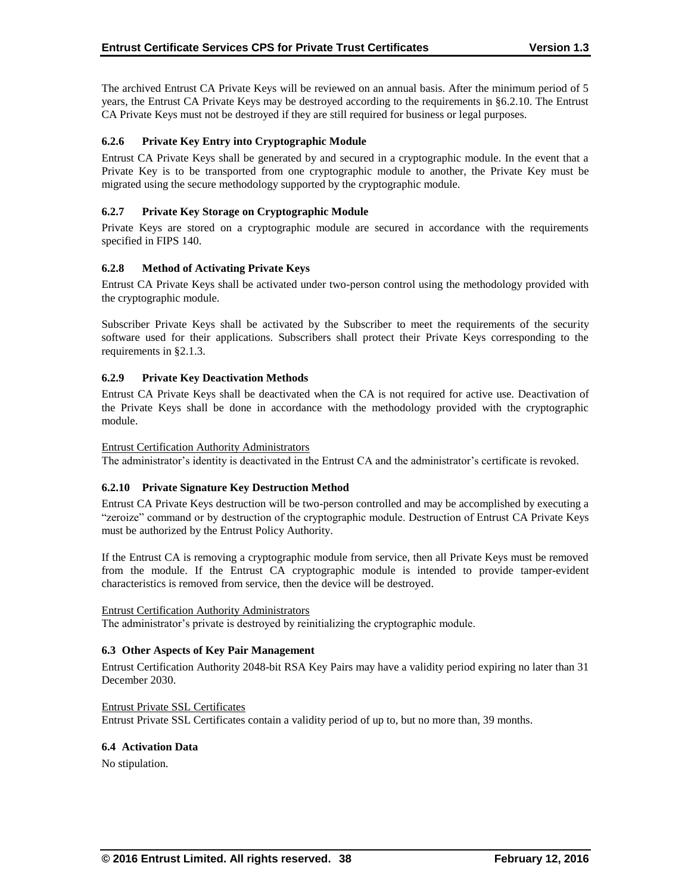The archived Entrust CA Private Keys will be reviewed on an annual basis. After the minimum period of 5 years, the Entrust CA Private Keys may be destroyed according to the requirements in §6.2.10. The Entrust CA Private Keys must not be destroyed if they are still required for business or legal purposes.

#### 6.2.6 Private Key Entry into Cryptographic Module

Entrust CA Private Keys shall be generated by and secured in a cryptographic module. In the event that a Private Key is to be transported from one cryptographic module to another, the Private Key must be migrated using the secure methodology supported by the cryptographic module.

#### 6.2.7 Private Key Storage on Cryptographic Module

Private Keys are stored on a cryptographic module are secured in accordance with the requirements specified in FIPS 140.

#### 6.2.8 Method of Activating Private Keys

Entrust CA Private Keys shall be activated under two-person control using the methodology provided with the cryptographic module.

Subscriber Private Keys shall be activated by the Subscriber to meet the requirements of the security software used for their applications. Subscribers shall protect their Private Keys corresponding to the requirements in §2.1.3.

#### 6.2.9 Private Key Deactivation Methods

Entrust CA Private Keys shall be deactivated when the CA is not required for active use. Deactivation of the Private Keys shall be done in accordance with the methodology provided with the cryptographic module.

Entrust Certification Authority Administrators

The administrator's identity is deactivated in the Entrust CA and the administrator's certificate is revoked.

#### 6.2.10 Private Signature Key Destruction Method

Entrust CA Private Keys destruction will be two-person controlled and may be accomplished by executing a "zeroize" command or by destruction of the cryptographic module. Destruction of Entrust CA Private Keys must be authorized by the Entrust Policy Authority.

If the Entrust CA is removing a cryptographic module from service, then all Private Keys must be removed from the module. If the Entrust CA cryptographic module is intended to provide tamper-evident characteristics is removed from service, then the device will be destroyed.

Entrust Certification Authority Administrators

The administrator's private is destroyed by reinitializing the cryptographic module.

### 6.3 Other Aspects of Key Pair Management

Entrust Certification Authority 2048-bit RSA Key Pairs may have a validity period expiring no later than 31 December 2030.

Entrust Private SSL Certificates

Entrust Private SSL Certificates contain a validity period of up to, but no more than, 39 months.

### 6.4 Activation Data

No stipulation.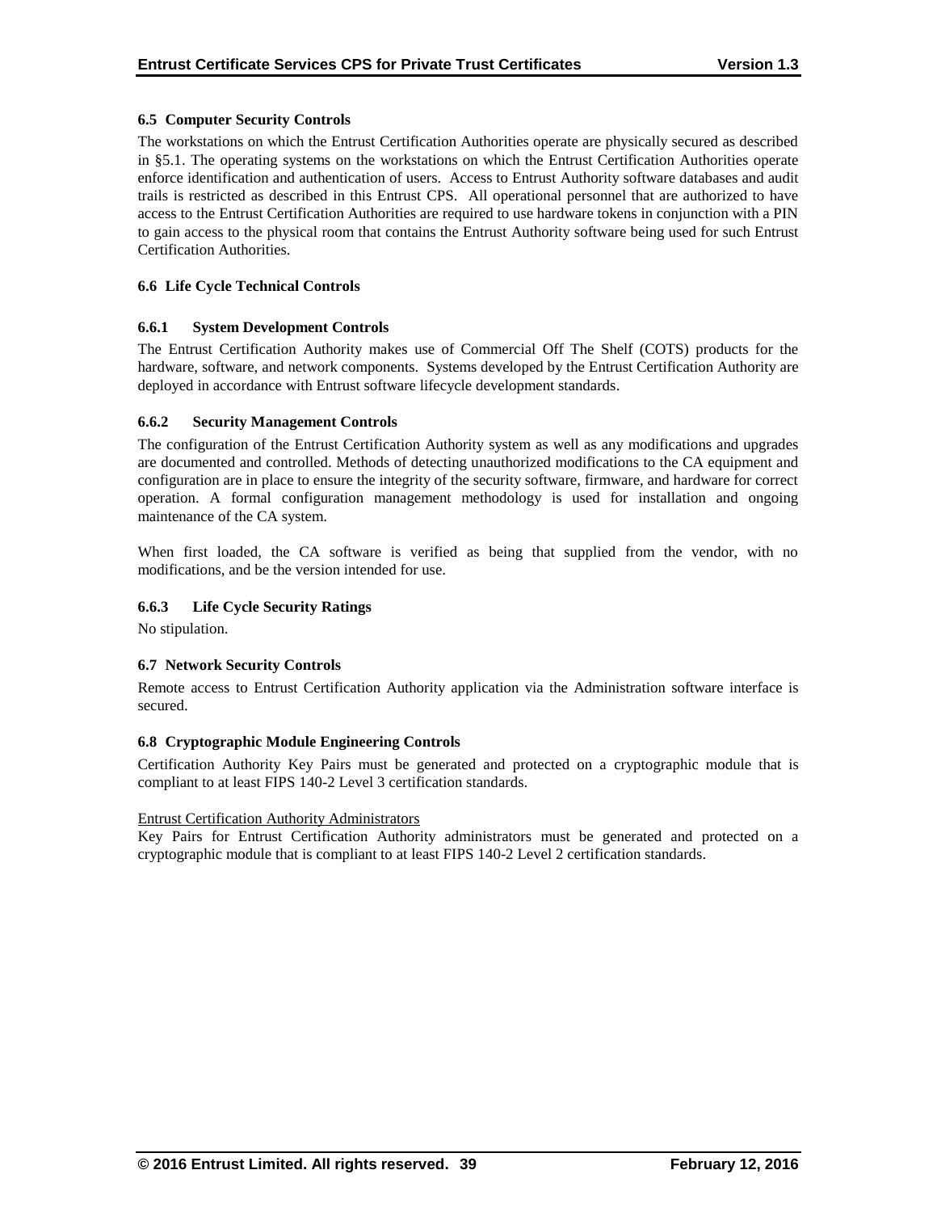### 6.5 Computer Security Controls

The workstations on which the Entrust Certification Authorities operate are physically secured as described in §5.1. The operating systems on the workstations on which the Entrust Certification Authorities operate enforce identification and authentication of users. Access to Entrust Authority software databases and audit trails is restricted as described in this Entrust CPS. All operational personnel that are authorized to have access to the Entrust Certification Authorities are required to use hardware tokens in conjunction with a PIN to gain access to the physical room that contains the Entrust Authority software being used for such Entrust Certification Authorities.

### 6.6 Life Cycle Technical Controls

#### 6.6.1 System Development Controls

The Entrust Certification Authority makes use of Commercial Off The Shelf (COTS) products for the hardware, software, and network components. Systems developed by the Entrust Certification Authority are deployed in accordance with Entrust software lifecycle development standards.

#### 6.6.2 Security Management Controls

The configuration of the Entrust Certification Authority system as well as any modifications and upgrades are documented and controlled. Methods of detecting unauthorized modifications to the CA equipment and configuration are in place to ensure the integrity of the security software, firmware, and hardware for correct operation. A formal configuration management methodology is used for installation and ongoing maintenance of the CA system.

When first loaded, the CA software is verified as being that supplied from the vendor, with no modifications, and be the version intended for use.

#### 6.6.3 Life Cycle Security Ratings

No stipulation.

### 6.7 Network Security Controls

Remote access to Entrust Certification Authority application via the Administration software interface is secured.

### 6.8 Cryptographic Module Engineering Controls

Certification Authority Key Pairs must be generated and protected on a cryptographic module that is compliant to at least FIPS 140-2 Level 3 certification standards.

Entrust Certification Authority Administrators

Key Pairs for Entrust Certification Authority administrators must be generated and protected on a cryptographic module that is compliant to at least FIPS 140-2 Level 2 certification standards.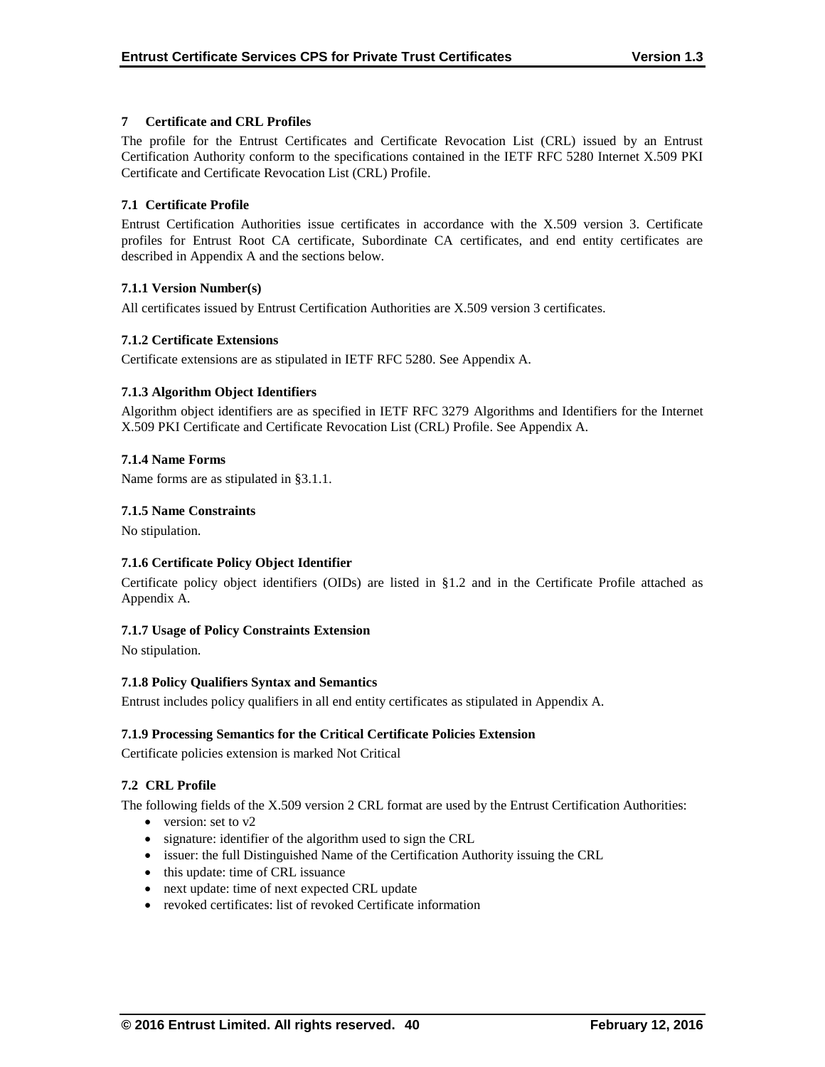# 7 Certificate and CRL Profiles

The profile for the Entrust Certificates and Certificate Revocation List (CRL) issued by an Entrust Certification Authority conform to the specifications contained in the IETF RFC 5280 Internet X.509 PKI Certificate and Certificate Revocation List (CRL) Profile.

## 7.1 Certificate Profile

Entrust Certification Authorities issue certificates in accordance with the X.509 version 3. Certificate profiles for Entrust Root CA certificate, Subordinate CA certificates, and end entity certificates are described in Appendix A and the sections below.

### 7.1.1 Version Number(s)

All certificates issued by Entrust Certification Authorities are X.509 version 3 certificates.

### 7.1.2 Certificate Extensions

Certificate extensions are as stipulated in IETF RFC 5280. See Appendix A.

### 7.1.3 Algorithm Object Identifiers

Algorithm object identifiers are as specified in IETF RFC 3279 Algorithms and Identifiers for the Internet X.509 PKI Certificate and Certificate Revocation List (CRL) Profile. See Appendix A.

### 7.1.4 Name Forms

Name forms are as stipulated in §3.1.1.

### 7.1.5 Name Constraints

No stipulation.

### 7.1.6 Certificate Policy Object Identifier

Certificate policy object identifiers (OIDs) are listed in §1.2 and in the Certificate Profile attached as Appendix A.

### 7.1.7 Usage of Policy Constraints Extension

No stipulation.

### 7.1.8 Policy Qualifiers Syntax and Semantics

Entrust includes policy qualifiers in all end entity certificates as stipulated in Appendix A.

### 7.1.9 Processing Semantics for the Critical Certificate Policies Extension

Certificate policies extension is marked Not Critical

## 7.2 CRL Profile

The following fields of the X.509 version 2 CRL format are used by the Entrust Certification Authorities:

- version: set to v2
- signature: identifier of the algorithm used to sign the CRL
- issuer: the full Distinguished Name of the Certification Authority issuing the CRL
- this update: time of CRL issuance
- next update: time of next expected CRL update
- revoked certificates: list of revoked Certificate information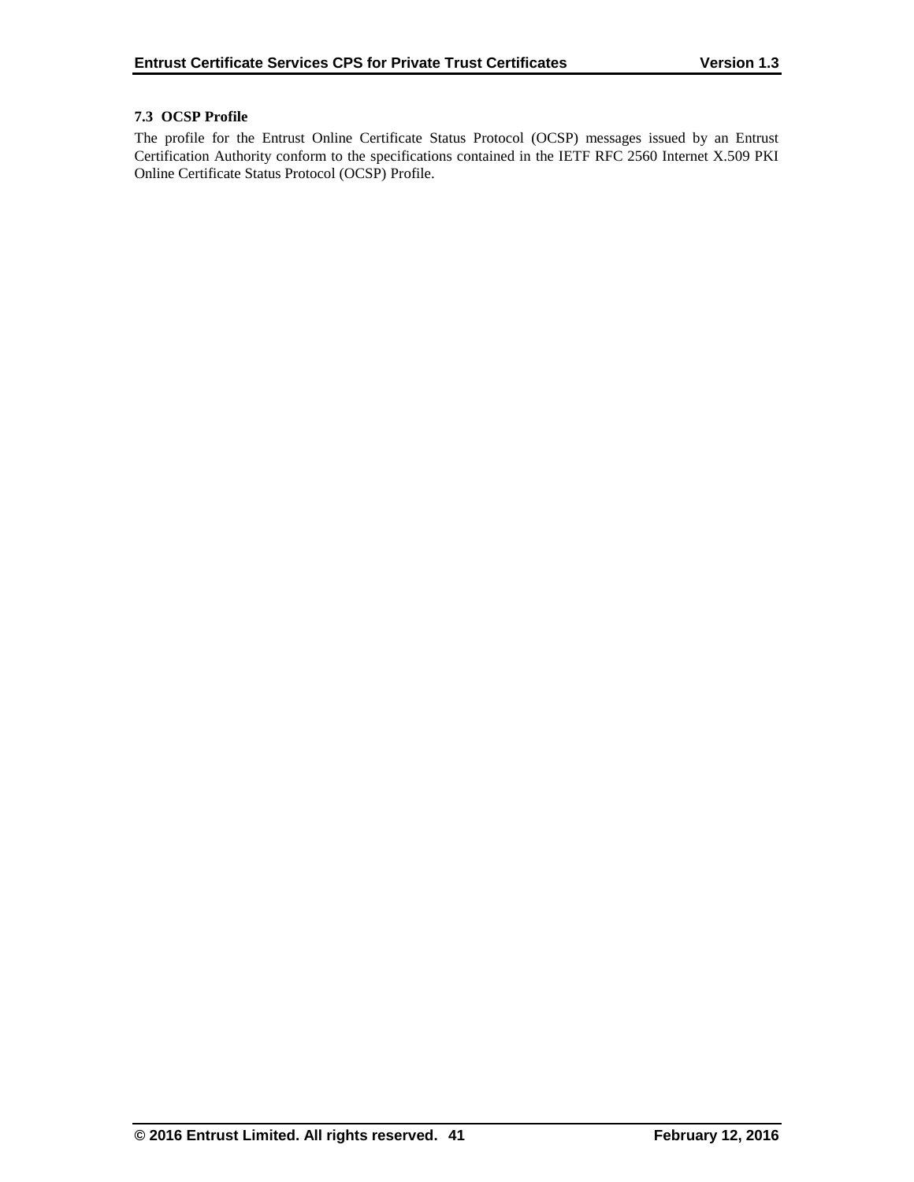### 7.3 OCSP Profile

The profile for the Entrust Online Certificate Status Protocol (OCSP) messages issued by an Entrust Certification Authority conform to the specifications contained in the IETF RFC 2560 Internet X.509 PKI Online Certificate Status Protocol (OCSP) Profile.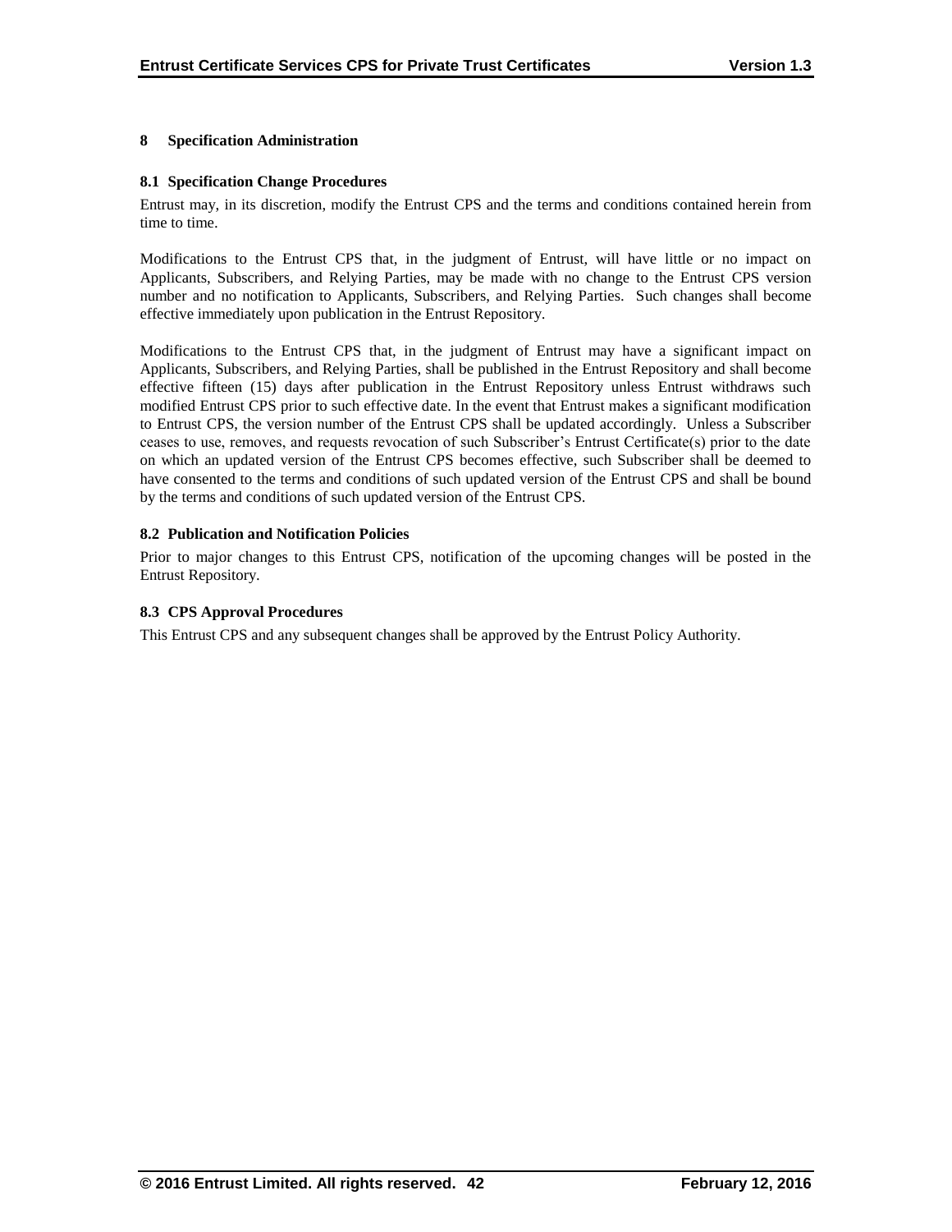# 8 Specification Administration

## 8.1 Specification Change Procedures

Entrust may, in its discretion, modify the Entrust CPS and the terms and conditions contained herein from time to time.

Modifications to the Entrust CPS that, in the judgment of Entrust, will have little or no impact on Applicants, Subscribers, and Relying Parties, may be made with no change to the Entrust CPS version number and no notification to Applicants, Subscribers, and Relying Parties. Such changes shall become effective immediately upon publication in the Entrust Repository.

Modifications to the Entrust CPS that, in the judgment of Entrust may have a significant impact on Applicants, Subscribers, and Relying Parties, shall be published in the Entrust Repository and shall become effective fifteen (15) days after publication in the Entrust Repository unless Entrust withdraws such modified Entrust CPS prior to such effective date. In the event that Entrust makes a significant modification to Entrust CPS, the version number of the Entrust CPS shall be updated accordingly. Unless a Subscriber ceases to use, removes, and requests revocation of such Subscriber's Entrust Certificate(s) prior to the date on which an updated version of the Entrust CPS becomes effective, such Subscriber shall be deemed to have consented to the terms and conditions of such updated version of the Entrust CPS and shall be bound by the terms and conditions of such updated version of the Entrust CPS.

## 8.2 Publication and Notification Policies

Prior to major changes to this Entrust CPS, notification of the upcoming changes will be posted in the Entrust Repository.

## 8.3 CPS Approval Procedures

This Entrust CPS and any subsequent changes shall be approved by the Entrust Policy Authority.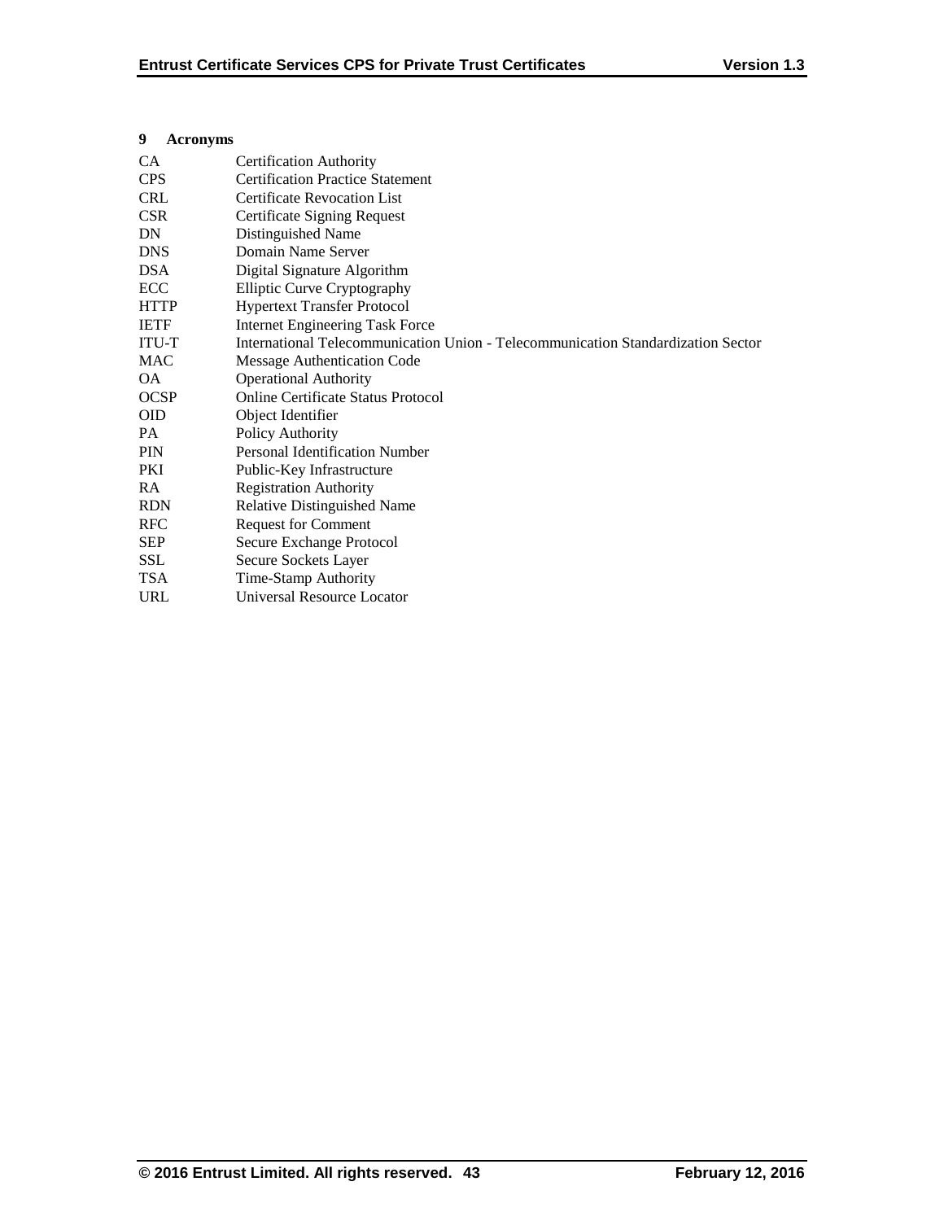# 9 Acronyms

| | |
|---|---|
| CA | Certification Authority |
| CPS | Certification Practice Statement |
| CRL | Certificate Revocation List |
| CSR | Certificate Signing Request |
| DN | Distinguished Name |
| DNS | Domain Name Server |
| DSA | Digital Signature Algorithm |
| ECC | Elliptic Curve Cryptography |
| HTTP | Hypertext Transfer Protocol |
| IETF | Internet Engineering Task Force |
| ITU-T | International Telecommunication Union - Telecommunication Standardization Sector |
| MAC | Message Authentication Code |
| OA | Operational Authority |
| OCSP | Online Certificate Status Protocol |
| OID | Object Identifier |
| PA | Policy Authority |
| PIN | Personal Identification Number |
| PKI | Public-Key Infrastructure |
| RA | Registration Authority |
| RDN | Relative Distinguished Name |
| RFC | Request for Comment |
| SEP | Secure Exchange Protocol |
| SSL | Secure Sockets Layer |
| TSA | Time-Stamp Authority |
| URL | Universal Resource Locator |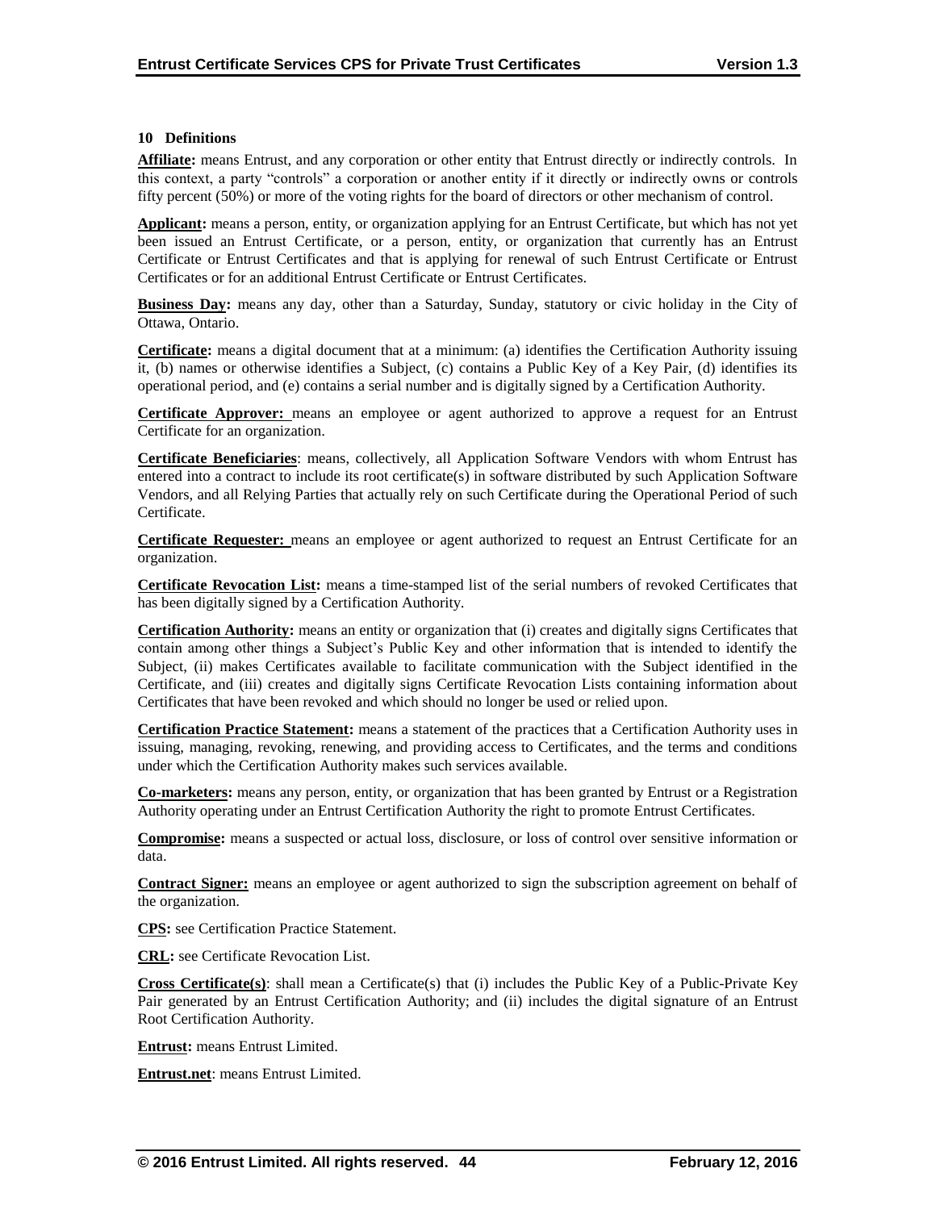## 10 Definitions

**Affiliate:** means Entrust, and any corporation or other entity that Entrust directly or indirectly controls. In this context, a party "controls" a corporation or another entity if it directly or indirectly owns or controls fifty percent (50%) or more of the voting rights for the board of directors or other mechanism of control.

**Applicant:** means a person, entity, or organization applying for an Entrust Certificate, but which has not yet been issued an Entrust Certificate, or a person, entity, or organization that currently has an Entrust Certificate or Entrust Certificates and that is applying for renewal of such Entrust Certificate or Entrust Certificates or for an additional Entrust Certificate or Entrust Certificates.

**Business Day:** means any day, other than a Saturday, Sunday, statutory or civic holiday in the City of Ottawa, Ontario.

**Certificate:** means a digital document that at a minimum: (a) identifies the Certification Authority issuing it, (b) names or otherwise identifies a Subject, (c) contains a Public Key of a Key Pair, (d) identifies its operational period, and (e) contains a serial number and is digitally signed by a Certification Authority.

**Certificate Approver:** means an employee or agent authorized to approve a request for an Entrust Certificate for an organization.

**Certificate Beneficiaries**: means, collectively, all Application Software Vendors with whom Entrust has entered into a contract to include its root certificate(s) in software distributed by such Application Software Vendors, and all Relying Parties that actually rely on such Certificate during the Operational Period of such Certificate.

**Certificate Requester:** means an employee or agent authorized to request an Entrust Certificate for an organization.

**Certificate Revocation List:** means a time-stamped list of the serial numbers of revoked Certificates that has been digitally signed by a Certification Authority.

**Certification Authority:** means an entity or organization that (i) creates and digitally signs Certificates that contain among other things a Subject's Public Key and other information that is intended to identify the Subject, (ii) makes Certificates available to facilitate communication with the Subject identified in the Certificate, and (iii) creates and digitally signs Certificate Revocation Lists containing information about Certificates that have been revoked and which should no longer be used or relied upon.

**Certification Practice Statement:** means a statement of the practices that a Certification Authority uses in issuing, managing, revoking, renewing, and providing access to Certificates, and the terms and conditions under which the Certification Authority makes such services available.

**Co-marketers:** means any person, entity, or organization that has been granted by Entrust or a Registration Authority operating under an Entrust Certification Authority the right to promote Entrust Certificates.

**Compromise:** means a suspected or actual loss, disclosure, or loss of control over sensitive information or data.

**Contract Signer:** means an employee or agent authorized to sign the subscription agreement on behalf of the organization.

**CPS:** see Certification Practice Statement.

**CRL:** see Certificate Revocation List.

**Cross Certificate(s)**: shall mean a Certificate(s) that (i) includes the Public Key of a Public-Private Key Pair generated by an Entrust Certification Authority; and (ii) includes the digital signature of an Entrust Root Certification Authority.

**Entrust:** means Entrust Limited.

**Entrust.net**: means Entrust Limited.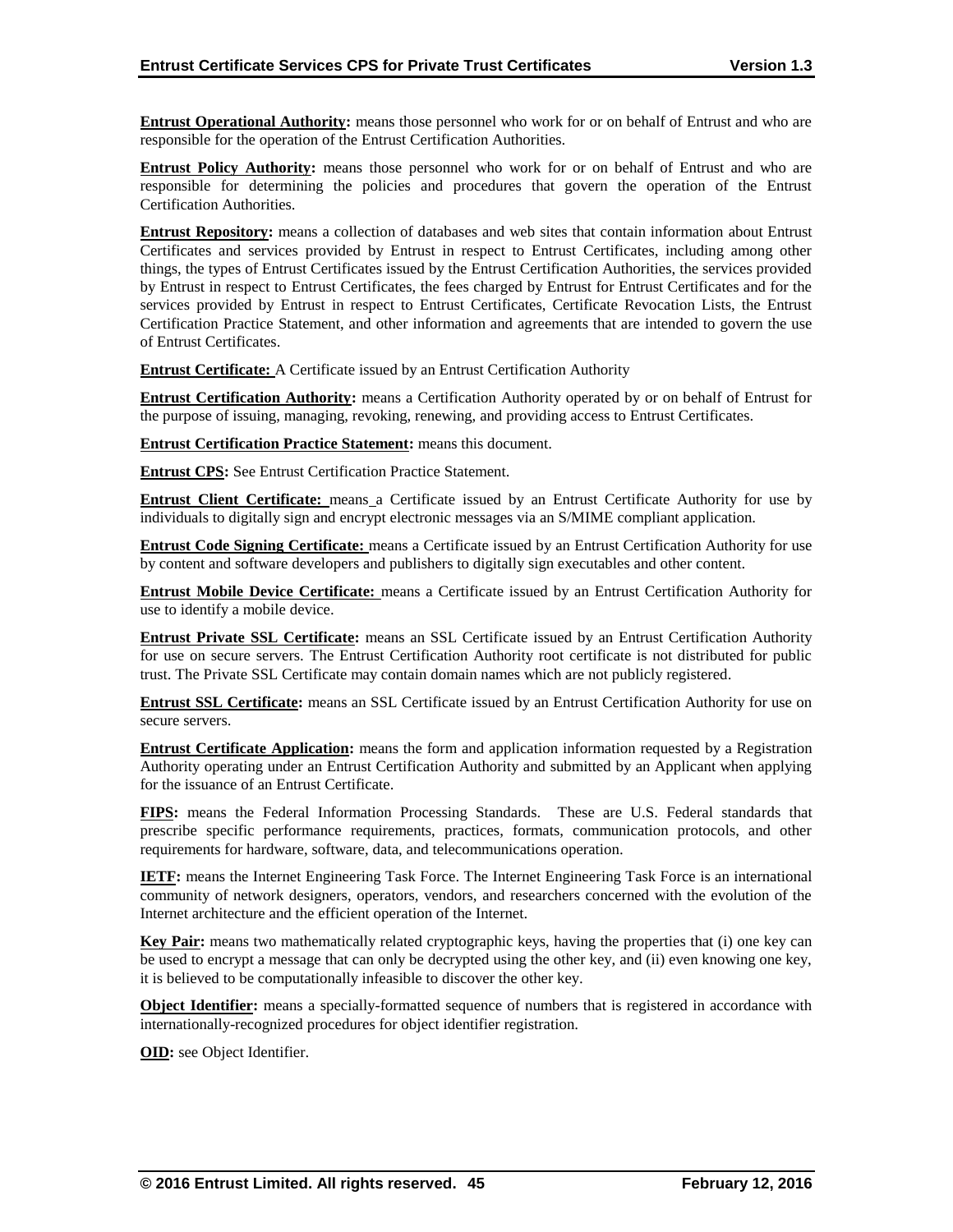**Entrust Operational Authority:** means those personnel who work for or on behalf of Entrust and who are responsible for the operation of the Entrust Certification Authorities.

**Entrust Policy Authority:** means those personnel who work for or on behalf of Entrust and who are responsible for determining the policies and procedures that govern the operation of the Entrust Certification Authorities.

**Entrust Repository:** means a collection of databases and web sites that contain information about Entrust Certificates and services provided by Entrust in respect to Entrust Certificates, including among other things, the types of Entrust Certificates issued by the Entrust Certification Authorities, the services provided by Entrust in respect to Entrust Certificates, the fees charged by Entrust for Entrust Certificates and for the services provided by Entrust in respect to Entrust Certificates, Certificate Revocation Lists, the Entrust Certification Practice Statement, and other information and agreements that are intended to govern the use of Entrust Certificates.

**Entrust Certificate:** A Certificate issued by an Entrust Certification Authority

**Entrust Certification Authority:** means a Certification Authority operated by or on behalf of Entrust for the purpose of issuing, managing, revoking, renewing, and providing access to Entrust Certificates.

**Entrust Certification Practice Statement:** means this document.

**Entrust CPS:** See Entrust Certification Practice Statement.

**Entrust Client Certificate:** means a Certificate issued by an Entrust Certificate Authority for use by individuals to digitally sign and encrypt electronic messages via an S/MIME compliant application.

**Entrust Code Signing Certificate:** means a Certificate issued by an Entrust Certification Authority for use by content and software developers and publishers to digitally sign executables and other content.

**Entrust Mobile Device Certificate:** means a Certificate issued by an Entrust Certification Authority for use to identify a mobile device.

**Entrust Private SSL Certificate:** means an SSL Certificate issued by an Entrust Certification Authority for use on secure servers. The Entrust Certification Authority root certificate is not distributed for public trust. The Private SSL Certificate may contain domain names which are not publicly registered.

**Entrust SSL Certificate:** means an SSL Certificate issued by an Entrust Certification Authority for use on secure servers.

**Entrust Certificate Application:** means the form and application information requested by a Registration Authority operating under an Entrust Certification Authority and submitted by an Applicant when applying for the issuance of an Entrust Certificate.

**FIPS:** means the Federal Information Processing Standards. These are U.S. Federal standards that prescribe specific performance requirements, practices, formats, communication protocols, and other requirements for hardware, software, data, and telecommunications operation.

**IETF:** means the Internet Engineering Task Force. The Internet Engineering Task Force is an international community of network designers, operators, vendors, and researchers concerned with the evolution of the Internet architecture and the efficient operation of the Internet.

**Key Pair:** means two mathematically related cryptographic keys, having the properties that (i) one key can be used to encrypt a message that can only be decrypted using the other key, and (ii) even knowing one key, it is believed to be computationally infeasible to discover the other key.

**Object Identifier:** means a specially-formatted sequence of numbers that is registered in accordance with internationally-recognized procedures for object identifier registration.

**OID:** see Object Identifier.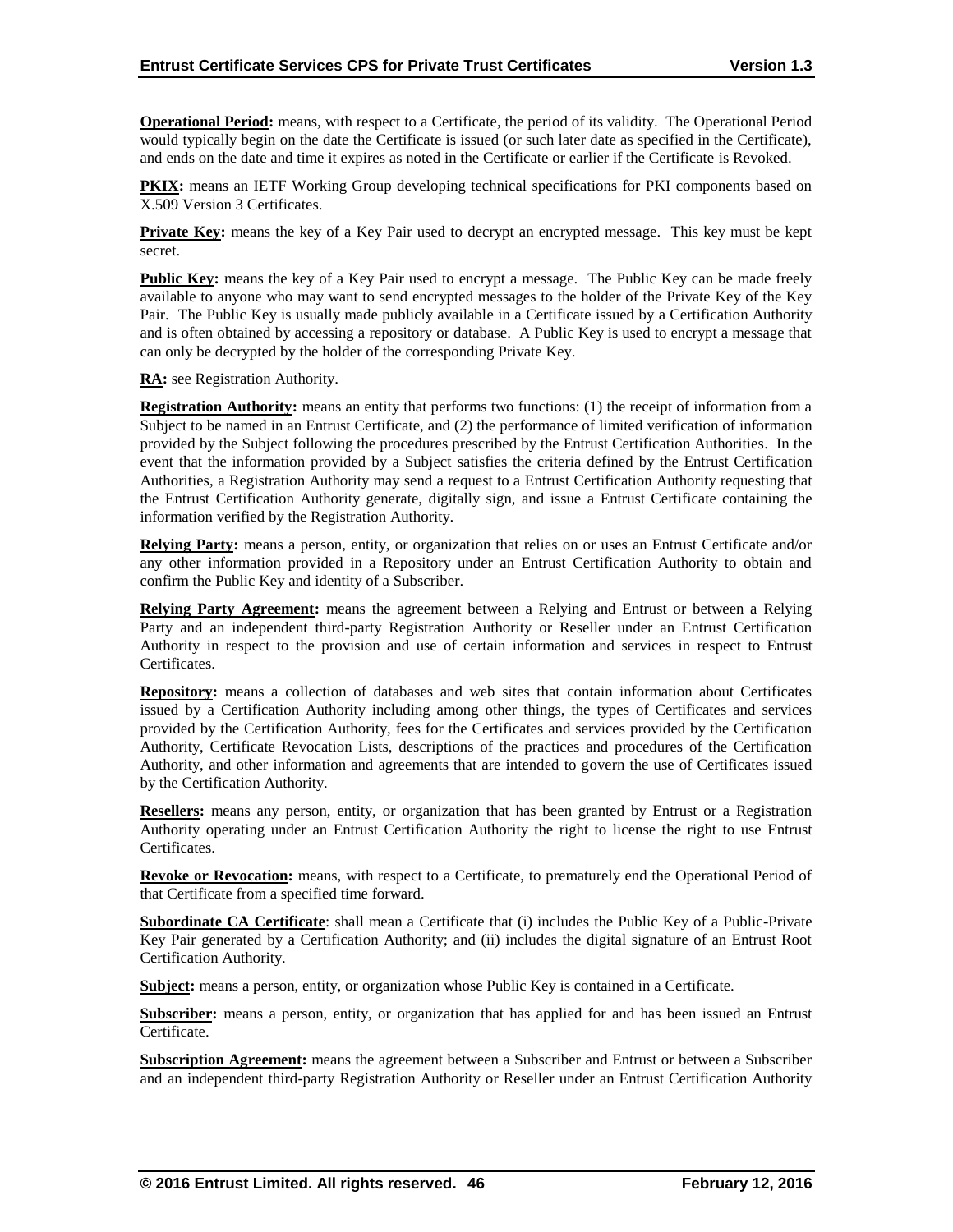**Operational Period:** means, with respect to a Certificate, the period of its validity. The Operational Period would typically begin on the date the Certificate is issued (or such later date as specified in the Certificate), and ends on the date and time it expires as noted in the Certificate or earlier if the Certificate is Revoked.

**PKIX:** means an IETF Working Group developing technical specifications for PKI components based on X.509 Version 3 Certificates.

**Private Key:** means the key of a Key Pair used to decrypt an encrypted message. This key must be kept secret.

**Public Key:** means the key of a Key Pair used to encrypt a message. The Public Key can be made freely available to anyone who may want to send encrypted messages to the holder of the Private Key of the Key Pair. The Public Key is usually made publicly available in a Certificate issued by a Certification Authority and is often obtained by accessing a repository or database. A Public Key is used to encrypt a message that can only be decrypted by the holder of the corresponding Private Key.

**RA:** see Registration Authority.

**Registration Authority:** means an entity that performs two functions: (1) the receipt of information from a Subject to be named in an Entrust Certificate, and (2) the performance of limited verification of information provided by the Subject following the procedures prescribed by the Entrust Certification Authorities. In the event that the information provided by a Subject satisfies the criteria defined by the Entrust Certification Authorities, a Registration Authority may send a request to a Entrust Certification Authority requesting that the Entrust Certification Authority generate, digitally sign, and issue a Entrust Certificate containing the information verified by the Registration Authority.

**Relying Party:** means a person, entity, or organization that relies on or uses an Entrust Certificate and/or any other information provided in a Repository under an Entrust Certification Authority to obtain and confirm the Public Key and identity of a Subscriber.

**Relying Party Agreement:** means the agreement between a Relying and Entrust or between a Relying Party and an independent third-party Registration Authority or Reseller under an Entrust Certification Authority in respect to the provision and use of certain information and services in respect to Entrust Certificates.

**Repository:** means a collection of databases and web sites that contain information about Certificates issued by a Certification Authority including among other things, the types of Certificates and services provided by the Certification Authority, fees for the Certificates and services provided by the Certification Authority, Certificate Revocation Lists, descriptions of the practices and procedures of the Certification Authority, and other information and agreements that are intended to govern the use of Certificates issued by the Certification Authority.

**Resellers:** means any person, entity, or organization that has been granted by Entrust or a Registration Authority operating under an Entrust Certification Authority the right to license the right to use Entrust Certificates.

**Revoke or Revocation:** means, with respect to a Certificate, to prematurely end the Operational Period of that Certificate from a specified time forward.

**Subordinate CA Certificate**: shall mean a Certificate that (i) includes the Public Key of a Public-Private Key Pair generated by a Certification Authority; and (ii) includes the digital signature of an Entrust Root Certification Authority.

**Subject:** means a person, entity, or organization whose Public Key is contained in a Certificate.

**Subscriber:** means a person, entity, or organization that has applied for and has been issued an Entrust Certificate.

**Subscription Agreement:** means the agreement between a Subscriber and Entrust or between a Subscriber and an independent third-party Registration Authority or Reseller under an Entrust Certification Authority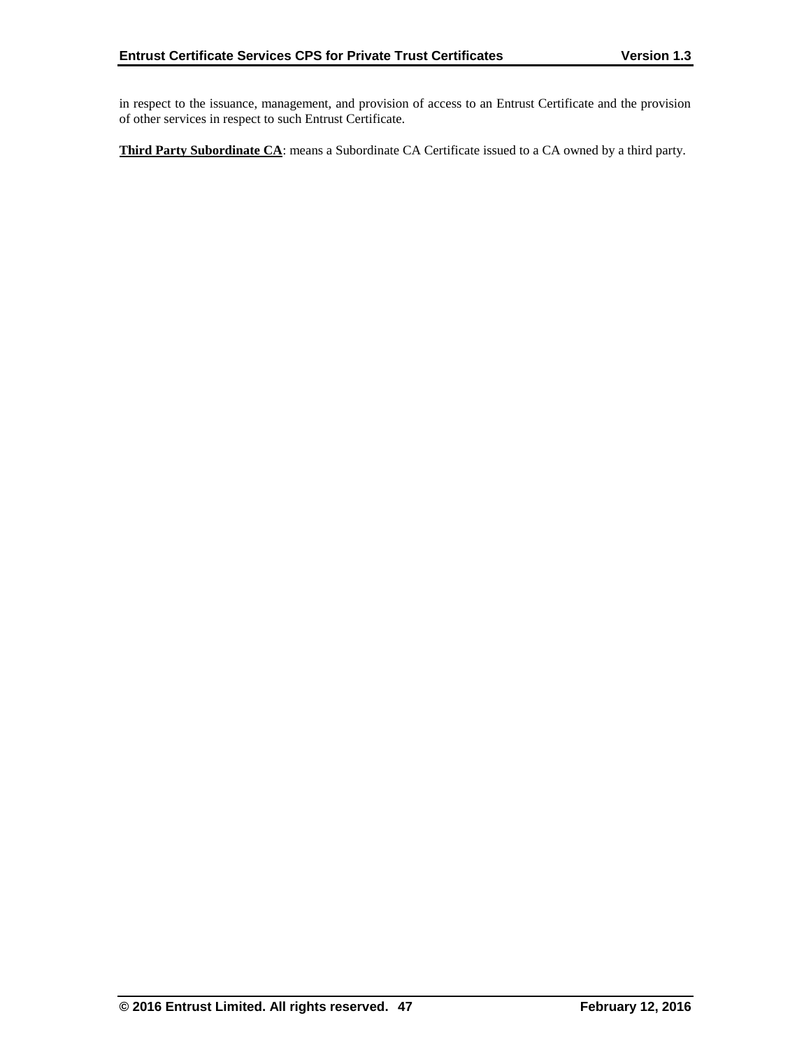in respect to the issuance, management, and provision of access to an Entrust Certificate and the provision of other services in respect to such Entrust Certificate.

**Third Party Subordinate CA**: means a Subordinate CA Certificate issued to a CA owned by a third party.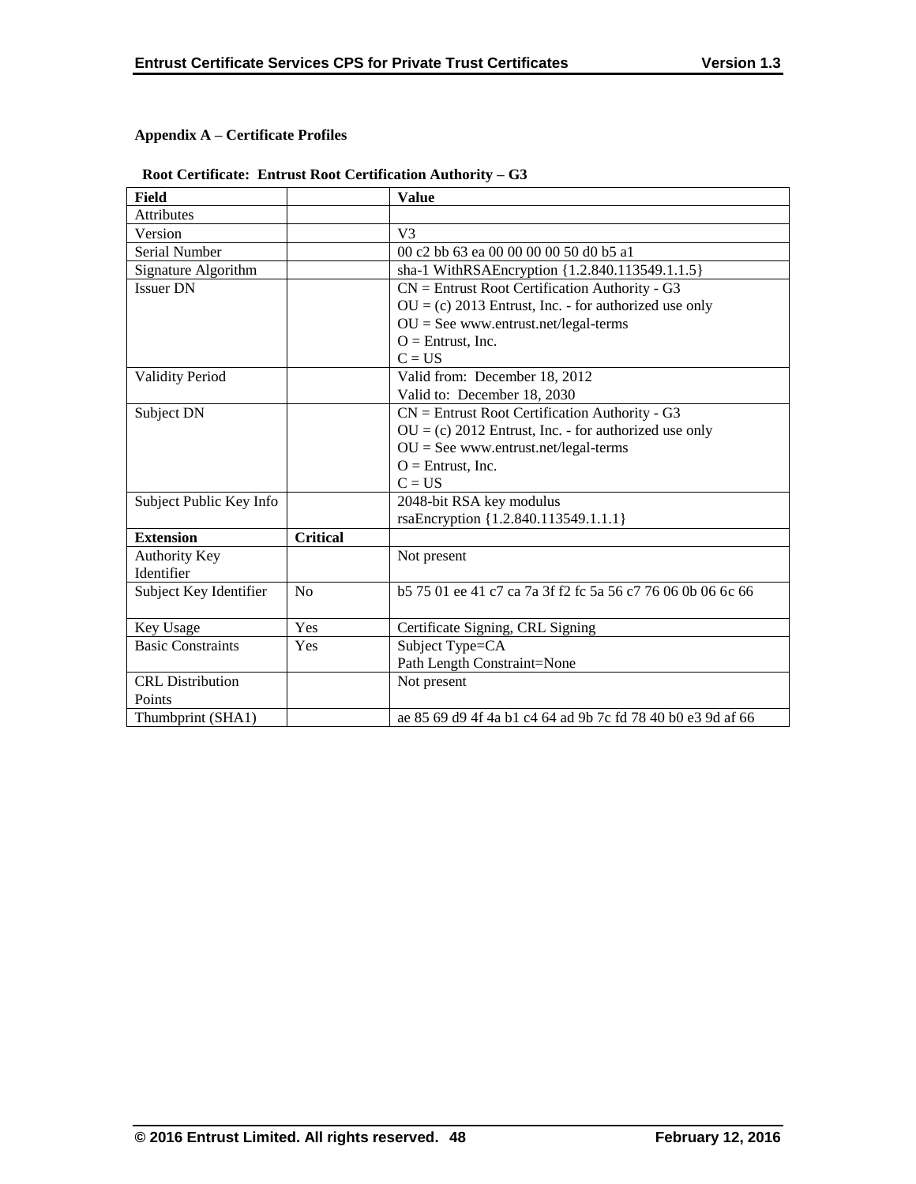## Appendix A – Certificate Profiles

**Root Certificate: Entrust Root Certification Authority – G3**

| Field | | Value |
|---|---|---|
| Attributes | | |
| Version | | V3 |
| Serial Number | | 00 c2 bb 63 ea 00 00 00 00 50 d0 b5 a1 |
| Signature Algorithm | | sha-1 WithRSAEncryption {1.2.840.113549.1.1.5} |
| Issuer DN | | CN = Entrust Root Certification Authority - G3<br>OU = (c) 2013 Entrust, Inc. - for authorized use only<br>OU = See www.entrust.net/legal-terms<br>O = Entrust, Inc.<br>C = US |
| Validity Period | | Valid from: December 18, 2012<br>Valid to: December 18, 2030 |
| Subject DN | | CN = Entrust Root Certification Authority - G3<br>OU = (c) 2012 Entrust, Inc. - for authorized use only<br>OU = See www.entrust.net/legal-terms<br>O = Entrust, Inc.<br>C = US |
| Subject Public Key Info | | 2048-bit RSA key modulus<br>rsaEncryption {1.2.840.113549.1.1.1} |
| **Extension** | **Critical** | |
| Authority Key Identifier | | Not present |
| Subject Key Identifier | No | b5 75 01 ee 41 c7 ca 7a 3f f2 fc 5a 56 c7 76 06 0b 06 6c 66 |
| Key Usage | Yes | Certificate Signing, CRL Signing |
| Basic Constraints | Yes | Subject Type=CA<br>Path Length Constraint=None |
| CRL Distribution Points | | Not present |
| Thumbprint (SHA1) | | ae 85 69 d9 4f 4a b1 c4 64 ad 9b 7c fd 78 40 b0 e3 9d af 66 |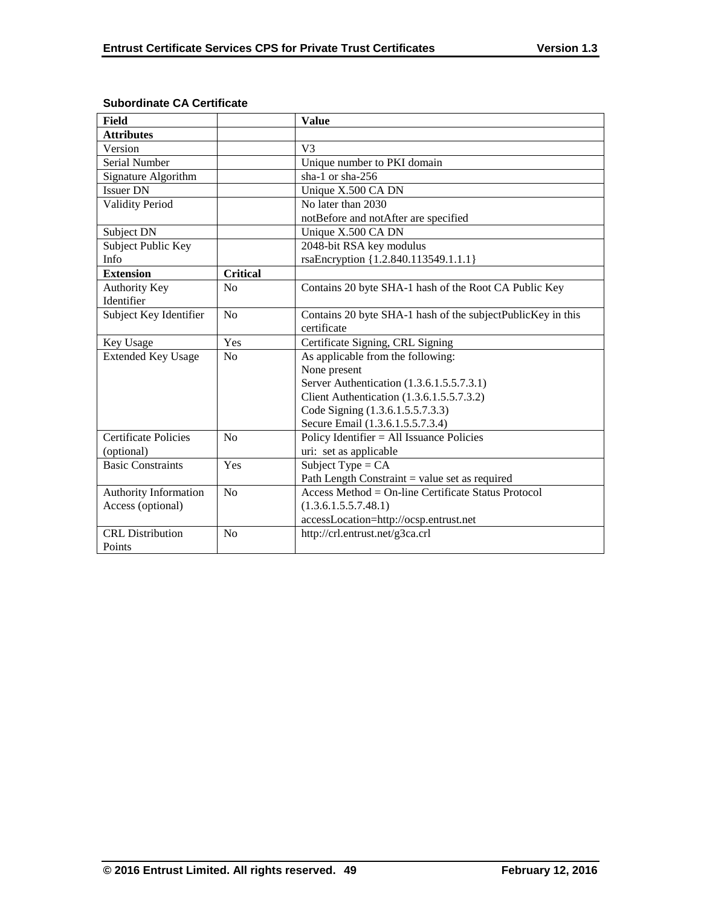**Subordinate CA Certificate**

| Field | | Value |
|---|---|---|
| **Attributes** | | |
| Version | | V3 |
| Serial Number | | Unique number to PKI domain |
| Signature Algorithm | | sha-1 or sha-256 |
| Issuer DN | | Unique X.500 CA DN |
| Validity Period | | No later than 2030<br>notBefore and notAfter are specified |
| Subject DN | | Unique X.500 CA DN |
| Subject Public Key Info | | 2048-bit RSA key modulus<br>rsaEncryption {1.2.840.113549.1.1.1} |
| **Extension** | **Critical** | |
| Authority Key Identifier | No | Contains 20 byte SHA-1 hash of the Root CA Public Key |
| Subject Key Identifier | No | Contains 20 byte SHA-1 hash of the subjectPublicKey in this certificate |
| Key Usage | Yes | Certificate Signing, CRL Signing |
| Extended Key Usage | No | As applicable from the following:<br>None present<br>Server Authentication (1.3.6.1.5.5.7.3.1)<br>Client Authentication (1.3.6.1.5.5.7.3.2)<br>Code Signing (1.3.6.1.5.5.7.3.3)<br>Secure Email (1.3.6.1.5.5.7.3.4) |
| Certificate Policies (optional) | No | Policy Identifier = All Issuance Policies<br>uri: set as applicable |
| Basic Constraints | Yes | Subject Type = CA<br>Path Length Constraint = value set as required |
| Authority Information Access (optional) | No | Access Method = On-line Certificate Status Protocol (1.3.6.1.5.5.7.48.1)<br>accessLocation=http://ocsp.entrust.net |
| CRL Distribution Points | No | http://crl.entrust.net/g3ca.crl |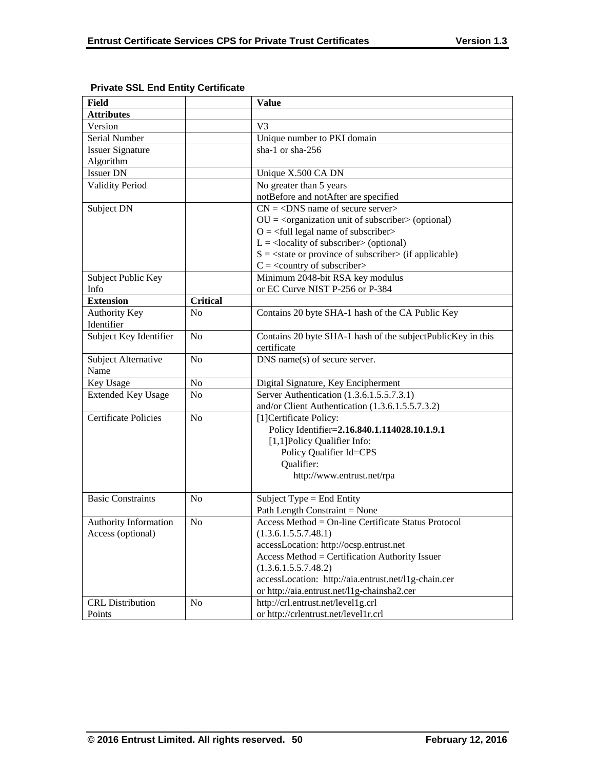**Private SSL End Entity Certificate**

| Field | | Value |
|---|---|---|
| **Attributes** | | |
| Version | | V3 |
| Serial Number | | Unique number to PKI domain |
| Issuer Signature Algorithm | | sha-1 or sha-256 |
| Issuer DN | | Unique X.500 CA DN |
| Validity Period | | No greater than 5 years<br>notBefore and notAfter are specified |
| Subject DN | | CN = <DNS name of secure server><br>OU = <organization unit of subscriber> (optional)<br>O = <full legal name of subscriber><br>L = <locality of subscriber> (optional)<br>S = <state or province of subscriber> (if applicable)<br>C = <country of subscriber> |
| Subject Public Key Info | | Minimum 2048-bit RSA key modulus<br>or EC Curve NIST P-256 or P-384 |
| **Extension** | **Critical** | |
| Authority Key Identifier | No | Contains 20 byte SHA-1 hash of the CA Public Key |
| Subject Key Identifier | No | Contains 20 byte SHA-1 hash of the subjectPublicKey in this certificate |
| Subject Alternative Name | No | DNS name(s) of secure server. |
| Key Usage | No | Digital Signature, Key Encipherment |
| Extended Key Usage | No | Server Authentication (1.3.6.1.5.5.7.3.1)<br>and/or Client Authentication (1.3.6.1.5.5.7.3.2) |
| Certificate Policies | No | [1]Certificate Policy:<br>Policy Identifier=**2.16.840.1.114028.10.1.9.1**<br>[1,1]Policy Qualifier Info:<br>Policy Qualifier Id=CPS<br>Qualifier:<br>http://www.entrust.net/rpa |
| Basic Constraints | No | Subject Type = End Entity<br>Path Length Constraint = None |
| Authority Information Access (optional) | No | Access Method = On-line Certificate Status Protocol (1.3.6.1.5.5.7.48.1)<br>accessLocation: http://ocsp.entrust.net<br>Access Method = Certification Authority Issuer (1.3.6.1.5.5.7.48.2)<br>accessLocation: http://aia.entrust.net/l1g-chain.cer<br>or http://aia.entrust.net/l1g-chainsha2.cer |
| CRL Distribution Points | No | http://crl.entrust.net/level1g.crl<br>or http://crlentrust.net/level1r.crl |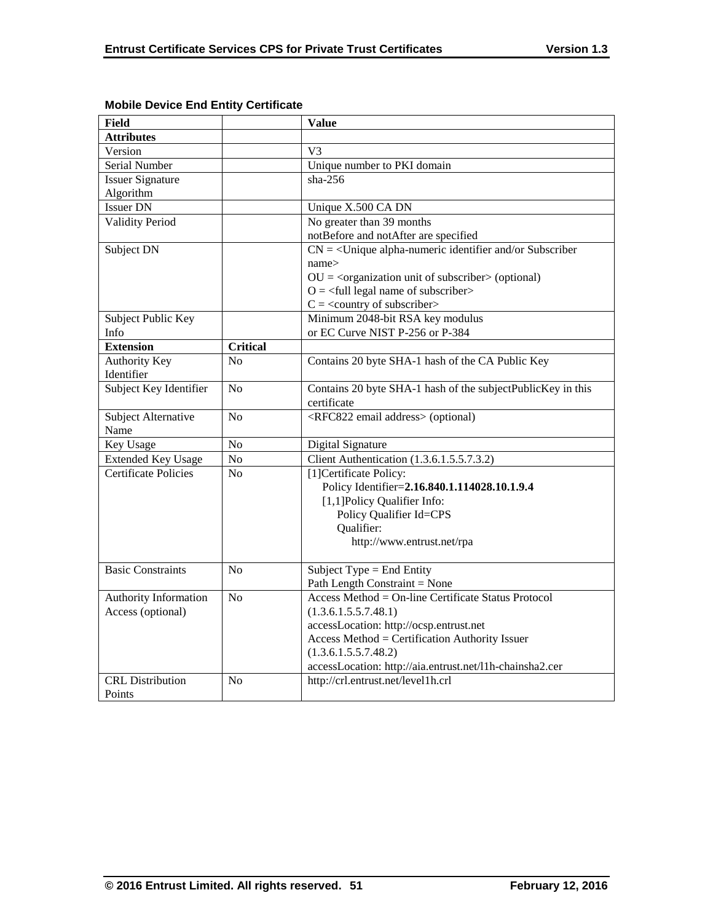**Mobile Device End Entity Certificate**

| Field | | Value |
|---|---|---|
| **Attributes** | | |
| Version | | V3 |
| Serial Number | | Unique number to PKI domain |
| Issuer Signature Algorithm | | sha-256 |
| Issuer DN | | Unique X.500 CA DN |
| Validity Period | | No greater than 39 months<br>notBefore and notAfter are specified |
| Subject DN | | CN = <Unique alpha-numeric identifier and/or Subscriber name><br>OU = <organization unit of subscriber> (optional)<br>O = <full legal name of subscriber><br>C = <country of subscriber> |
| Subject Public Key Info | | Minimum 2048-bit RSA key modulus<br>or EC Curve NIST P-256 or P-384 |
| **Extension** | **Critical** | |
| Authority Key Identifier | No | Contains 20 byte SHA-1 hash of the CA Public Key |
| Subject Key Identifier | No | Contains 20 byte SHA-1 hash of the subjectPublicKey in this certificate |
| Subject Alternative Name | No | <RFC822 email address> (optional) |
| Key Usage | No | Digital Signature |
| Extended Key Usage | No | Client Authentication (1.3.6.1.5.5.7.3.2) |
| Certificate Policies | No | [1]Certificate Policy:<br>Policy Identifier=**2.16.840.1.114028.10.1.9.4**<br>[1,1]Policy Qualifier Info:<br>Policy Qualifier Id=CPS<br>Qualifier:<br>http://www.entrust.net/rpa |
| Basic Constraints | No | Subject Type = End Entity<br>Path Length Constraint = None |
| Authority Information Access (optional) | No | Access Method = On-line Certificate Status Protocol (1.3.6.1.5.5.7.48.1)<br>accessLocation: http://ocsp.entrust.net<br>Access Method = Certification Authority Issuer (1.3.6.1.5.5.7.48.2)<br>accessLocation: http://aia.entrust.net/l1h-chainsha2.cer |
| CRL Distribution Points | No | http://crl.entrust.net/level1h.crl |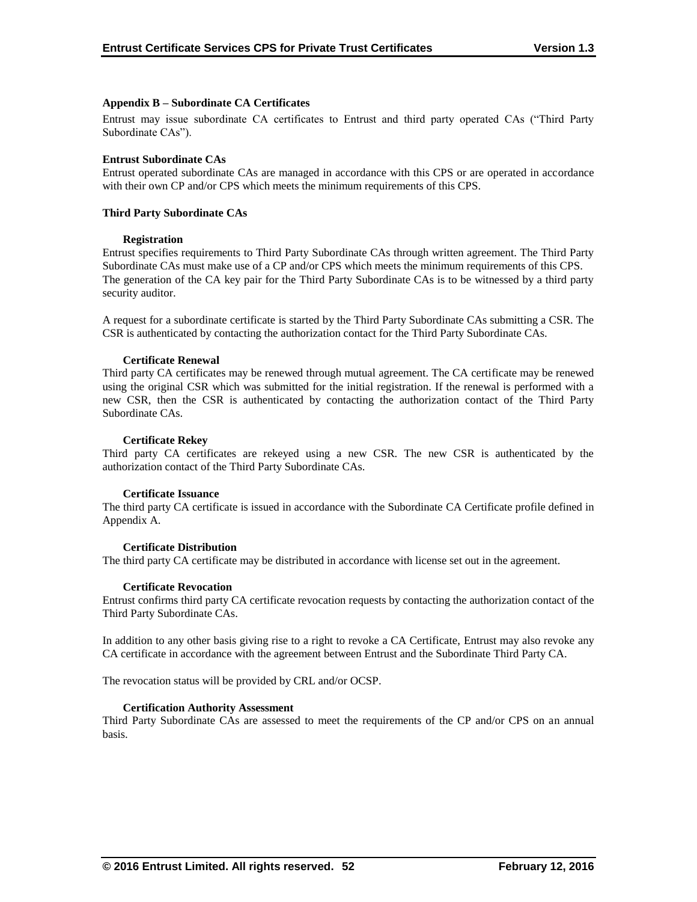## Appendix B – Subordinate CA Certificates

Entrust may issue subordinate CA certificates to Entrust and third party operated CAs ("Third Party Subordinate CAs").

### Entrust Subordinate CAs

Entrust operated subordinate CAs are managed in accordance with this CPS or are operated in accordance with their own CP and/or CPS which meets the minimum requirements of this CPS.

### Third Party Subordinate CAs

#### Registration

Entrust specifies requirements to Third Party Subordinate CAs through written agreement. The Third Party Subordinate CAs must make use of a CP and/or CPS which meets the minimum requirements of this CPS. The generation of the CA key pair for the Third Party Subordinate CAs is to be witnessed by a third party security auditor.

A request for a subordinate certificate is started by the Third Party Subordinate CAs submitting a CSR. The CSR is authenticated by contacting the authorization contact for the Third Party Subordinate CAs.

#### Certificate Renewal

Third party CA certificates may be renewed through mutual agreement. The CA certificate may be renewed using the original CSR which was submitted for the initial registration. If the renewal is performed with a new CSR, then the CSR is authenticated by contacting the authorization contact of the Third Party Subordinate CAs.

#### Certificate Rekey

Third party CA certificates are rekeyed using a new CSR. The new CSR is authenticated by the authorization contact of the Third Party Subordinate CAs.

#### Certificate Issuance

The third party CA certificate is issued in accordance with the Subordinate CA Certificate profile defined in Appendix A.

#### Certificate Distribution

The third party CA certificate may be distributed in accordance with license set out in the agreement.

#### Certificate Revocation

Entrust confirms third party CA certificate revocation requests by contacting the authorization contact of the Third Party Subordinate CAs.

In addition to any other basis giving rise to a right to revoke a CA Certificate, Entrust may also revoke any CA certificate in accordance with the agreement between Entrust and the Subordinate Third Party CA.

The revocation status will be provided by CRL and/or OCSP.

#### Certification Authority Assessment

Third Party Subordinate CAs are assessed to meet the requirements of the CP and/or CPS on an annual basis.